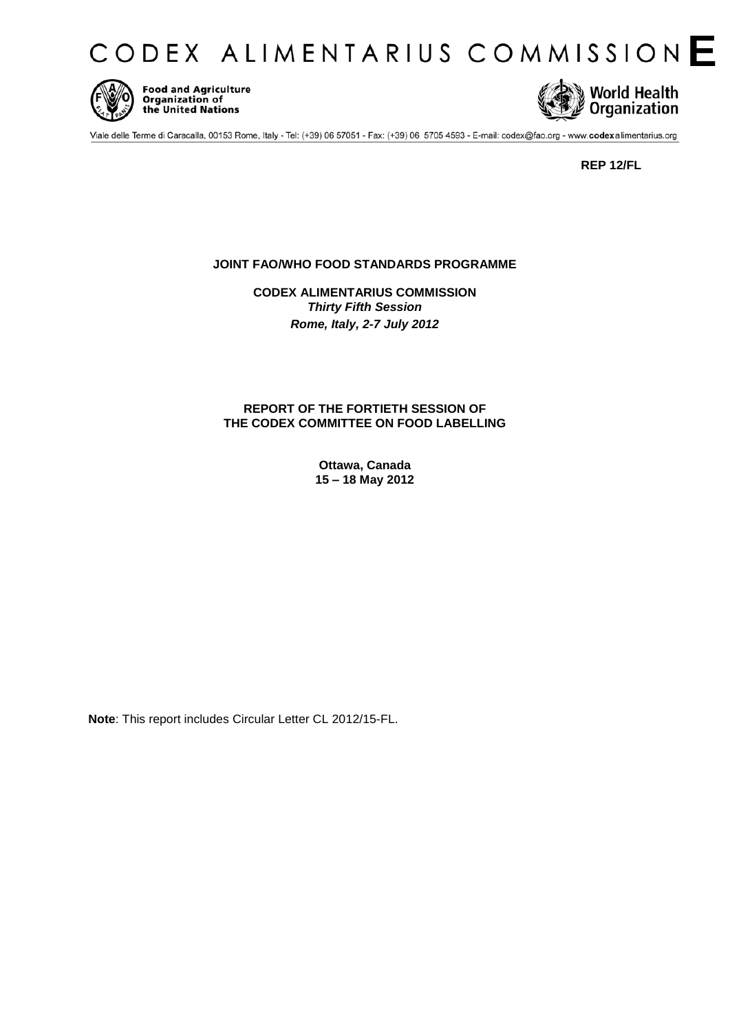# CODEX ALIMENTARIUS COMMISSION E

Food and Agriculture Organization of the United Nations

World Health Organization

Viale delle Terme di Caracalla, 00153 Rome, Italy - Tel: (+39) 06 57051 - Fax: (+39) 06 5705 4593 - E-mail: codex@fao.org - www.codexalimentarius.org

**REP 12/FL**

**JOINT FAO/WHO FOOD STANDARDS PROGRAMME**

**CODEX ALIMENTARIUS COMMISSION**
***Thirty Fifth Session***
***Rome, Italy, 2-7 July 2012***

**REPORT OF THE FORTIETH SESSION OF**
**THE CODEX COMMITTEE ON FOOD LABELLING**

**Ottawa, Canada**
**15 – 18 May 2012**

**Note**: This report includes Circular Letter CL 2012/15-FL.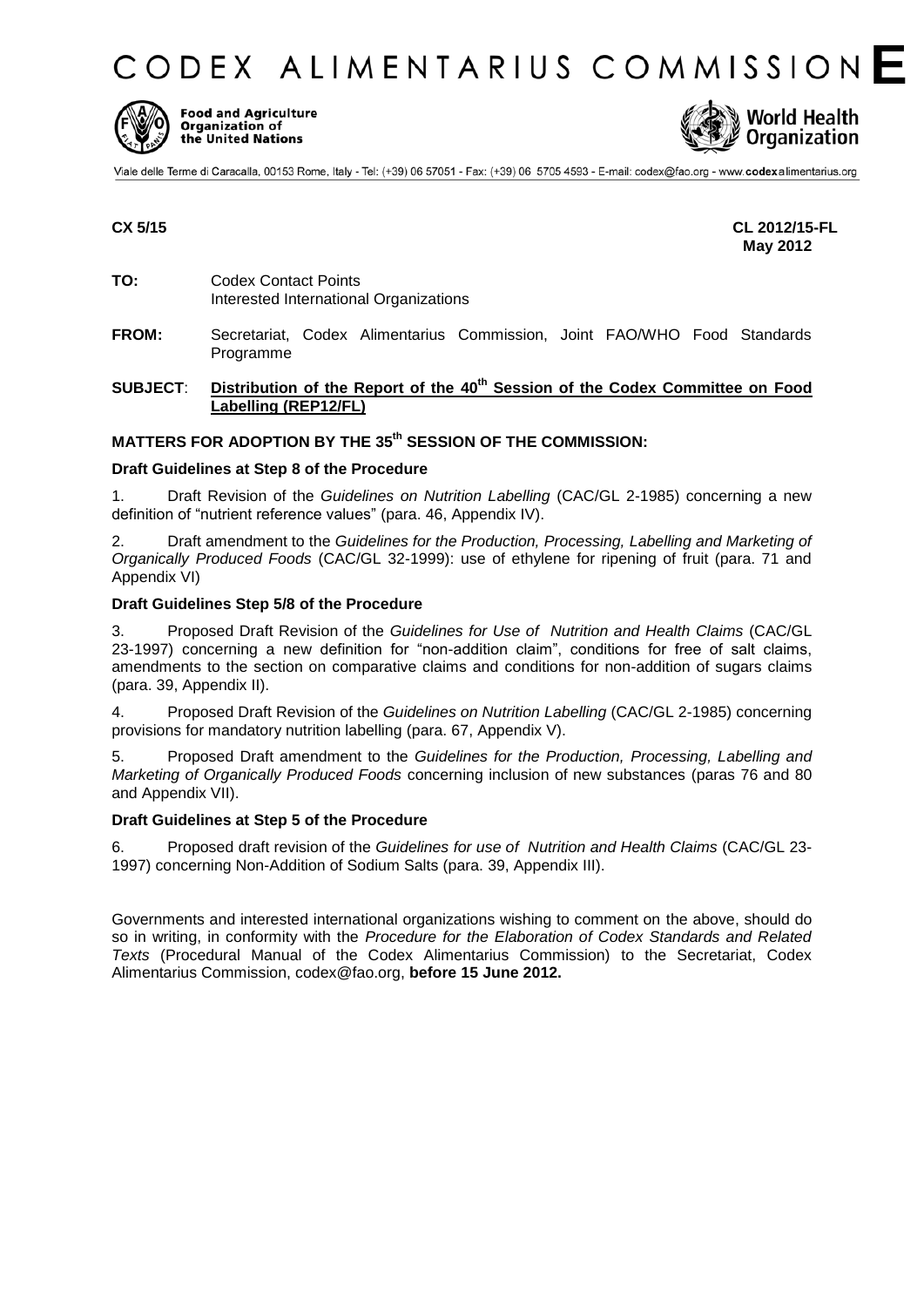**CODEX ALIMENTARIUS COMMISSION E**

**Food and Agriculture Organization of the United Nations** | **World Health Organization**

Viale delle Terme di Caracalla, 00153 Rome, Italy - Tel: (+39) 06 57051 - Fax: (+39) 06 5705 4593 - E-mail: codex@fao.org - www.codexalimentarius.org

**CX 5/15** **CL 2012/15-FL**
**May 2012**

**TO:** Codex Contact Points
Interested International Organizations

**FROM:** Secretariat, Codex Alimentarius Commission, Joint FAO/WHO Food Standards Programme

**SUBJECT**: **Distribution of the Report of the 40th Session of the Codex Committee on Food Labelling (REP12/FL)**

**MATTERS FOR ADOPTION BY THE 35th SESSION OF THE COMMISSION:**

**Draft Guidelines at Step 8 of the Procedure**

1. Draft Revision of the *Guidelines on Nutrition Labelling* (CAC/GL 2-1985) concerning a new definition of "nutrient reference values" (para. 46, Appendix IV).

2. Draft amendment to the *Guidelines for the Production, Processing, Labelling and Marketing of Organically Produced Foods* (CAC/GL 32-1999): use of ethylene for ripening of fruit (para. 71 and Appendix VI)

**Draft Guidelines Step 5/8 of the Procedure**

3. Proposed Draft Revision of the *Guidelines for Use of Nutrition and Health Claims* (CAC/GL 23-1997) concerning a new definition for "non-addition claim", conditions for free of salt claims, amendments to the section on comparative claims and conditions for non-addition of sugars claims (para. 39, Appendix II).

4. Proposed Draft Revision of the *Guidelines on Nutrition Labelling* (CAC/GL 2-1985) concerning provisions for mandatory nutrition labelling (para. 67, Appendix V).

5. Proposed Draft amendment to the *Guidelines for the Production, Processing, Labelling and Marketing of Organically Produced Foods* concerning inclusion of new substances (paras 76 and 80 and Appendix VII).

**Draft Guidelines at Step 5 of the Procedure**

6. Proposed draft revision of the *Guidelines for use of Nutrition and Health Claims* (CAC/GL 23-1997) concerning Non-Addition of Sodium Salts (para. 39, Appendix III).

Governments and interested international organizations wishing to comment on the above, should do so in writing, in conformity with the *Procedure for the Elaboration of Codex Standards and Related Texts* (Procedural Manual of the Codex Alimentarius Commission) to the Secretariat, Codex Alimentarius Commission, codex@fao.org, **before 15 June 2012.**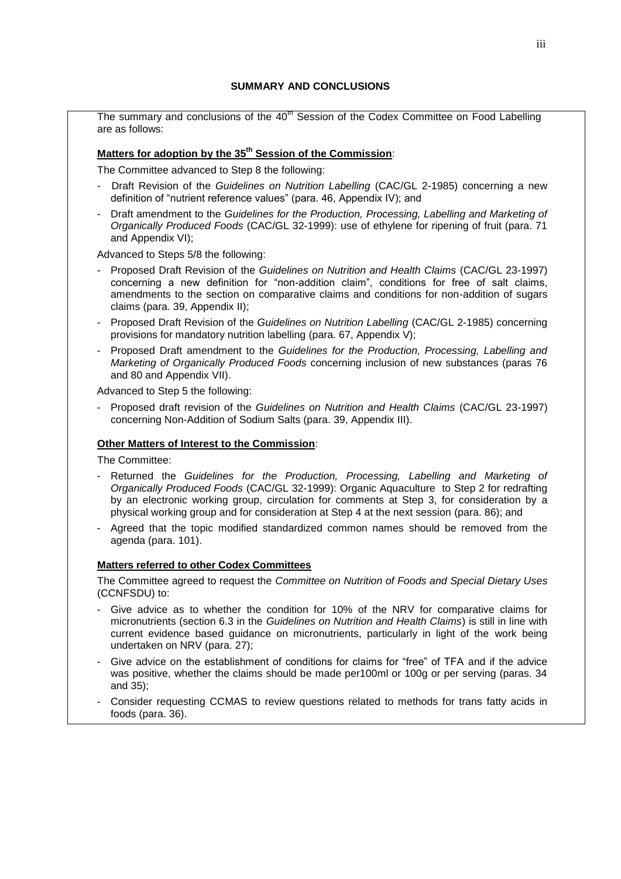## SUMMARY AND CONCLUSIONS

The summary and conclusions of the 40th Session of the Codex Committee on Food Labelling are as follows:

**Matters for adoption by the 35th Session of the Commission**:

The Committee advanced to Step 8 the following:

- Draft Revision of the *Guidelines on Nutrition Labelling* (CAC/GL 2-1985) concerning a new definition of "nutrient reference values" (para. 46, Appendix IV); and
- Draft amendment to the *Guidelines for the Production, Processing, Labelling and Marketing of Organically Produced Foods* (CAC/GL 32-1999): use of ethylene for ripening of fruit (para. 71 and Appendix VI);

Advanced to Steps 5/8 the following:

- Proposed Draft Revision of the *Guidelines on Nutrition and Health Claims* (CAC/GL 23-1997) concerning a new definition for "non-addition claim", conditions for free of salt claims, amendments to the section on comparative claims and conditions for non-addition of sugars claims (para. 39, Appendix II);
- Proposed Draft Revision of the *Guidelines on Nutrition Labelling* (CAC/GL 2-1985) concerning provisions for mandatory nutrition labelling (para. 67, Appendix V);
- Proposed Draft amendment to the *Guidelines for the Production, Processing, Labelling and Marketing of Organically Produced Foods* concerning inclusion of new substances (paras 76 and 80 and Appendix VII).

Advanced to Step 5 the following:

- Proposed draft revision of the *Guidelines on Nutrition and Health Claims* (CAC/GL 23-1997) concerning Non-Addition of Sodium Salts (para. 39, Appendix III).

**Other Matters of Interest to the Commission**:

The Committee:

- Returned the *Guidelines for the Production, Processing, Labelling and Marketing of Organically Produced Foods* (CAC/GL 32-1999): Organic Aquaculture to Step 2 for redrafting by an electronic working group, circulation for comments at Step 3, for consideration by a physical working group and for consideration at Step 4 at the next session (para. 86); and
- Agreed that the topic modified standardized common names should be removed from the agenda (para. 101).

**Matters referred to other Codex Committees**

The Committee agreed to request the *Committee on Nutrition of Foods and Special Dietary Uses* (CCNFSDU) to:

- Give advice as to whether the condition for 10% of the NRV for comparative claims for micronutrients (section 6.3 in the *Guidelines on Nutrition and Health Claims*) is still in line with current evidence based guidance on micronutrients, particularly in light of the work being undertaken on NRV (para. 27);
- Give advice on the establishment of conditions for claims for "free" of TFA and if the advice was positive, whether the claims should be made per100ml or 100g or per serving (paras. 34 and 35);
- Consider requesting CCMAS to review questions related to methods for trans fatty acids in foods (para. 36).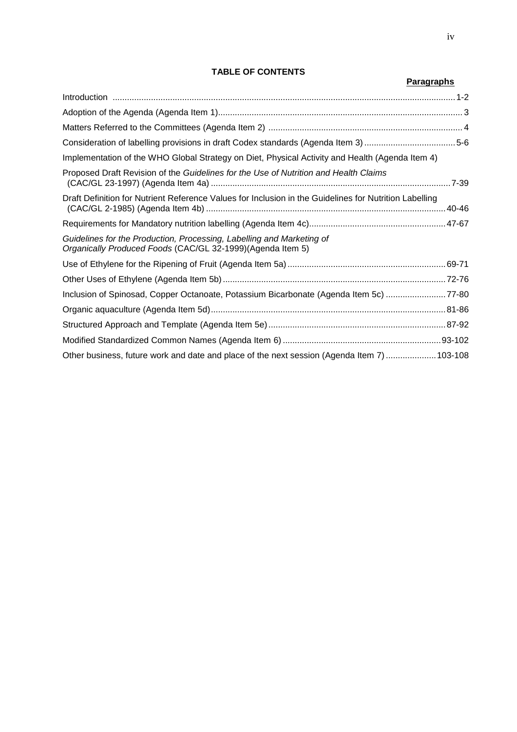## TABLE OF CONTENTS

| | Paragraphs |
|---|---|
| Introduction | 1-2 |
| Adoption of the Agenda (Agenda Item 1) | 3 |
| Matters Referred to the Committees (Agenda Item 2) | 4 |
| Consideration of labelling provisions in draft Codex standards (Agenda Item 3) | 5-6 |
| Implementation of the WHO Global Strategy on Diet, Physical Activity and Health (Agenda Item 4) | |
| Proposed Draft Revision of the *Guidelines for the Use of Nutrition and Health Claims* (CAC/GL 23-1997) (Agenda Item 4a) | 7-39 |
| Draft Definition for Nutrient Reference Values for Inclusion in the Guidelines for Nutrition Labelling (CAC/GL 2-1985) (Agenda Item 4b) | 40-46 |
| Requirements for Mandatory nutrition labelling (Agenda Item 4c) | 47-67 |
| *Guidelines for the Production, Processing, Labelling and Marketing of Organically Produced Foods* (CAC/GL 32-1999)(Agenda Item 5) | |
| Use of Ethylene for the Ripening of Fruit (Agenda Item 5a) | 69-71 |
| Other Uses of Ethylene (Agenda Item 5b) | 72-76 |
| Inclusion of Spinosad, Copper Octanoate, Potassium Bicarbonate (Agenda Item 5c) | 77-80 |
| Organic aquaculture (Agenda Item 5d) | 81-86 |
| Structured Approach and Template (Agenda Item 5e) | 87-92 |
| Modified Standardized Common Names (Agenda Item 6) | 93-102 |
| Other business, future work and date and place of the next session (Agenda Item 7) | 103-108 |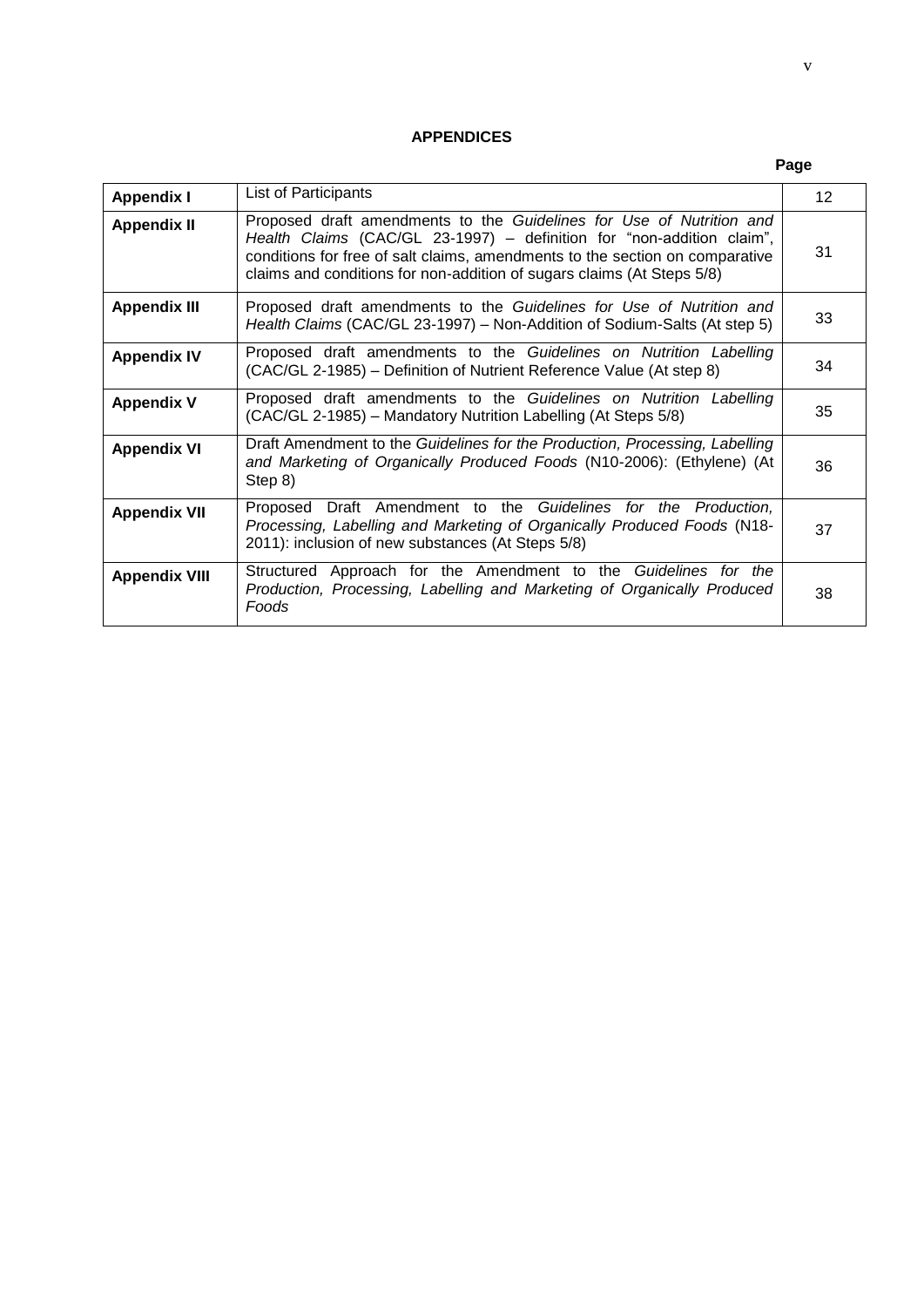**APPENDICES**

| | | Page |
|---|---|---|
| **Appendix I** | List of Participants | 12 |
| **Appendix II** | Proposed draft amendments to the *Guidelines for Use of Nutrition and Health Claims* (CAC/GL 23-1997) – definition for "non-addition claim", conditions for free of salt claims, amendments to the section on comparative claims and conditions for non-addition of sugars claims (At Steps 5/8) | 31 |
| **Appendix III** | Proposed draft amendments to the *Guidelines for Use of Nutrition and Health Claims* (CAC/GL 23-1997) – Non-Addition of Sodium-Salts (At step 5) | 33 |
| **Appendix IV** | Proposed draft amendments to the *Guidelines on Nutrition Labelling* (CAC/GL 2-1985) – Definition of Nutrient Reference Value (At step 8) | 34 |
| **Appendix V** | Proposed draft amendments to the *Guidelines on Nutrition Labelling* (CAC/GL 2-1985) – Mandatory Nutrition Labelling (At Steps 5/8) | 35 |
| **Appendix VI** | Draft Amendment to the *Guidelines for the Production, Processing, Labelling and Marketing of Organically Produced Foods* (N10-2006): (Ethylene) (At Step 8) | 36 |
| **Appendix VII** | Proposed Draft Amendment to the *Guidelines for the Production, Processing, Labelling and Marketing of Organically Produced Foods* (N18-2011): inclusion of new substances (At Steps 5/8) | 37 |
| **Appendix VIII** | Structured Approach for the Amendment to the *Guidelines for the Production, Processing, Labelling and Marketing of Organically Produced Foods* | 38 |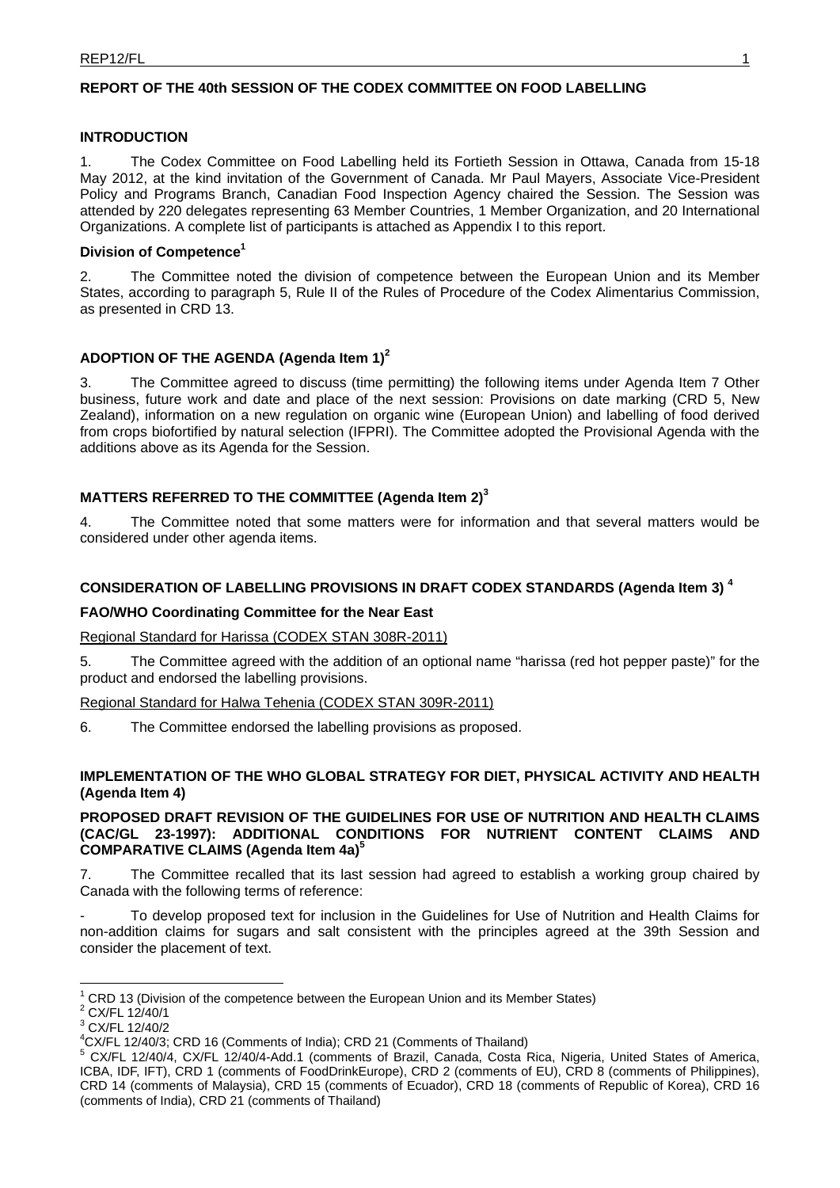# REPORT OF THE 40th SESSION OF THE CODEX COMMITTEE ON FOOD LABELLING

## INTRODUCTION

1. The Codex Committee on Food Labelling held its Fortieth Session in Ottawa, Canada from 15-18 May 2012, at the kind invitation of the Government of Canada. Mr Paul Mayers, Associate Vice-President Policy and Programs Branch, Canadian Food Inspection Agency chaired the Session. The Session was attended by 220 delegates representing 63 Member Countries, 1 Member Organization, and 20 International Organizations. A complete list of participants is attached as Appendix I to this report.

### Division of Competence[1]

2. The Committee noted the division of competence between the European Union and its Member States, according to paragraph 5, Rule II of the Rules of Procedure of the Codex Alimentarius Commission, as presented in CRD 13.

## ADOPTION OF THE AGENDA (Agenda Item 1)[2]

3. The Committee agreed to discuss (time permitting) the following items under Agenda Item 7 Other business, future work and date and place of the next session: Provisions on date marking (CRD 5, New Zealand), information on a new regulation on organic wine (European Union) and labelling of food derived from crops biofortified by natural selection (IFPRI). The Committee adopted the Provisional Agenda with the additions above as its Agenda for the Session.

## MATTERS REFERRED TO THE COMMITTEE (Agenda Item 2)[3]

4. The Committee noted that some matters were for information and that several matters would be considered under other agenda items.

## CONSIDERATION OF LABELLING PROVISIONS IN DRAFT CODEX STANDARDS (Agenda Item 3) [4]

### FAO/WHO Coordinating Committee for the Near East

Regional Standard for Harissa (CODEX STAN 308R-2011)

5. The Committee agreed with the addition of an optional name "harissa (red hot pepper paste)" for the product and endorsed the labelling provisions.

Regional Standard for Halwa Tehenia (CODEX STAN 309R-2011)

6. The Committee endorsed the labelling provisions as proposed.

## IMPLEMENTATION OF THE WHO GLOBAL STRATEGY FOR DIET, PHYSICAL ACTIVITY AND HEALTH (Agenda Item 4)

### PROPOSED DRAFT REVISION OF THE GUIDELINES FOR USE OF NUTRITION AND HEALTH CLAIMS (CAC/GL 23-1997): ADDITIONAL CONDITIONS FOR NUTRIENT CONTENT CLAIMS AND COMPARATIVE CLAIMS (Agenda Item 4a)[5]

7. The Committee recalled that its last session had agreed to establish a working group chaired by Canada with the following terms of reference:

- To develop proposed text for inclusion in the Guidelines for Use of Nutrition and Health Claims for non-addition claims for sugars and salt consistent with the principles agreed at the 39th Session and consider the placement of text.

---

[1] CRD 13 (Division of the competence between the European Union and its Member States)

[2] CX/FL 12/40/1

[3] CX/FL 12/40/2

[4] CX/FL 12/40/3; CRD 16 (Comments of India); CRD 21 (Comments of Thailand)

[5] CX/FL 12/40/4, CX/FL 12/40/4-Add.1 (comments of Brazil, Canada, Costa Rica, Nigeria, United States of America, ICBA, IDF, IFT), CRD 1 (comments of FoodDrinkEurope), CRD 2 (comments of EU), CRD 8 (comments of Philippines), CRD 14 (comments of Malaysia), CRD 15 (comments of Ecuador), CRD 18 (comments of Republic of Korea), CRD 16 (comments of India), CRD 21 (comments of Thailand)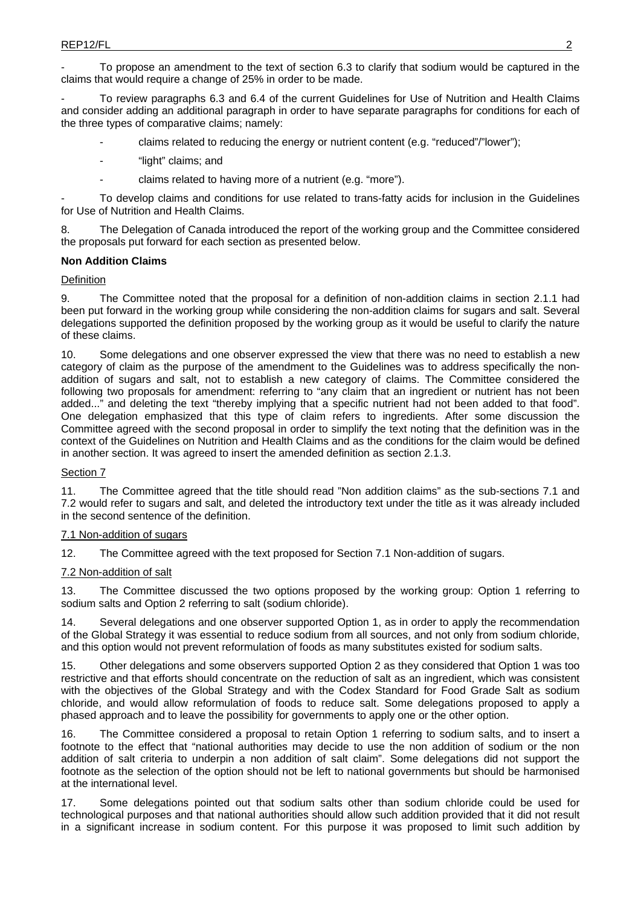- To propose an amendment to the text of section 6.3 to clarify that sodium would be captured in the claims that would require a change of 25% in order to be made.

- To review paragraphs 6.3 and 6.4 of the current Guidelines for Use of Nutrition and Health Claims and consider adding an additional paragraph in order to have separate paragraphs for conditions for each of the three types of comparative claims; namely:

  - claims related to reducing the energy or nutrient content (e.g. "reduced"/"lower");
  - "light" claims; and
  - claims related to having more of a nutrient (e.g. "more").

- To develop claims and conditions for use related to trans-fatty acids for inclusion in the Guidelines for Use of Nutrition and Health Claims.

8. The Delegation of Canada introduced the report of the working group and the Committee considered the proposals put forward for each section as presented below.

**Non Addition Claims**

Definition

9. The Committee noted that the proposal for a definition of non-addition claims in section 2.1.1 had been put forward in the working group while considering the non-addition claims for sugars and salt. Several delegations supported the definition proposed by the working group as it would be useful to clarify the nature of these claims.

10. Some delegations and one observer expressed the view that there was no need to establish a new category of claim as the purpose of the amendment to the Guidelines was to address specifically the non-addition of sugars and salt, not to establish a new category of claims. The Committee considered the following two proposals for amendment: referring to "any claim that an ingredient or nutrient has not been added..." and deleting the text "thereby implying that a specific nutrient had not been added to that food". One delegation emphasized that this type of claim refers to ingredients. After some discussion the Committee agreed with the second proposal in order to simplify the text noting that the definition was in the context of the Guidelines on Nutrition and Health Claims and as the conditions for the claim would be defined in another section. It was agreed to insert the amended definition as section 2.1.3.

Section 7

11. The Committee agreed that the title should read "Non addition claims" as the sub-sections 7.1 and 7.2 would refer to sugars and salt, and deleted the introductory text under the title as it was already included in the second sentence of the definition.

7.1 Non-addition of sugars

12. The Committee agreed with the text proposed for Section 7.1 Non-addition of sugars.

7.2 Non-addition of salt

13. The Committee discussed the two options proposed by the working group: Option 1 referring to sodium salts and Option 2 referring to salt (sodium chloride).

14. Several delegations and one observer supported Option 1, as in order to apply the recommendation of the Global Strategy it was essential to reduce sodium from all sources, and not only from sodium chloride, and this option would not prevent reformulation of foods as many substitutes existed for sodium salts.

15. Other delegations and some observers supported Option 2 as they considered that Option 1 was too restrictive and that efforts should concentrate on the reduction of salt as an ingredient, which was consistent with the objectives of the Global Strategy and with the Codex Standard for Food Grade Salt as sodium chloride, and would allow reformulation of foods to reduce salt. Some delegations proposed to apply a phased approach and to leave the possibility for governments to apply one or the other option.

16. The Committee considered a proposal to retain Option 1 referring to sodium salts, and to insert a footnote to the effect that "national authorities may decide to use the non addition of sodium or the non addition of salt criteria to underpin a non addition of salt claim". Some delegations did not support the footnote as the selection of the option should not be left to national governments but should be harmonised at the international level.

17. Some delegations pointed out that sodium salts other than sodium chloride could be used for technological purposes and that national authorities should allow such addition provided that it did not result in a significant increase in sodium content. For this purpose it was proposed to limit such addition by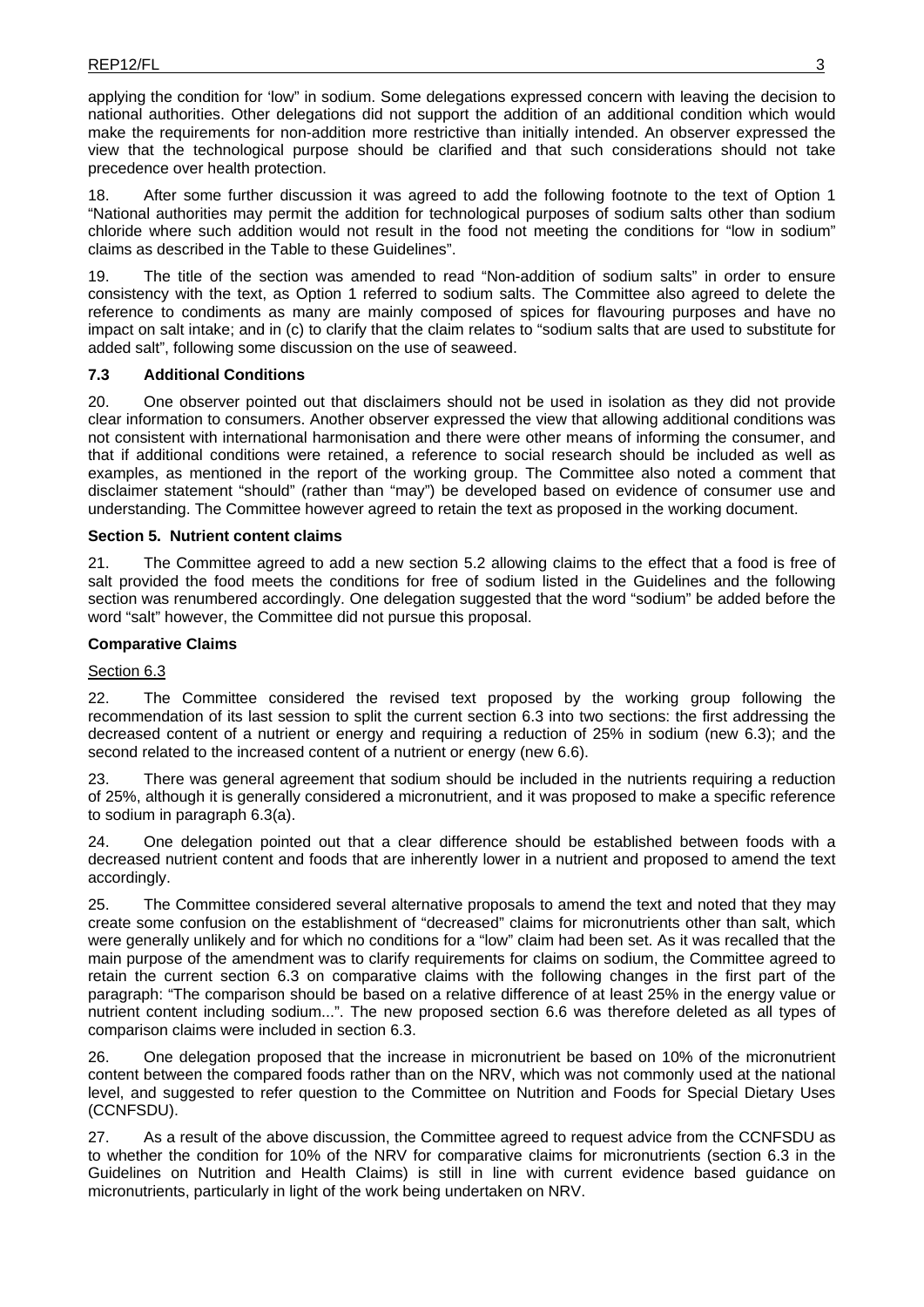applying the condition for 'low" in sodium. Some delegations expressed concern with leaving the decision to national authorities. Other delegations did not support the addition of an additional condition which would make the requirements for non-addition more restrictive than initially intended. An observer expressed the view that the technological purpose should be clarified and that such considerations should not take precedence over health protection.

18. After some further discussion it was agreed to add the following footnote to the text of Option 1 "National authorities may permit the addition for technological purposes of sodium salts other than sodium chloride where such addition would not result in the food not meeting the conditions for "low in sodium" claims as described in the Table to these Guidelines".

19. The title of the section was amended to read "Non-addition of sodium salts" in order to ensure consistency with the text, as Option 1 referred to sodium salts. The Committee also agreed to delete the reference to condiments as many are mainly composed of spices for flavouring purposes and have no impact on salt intake; and in (c) to clarify that the claim relates to "sodium salts that are used to substitute for added salt", following some discussion on the use of seaweed.

### 7.3 Additional Conditions

20. One observer pointed out that disclaimers should not be used in isolation as they did not provide clear information to consumers. Another observer expressed the view that allowing additional conditions was not consistent with international harmonisation and there were other means of informing the consumer, and that if additional conditions were retained, a reference to social research should be included as well as examples, as mentioned in the report of the working group. The Committee also noted a comment that disclaimer statement "should" (rather than "may") be developed based on evidence of consumer use and understanding. The Committee however agreed to retain the text as proposed in the working document.

### Section 5. Nutrient content claims

21. The Committee agreed to add a new section 5.2 allowing claims to the effect that a food is free of salt provided the food meets the conditions for free of sodium listed in the Guidelines and the following section was renumbered accordingly. One delegation suggested that the word "sodium" be added before the word "salt" however, the Committee did not pursue this proposal.

### Comparative Claims

Section 6.3

22. The Committee considered the revised text proposed by the working group following the recommendation of its last session to split the current section 6.3 into two sections: the first addressing the decreased content of a nutrient or energy and requiring a reduction of 25% in sodium (new 6.3); and the second related to the increased content of a nutrient or energy (new 6.6).

23. There was general agreement that sodium should be included in the nutrients requiring a reduction of 25%, although it is generally considered a micronutrient, and it was proposed to make a specific reference to sodium in paragraph 6.3(a).

24. One delegation pointed out that a clear difference should be established between foods with a decreased nutrient content and foods that are inherently lower in a nutrient and proposed to amend the text accordingly.

25. The Committee considered several alternative proposals to amend the text and noted that they may create some confusion on the establishment of "decreased" claims for micronutrients other than salt, which were generally unlikely and for which no conditions for a "low" claim had been set. As it was recalled that the main purpose of the amendment was to clarify requirements for claims on sodium, the Committee agreed to retain the current section 6.3 on comparative claims with the following changes in the first part of the paragraph: "The comparison should be based on a relative difference of at least 25% in the energy value or nutrient content including sodium...". The new proposed section 6.6 was therefore deleted as all types of comparison claims were included in section 6.3.

26. One delegation proposed that the increase in micronutrient be based on 10% of the micronutrient content between the compared foods rather than on the NRV, which was not commonly used at the national level, and suggested to refer question to the Committee on Nutrition and Foods for Special Dietary Uses (CCNFSDU).

27. As a result of the above discussion, the Committee agreed to request advice from the CCNFSDU as to whether the condition for 10% of the NRV for comparative claims for micronutrients (section 6.3 in the Guidelines on Nutrition and Health Claims) is still in line with current evidence based guidance on micronutrients, particularly in light of the work being undertaken on NRV.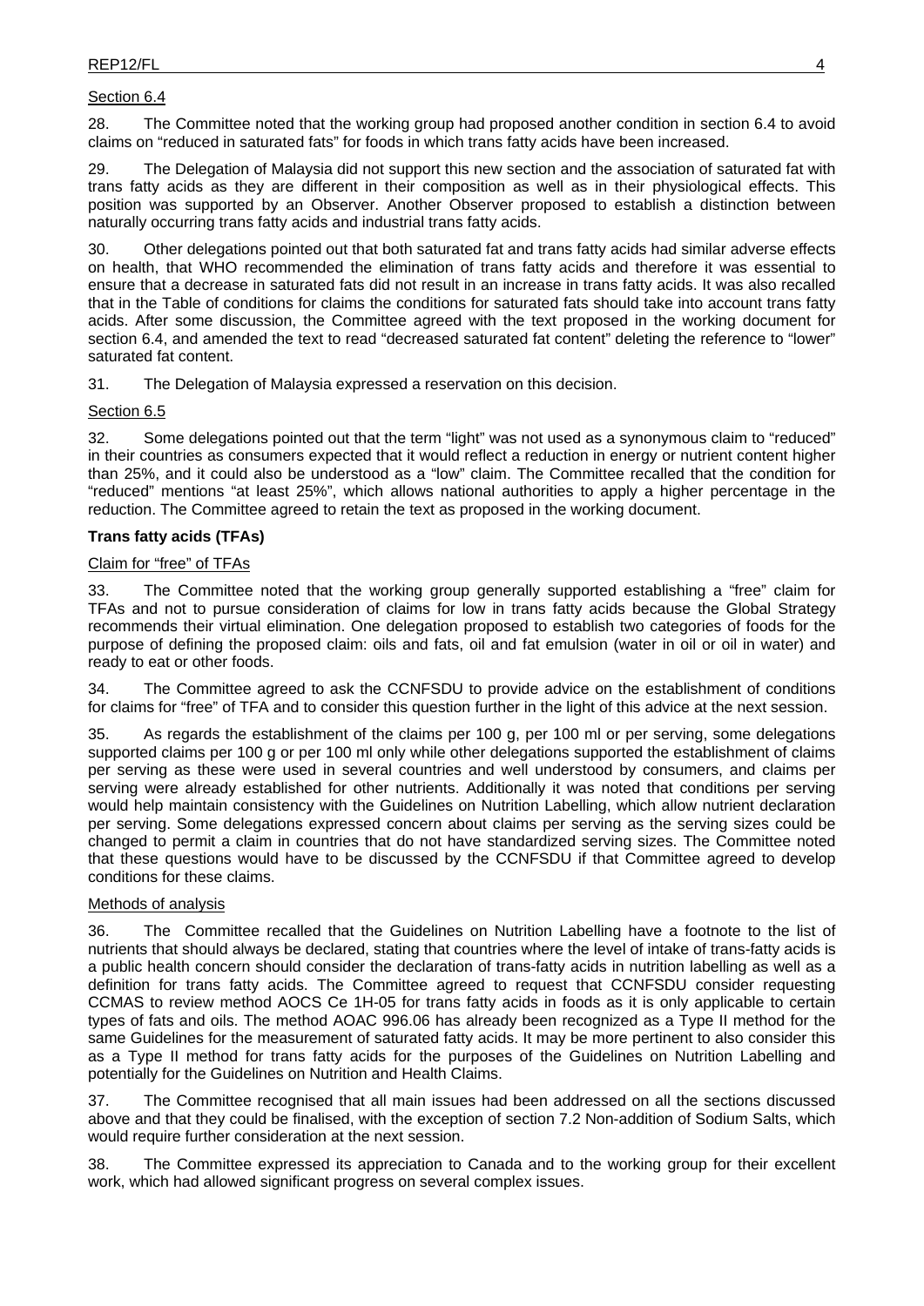Section 6.4

28. The Committee noted that the working group had proposed another condition in section 6.4 to avoid claims on "reduced in saturated fats" for foods in which trans fatty acids have been increased.

29. The Delegation of Malaysia did not support this new section and the association of saturated fat with trans fatty acids as they are different in their composition as well as in their physiological effects. This position was supported by an Observer. Another Observer proposed to establish a distinction between naturally occurring trans fatty acids and industrial trans fatty acids.

30. Other delegations pointed out that both saturated fat and trans fatty acids had similar adverse effects on health, that WHO recommended the elimination of trans fatty acids and therefore it was essential to ensure that a decrease in saturated fats did not result in an increase in trans fatty acids. It was also recalled that in the Table of conditions for claims the conditions for saturated fats should take into account trans fatty acids. After some discussion, the Committee agreed with the text proposed in the working document for section 6.4, and amended the text to read "decreased saturated fat content" deleting the reference to "lower" saturated fat content.

31. The Delegation of Malaysia expressed a reservation on this decision.

Section 6.5

32. Some delegations pointed out that the term "light" was not used as a synonymous claim to "reduced" in their countries as consumers expected that it would reflect a reduction in energy or nutrient content higher than 25%, and it could also be understood as a "low" claim. The Committee recalled that the condition for "reduced" mentions "at least 25%", which allows national authorities to apply a higher percentage in the reduction. The Committee agreed to retain the text as proposed in the working document.

**Trans fatty acids (TFAs)**

Claim for "free" of TFAs

33. The Committee noted that the working group generally supported establishing a "free" claim for TFAs and not to pursue consideration of claims for low in trans fatty acids because the Global Strategy recommends their virtual elimination. One delegation proposed to establish two categories of foods for the purpose of defining the proposed claim: oils and fats, oil and fat emulsion (water in oil or oil in water) and ready to eat or other foods.

34. The Committee agreed to ask the CCNFSDU to provide advice on the establishment of conditions for claims for "free" of TFA and to consider this question further in the light of this advice at the next session.

35. As regards the establishment of the claims per 100 g, per 100 ml or per serving, some delegations supported claims per 100 g or per 100 ml only while other delegations supported the establishment of claims per serving as these were used in several countries and well understood by consumers, and claims per serving were already established for other nutrients. Additionally it was noted that conditions per serving would help maintain consistency with the Guidelines on Nutrition Labelling, which allow nutrient declaration per serving. Some delegations expressed concern about claims per serving as the serving sizes could be changed to permit a claim in countries that do not have standardized serving sizes. The Committee noted that these questions would have to be discussed by the CCNFSDU if that Committee agreed to develop conditions for these claims.

Methods of analysis

36. The Committee recalled that the Guidelines on Nutrition Labelling have a footnote to the list of nutrients that should always be declared, stating that countries where the level of intake of trans-fatty acids is a public health concern should consider the declaration of trans-fatty acids in nutrition labelling as well as a definition for trans fatty acids. The Committee agreed to request that CCNFSDU consider requesting CCMAS to review method AOCS Ce 1H-05 for trans fatty acids in foods as it is only applicable to certain types of fats and oils. The method AOAC 996.06 has already been recognized as a Type II method for the same Guidelines for the measurement of saturated fatty acids. It may be more pertinent to also consider this as a Type II method for trans fatty acids for the purposes of the Guidelines on Nutrition Labelling and potentially for the Guidelines on Nutrition and Health Claims.

37. The Committee recognised that all main issues had been addressed on all the sections discussed above and that they could be finalised, with the exception of section 7.2 Non-addition of Sodium Salts, which would require further consideration at the next session.

38. The Committee expressed its appreciation to Canada and to the working group for their excellent work, which had allowed significant progress on several complex issues.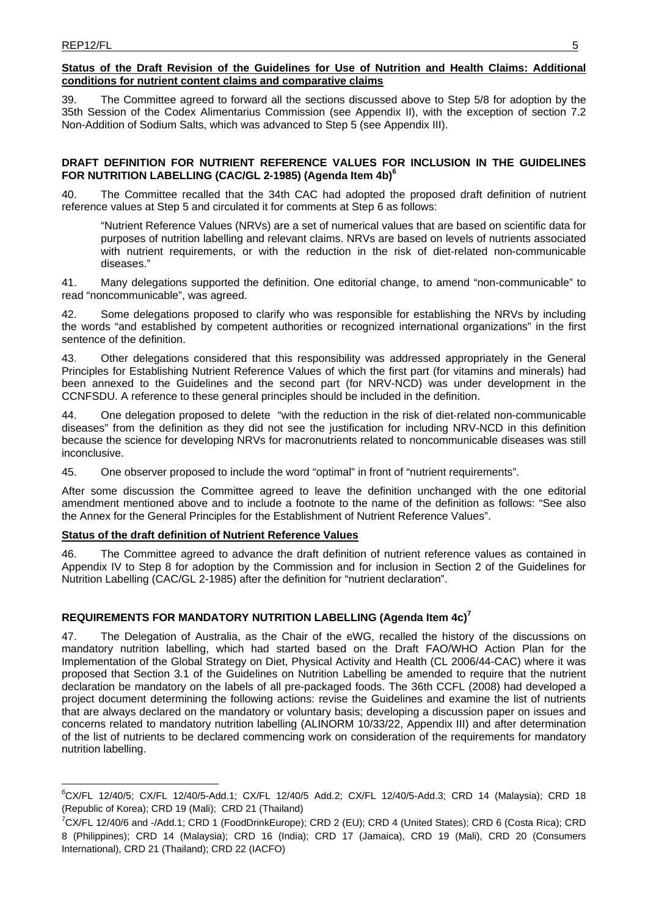**Status of the Draft Revision of the Guidelines for Use of Nutrition and Health Claims: Additional conditions for nutrient content claims and comparative claims**

39. The Committee agreed to forward all the sections discussed above to Step 5/8 for adoption by the 35th Session of the Codex Alimentarius Commission (see Appendix II), with the exception of section 7.2 Non-Addition of Sodium Salts, which was advanced to Step 5 (see Appendix III).

## DRAFT DEFINITION FOR NUTRIENT REFERENCE VALUES FOR INCLUSION IN THE GUIDELINES FOR NUTRITION LABELLING (CAC/GL 2-1985) (Agenda Item 4b)[6]

40. The Committee recalled that the 34th CAC had adopted the proposed draft definition of nutrient reference values at Step 5 and circulated it for comments at Step 6 as follows:

> "Nutrient Reference Values (NRVs) are a set of numerical values that are based on scientific data for purposes of nutrition labelling and relevant claims. NRVs are based on levels of nutrients associated with nutrient requirements, or with the reduction in the risk of diet-related non-communicable diseases."

41. Many delegations supported the definition. One editorial change, to amend "non-communicable" to read "noncommunicable", was agreed.

42. Some delegations proposed to clarify who was responsible for establishing the NRVs by including the words "and established by competent authorities or recognized international organizations" in the first sentence of the definition.

43. Other delegations considered that this responsibility was addressed appropriately in the General Principles for Establishing Nutrient Reference Values of which the first part (for vitamins and minerals) had been annexed to the Guidelines and the second part (for NRV-NCD) was under development in the CCNFSDU. A reference to these general principles should be included in the definition.

44. One delegation proposed to delete "with the reduction in the risk of diet-related non-communicable diseases" from the definition as they did not see the justification for including NRV-NCD in this definition because the science for developing NRVs for macronutrients related to noncommunicable diseases was still inconclusive.

45. One observer proposed to include the word "optimal" in front of "nutrient requirements".

After some discussion the Committee agreed to leave the definition unchanged with the one editorial amendment mentioned above and to include a footnote to the name of the definition as follows: "See also the Annex for the General Principles for the Establishment of Nutrient Reference Values".

**Status of the draft definition of Nutrient Reference Values**

46. The Committee agreed to advance the draft definition of nutrient reference values as contained in Appendix IV to Step 8 for adoption by the Commission and for inclusion in Section 2 of the Guidelines for Nutrition Labelling (CAC/GL 2-1985) after the definition for "nutrient declaration".

## REQUIREMENTS FOR MANDATORY NUTRITION LABELLING (Agenda Item 4c)[7]

47. The Delegation of Australia, as the Chair of the eWG, recalled the history of the discussions on mandatory nutrition labelling, which had started based on the Draft FAO/WHO Action Plan for the Implementation of the Global Strategy on Diet, Physical Activity and Health (CL 2006/44-CAC) where it was proposed that Section 3.1 of the Guidelines on Nutrition Labelling be amended to require that the nutrient declaration be mandatory on the labels of all pre-packaged foods. The 36th CCFL (2008) had developed a project document determining the following actions: revise the Guidelines and examine the list of nutrients that are always declared on the mandatory or voluntary basis; developing a discussion paper on issues and concerns related to mandatory nutrition labelling (ALINORM 10/33/22, Appendix III) and after determination of the list of nutrients to be declared commencing work on consideration of the requirements for mandatory nutrition labelling.

---

[6] CX/FL 12/40/5; CX/FL 12/40/5-Add.1; CX/FL 12/40/5 Add.2; CX/FL 12/40/5-Add.3; CRD 14 (Malaysia); CRD 18 (Republic of Korea); CRD 19 (Mali); CRD 21 (Thailand)

[7] CX/FL 12/40/6 and -/Add.1; CRD 1 (FoodDrinkEurope); CRD 2 (EU); CRD 4 (United States); CRD 6 (Costa Rica); CRD 8 (Philippines); CRD 14 (Malaysia); CRD 16 (India); CRD 17 (Jamaica), CRD 19 (Mali), CRD 20 (Consumers International), CRD 21 (Thailand); CRD 22 (IACFO)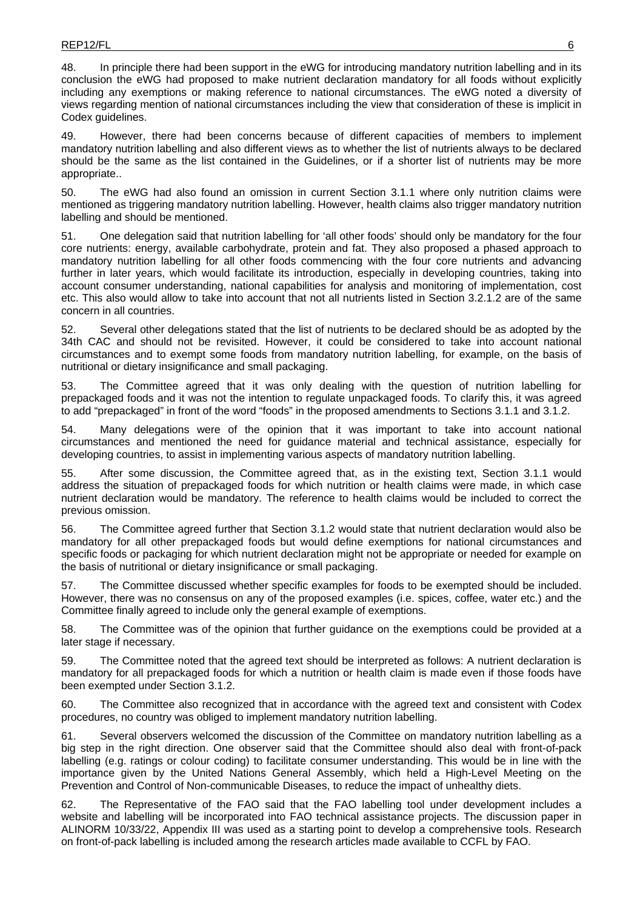48. In principle there had been support in the eWG for introducing mandatory nutrition labelling and in its conclusion the eWG had proposed to make nutrient declaration mandatory for all foods without explicitly including any exemptions or making reference to national circumstances. The eWG noted a diversity of views regarding mention of national circumstances including the view that consideration of these is implicit in Codex guidelines.

49. However, there had been concerns because of different capacities of members to implement mandatory nutrition labelling and also different views as to whether the list of nutrients always to be declared should be the same as the list contained in the Guidelines, or if a shorter list of nutrients may be more appropriate..

50. The eWG had also found an omission in current Section 3.1.1 where only nutrition claims were mentioned as triggering mandatory nutrition labelling. However, health claims also trigger mandatory nutrition labelling and should be mentioned.

51. One delegation said that nutrition labelling for 'all other foods' should only be mandatory for the four core nutrients: energy, available carbohydrate, protein and fat. They also proposed a phased approach to mandatory nutrition labelling for all other foods commencing with the four core nutrients and advancing further in later years, which would facilitate its introduction, especially in developing countries, taking into account consumer understanding, national capabilities for analysis and monitoring of implementation, cost etc. This also would allow to take into account that not all nutrients listed in Section 3.2.1.2 are of the same concern in all countries.

52. Several other delegations stated that the list of nutrients to be declared should be as adopted by the 34th CAC and should not be revisited. However, it could be considered to take into account national circumstances and to exempt some foods from mandatory nutrition labelling, for example, on the basis of nutritional or dietary insignificance and small packaging.

53. The Committee agreed that it was only dealing with the question of nutrition labelling for prepackaged foods and it was not the intention to regulate unpackaged foods. To clarify this, it was agreed to add "prepackaged" in front of the word "foods" in the proposed amendments to Sections 3.1.1 and 3.1.2.

54. Many delegations were of the opinion that it was important to take into account national circumstances and mentioned the need for guidance material and technical assistance, especially for developing countries, to assist in implementing various aspects of mandatory nutrition labelling.

55. After some discussion, the Committee agreed that, as in the existing text, Section 3.1.1 would address the situation of prepackaged foods for which nutrition or health claims were made, in which case nutrient declaration would be mandatory. The reference to health claims would be included to correct the previous omission.

56. The Committee agreed further that Section 3.1.2 would state that nutrient declaration would also be mandatory for all other prepackaged foods but would define exemptions for national circumstances and specific foods or packaging for which nutrient declaration might not be appropriate or needed for example on the basis of nutritional or dietary insignificance or small packaging.

57. The Committee discussed whether specific examples for foods to be exempted should be included. However, there was no consensus on any of the proposed examples (i.e. spices, coffee, water etc.) and the Committee finally agreed to include only the general example of exemptions.

58. The Committee was of the opinion that further guidance on the exemptions could be provided at a later stage if necessary.

59. The Committee noted that the agreed text should be interpreted as follows: A nutrient declaration is mandatory for all prepackaged foods for which a nutrition or health claim is made even if those foods have been exempted under Section 3.1.2.

60. The Committee also recognized that in accordance with the agreed text and consistent with Codex procedures, no country was obliged to implement mandatory nutrition labelling.

61. Several observers welcomed the discussion of the Committee on mandatory nutrition labelling as a big step in the right direction. One observer said that the Committee should also deal with front-of-pack labelling (e.g. ratings or colour coding) to facilitate consumer understanding. This would be in line with the importance given by the United Nations General Assembly, which held a High-Level Meeting on the Prevention and Control of Non-communicable Diseases, to reduce the impact of unhealthy diets.

62. The Representative of the FAO said that the FAO labelling tool under development includes a website and labelling will be incorporated into FAO technical assistance projects. The discussion paper in ALINORM 10/33/22, Appendix III was used as a starting point to develop a comprehensive tools. Research on front-of-pack labelling is included among the research articles made available to CCFL by FAO.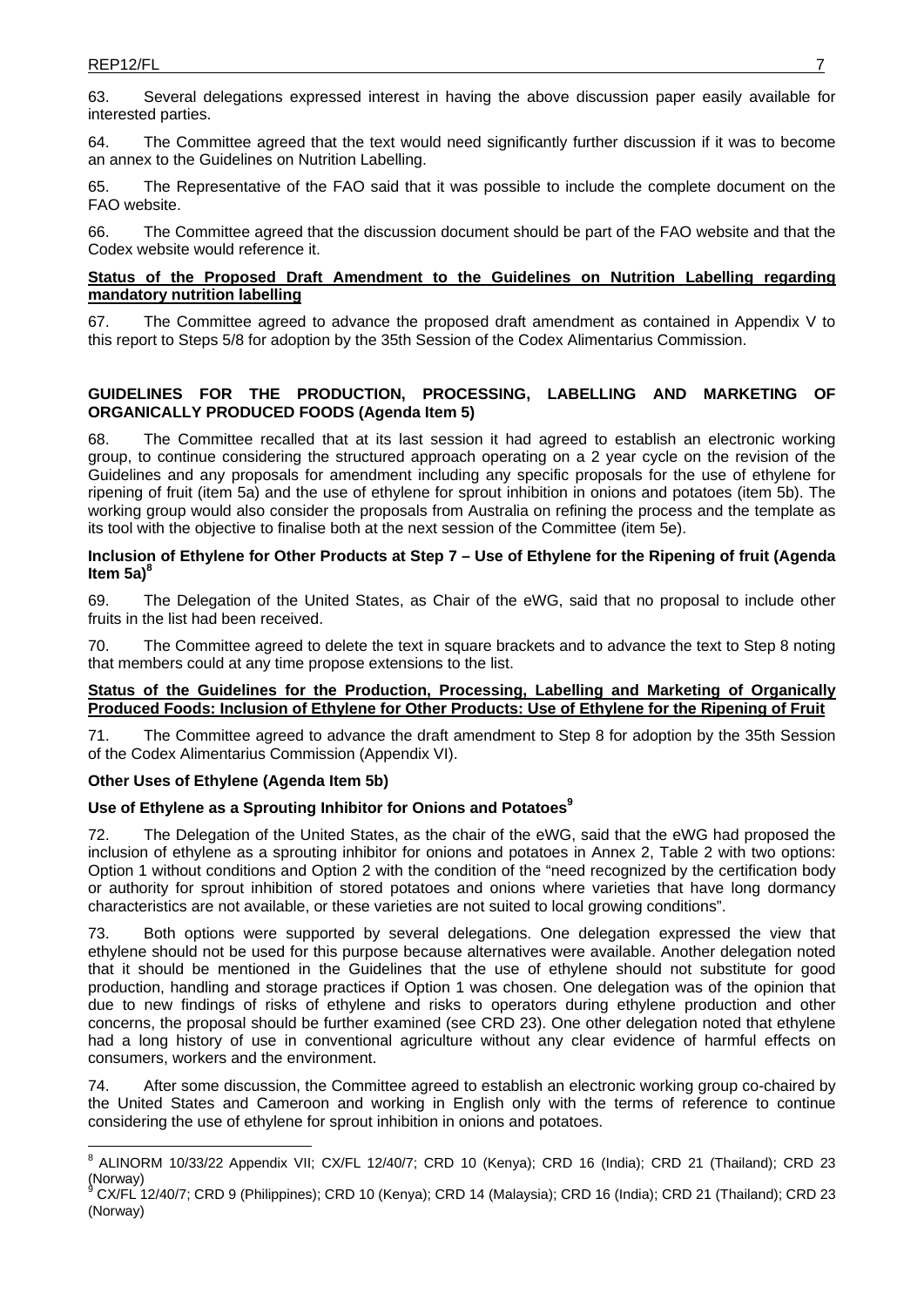63. Several delegations expressed interest in having the above discussion paper easily available for interested parties.

64. The Committee agreed that the text would need significantly further discussion if it was to become an annex to the Guidelines on Nutrition Labelling.

65. The Representative of the FAO said that it was possible to include the complete document on the FAO website.

66. The Committee agreed that the discussion document should be part of the FAO website and that the Codex website would reference it.

**Status of the Proposed Draft Amendment to the Guidelines on Nutrition Labelling regarding mandatory nutrition labelling**

67. The Committee agreed to advance the proposed draft amendment as contained in Appendix V to this report to Steps 5/8 for adoption by the 35th Session of the Codex Alimentarius Commission.

## GUIDELINES FOR THE PRODUCTION, PROCESSING, LABELLING AND MARKETING OF ORGANICALLY PRODUCED FOODS (Agenda Item 5)

68. The Committee recalled that at its last session it had agreed to establish an electronic working group, to continue considering the structured approach operating on a 2 year cycle on the revision of the Guidelines and any proposals for amendment including any specific proposals for the use of ethylene for ripening of fruit (item 5a) and the use of ethylene for sprout inhibition in onions and potatoes (item 5b). The working group would also consider the proposals from Australia on refining the process and the template as its tool with the objective to finalise both at the next session of the Committee (item 5e).

### Inclusion of Ethylene for Other Products at Step 7 – Use of Ethylene for the Ripening of fruit (Agenda Item 5a)[8]

69. The Delegation of the United States, as Chair of the eWG, said that no proposal to include other fruits in the list had been received.

70. The Committee agreed to delete the text in square brackets and to advance the text to Step 8 noting that members could at any time propose extensions to the list.

**Status of the Guidelines for the Production, Processing, Labelling and Marketing of Organically Produced Foods: Inclusion of Ethylene for Other Products: Use of Ethylene for the Ripening of Fruit**

71. The Committee agreed to advance the draft amendment to Step 8 for adoption by the 35th Session of the Codex Alimentarius Commission (Appendix VI).

### Other Uses of Ethylene (Agenda Item 5b)

### Use of Ethylene as a Sprouting Inhibitor for Onions and Potatoes[9]

72. The Delegation of the United States, as the chair of the eWG, said that the eWG had proposed the inclusion of ethylene as a sprouting inhibitor for onions and potatoes in Annex 2, Table 2 with two options: Option 1 without conditions and Option 2 with the condition of the "need recognized by the certification body or authority for sprout inhibition of stored potatoes and onions where varieties that have long dormancy characteristics are not available, or these varieties are not suited to local growing conditions".

73. Both options were supported by several delegations. One delegation expressed the view that ethylene should not be used for this purpose because alternatives were available. Another delegation noted that it should be mentioned in the Guidelines that the use of ethylene should not substitute for good production, handling and storage practices if Option 1 was chosen. One delegation was of the opinion that due to new findings of risks of ethylene and risks to operators during ethylene production and other concerns, the proposal should be further examined (see CRD 23). One other delegation noted that ethylene had a long history of use in conventional agriculture without any clear evidence of harmful effects on consumers, workers and the environment.

74. After some discussion, the Committee agreed to establish an electronic working group co-chaired by the United States and Cameroon and working in English only with the terms of reference to continue considering the use of ethylene for sprout inhibition in onions and potatoes.

---

[8] ALINORM 10/33/22 Appendix VII; CX/FL 12/40/7; CRD 10 (Kenya); CRD 16 (India); CRD 21 (Thailand); CRD 23 (Norway)

[9] CX/FL 12/40/7; CRD 9 (Philippines); CRD 10 (Kenya); CRD 14 (Malaysia); CRD 16 (India); CRD 21 (Thailand); CRD 23 (Norway)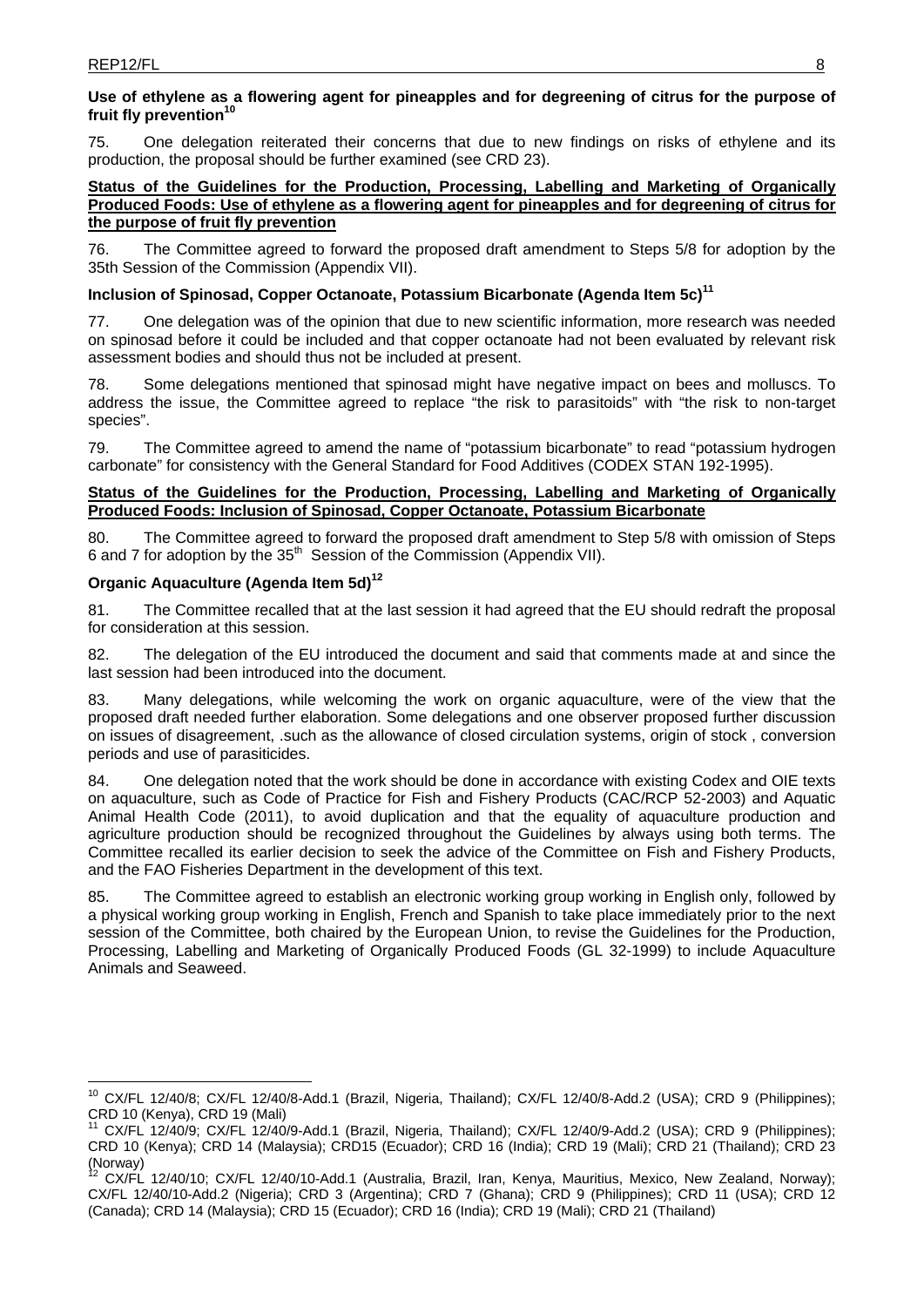**Use of ethylene as a flowering agent for pineapples and for degreening of citrus for the purpose of fruit fly prevention[10]**

75. One delegation reiterated their concerns that due to new findings on risks of ethylene and its production, the proposal should be further examined (see CRD 23).

**Status of the Guidelines for the Production, Processing, Labelling and Marketing of Organically Produced Foods: Use of ethylene as a flowering agent for pineapples and for degreening of citrus for the purpose of fruit fly prevention**

76. The Committee agreed to forward the proposed draft amendment to Steps 5/8 for adoption by the 35th Session of the Commission (Appendix VII).

**Inclusion of Spinosad, Copper Octanoate, Potassium Bicarbonate (Agenda Item 5c)[11]**

77. One delegation was of the opinion that due to new scientific information, more research was needed on spinosad before it could be included and that copper octanoate had not been evaluated by relevant risk assessment bodies and should thus not be included at present.

78. Some delegations mentioned that spinosad might have negative impact on bees and molluscs. To address the issue, the Committee agreed to replace "the risk to parasitoids" with "the risk to non-target species".

79. The Committee agreed to amend the name of "potassium bicarbonate" to read "potassium hydrogen carbonate" for consistency with the General Standard for Food Additives (CODEX STAN 192-1995).

**Status of the Guidelines for the Production, Processing, Labelling and Marketing of Organically Produced Foods: Inclusion of Spinosad, Copper Octanoate, Potassium Bicarbonate**

80. The Committee agreed to forward the proposed draft amendment to Step 5/8 with omission of Steps 6 and 7 for adoption by the 35th Session of the Commission (Appendix VII).

**Organic Aquaculture (Agenda Item 5d)[12]**

81. The Committee recalled that at the last session it had agreed that the EU should redraft the proposal for consideration at this session.

82. The delegation of the EU introduced the document and said that comments made at and since the last session had been introduced into the document.

83. Many delegations, while welcoming the work on organic aquaculture, were of the view that the proposed draft needed further elaboration. Some delegations and one observer proposed further discussion on issues of disagreement, .such as the allowance of closed circulation systems, origin of stock , conversion periods and use of parasiticides.

84. One delegation noted that the work should be done in accordance with existing Codex and OIE texts on aquaculture, such as Code of Practice for Fish and Fishery Products (CAC/RCP 52-2003) and Aquatic Animal Health Code (2011), to avoid duplication and that the equality of aquaculture production and agriculture production should be recognized throughout the Guidelines by always using both terms. The Committee recalled its earlier decision to seek the advice of the Committee on Fish and Fishery Products, and the FAO Fisheries Department in the development of this text.

85. The Committee agreed to establish an electronic working group working in English only, followed by a physical working group working in English, French and Spanish to take place immediately prior to the next session of the Committee, both chaired by the European Union, to revise the Guidelines for the Production, Processing, Labelling and Marketing of Organically Produced Foods (GL 32-1999) to include Aquaculture Animals and Seaweed.

---

[10] CX/FL 12/40/8; CX/FL 12/40/8-Add.1 (Brazil, Nigeria, Thailand); CX/FL 12/40/8-Add.2 (USA); CRD 9 (Philippines); CRD 10 (Kenya), CRD 19 (Mali)

[11] CX/FL 12/40/9; CX/FL 12/40/9-Add.1 (Brazil, Nigeria, Thailand); CX/FL 12/40/9-Add.2 (USA); CRD 9 (Philippines); CRD 10 (Kenya); CRD 14 (Malaysia); CRD15 (Ecuador); CRD 16 (India); CRD 19 (Mali); CRD 21 (Thailand); CRD 23 (Norway)

[12] CX/FL 12/40/10; CX/FL 12/40/10-Add.1 (Australia, Brazil, Iran, Kenya, Mauritius, Mexico, New Zealand, Norway); CX/FL 12/40/10-Add.2 (Nigeria); CRD 3 (Argentina); CRD 7 (Ghana); CRD 9 (Philippines); CRD 11 (USA); CRD 12 (Canada); CRD 14 (Malaysia); CRD 15 (Ecuador); CRD 16 (India); CRD 19 (Mali); CRD 21 (Thailand)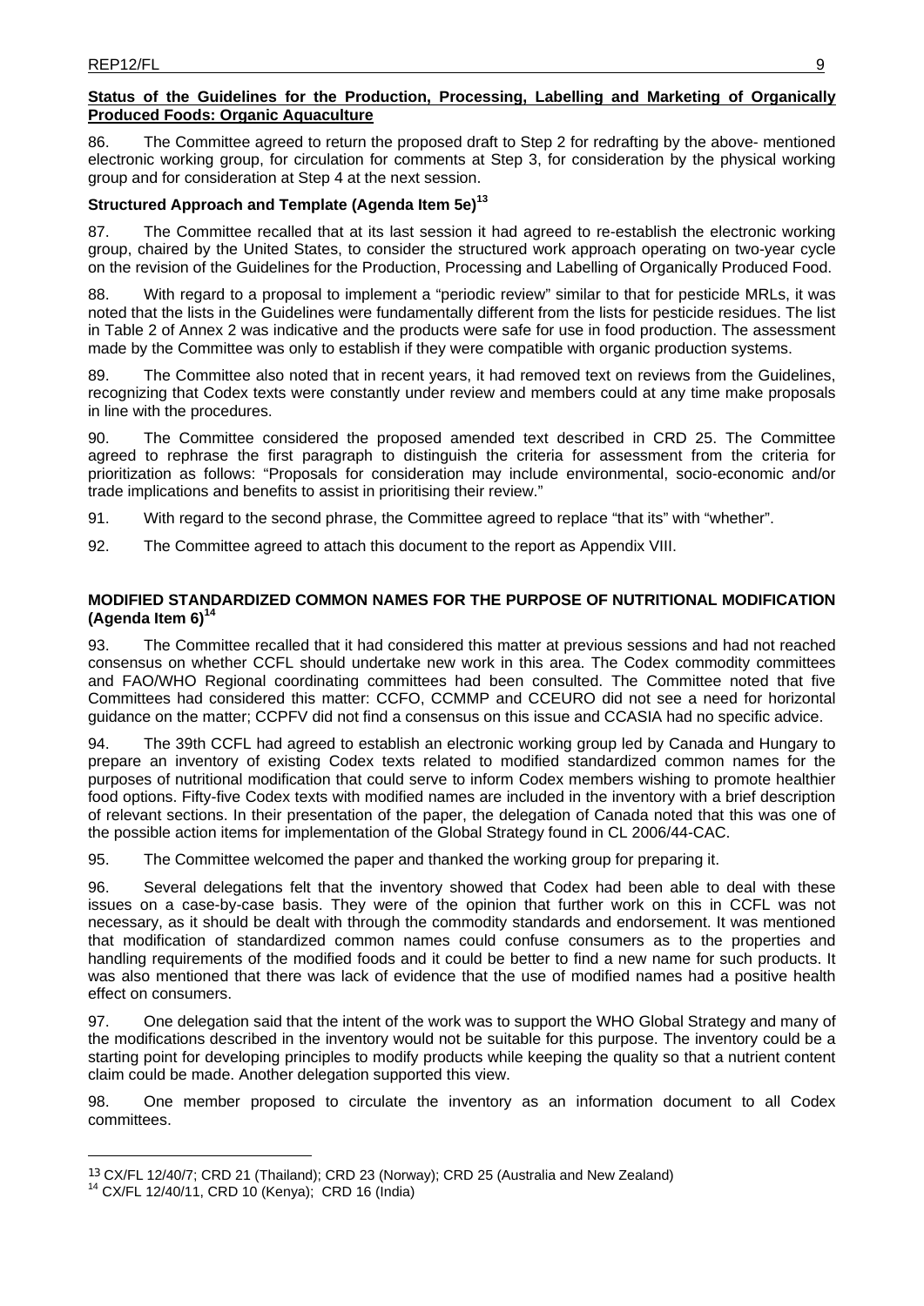**Status of the Guidelines for the Production, Processing, Labelling and Marketing of Organically Produced Foods: Organic Aquaculture**

86. The Committee agreed to return the proposed draft to Step 2 for redrafting by the above- mentioned electronic working group, for circulation for comments at Step 3, for consideration by the physical working group and for consideration at Step 4 at the next session.

**Structured Approach and Template (Agenda Item 5e)[13]**

87. The Committee recalled that at its last session it had agreed to re-establish the electronic working group, chaired by the United States, to consider the structured work approach operating on two-year cycle on the revision of the Guidelines for the Production, Processing and Labelling of Organically Produced Food.

88. With regard to a proposal to implement a "periodic review" similar to that for pesticide MRLs, it was noted that the lists in the Guidelines were fundamentally different from the lists for pesticide residues. The list in Table 2 of Annex 2 was indicative and the products were safe for use in food production. The assessment made by the Committee was only to establish if they were compatible with organic production systems.

89. The Committee also noted that in recent years, it had removed text on reviews from the Guidelines, recognizing that Codex texts were constantly under review and members could at any time make proposals in line with the procedures.

90. The Committee considered the proposed amended text described in CRD 25. The Committee agreed to rephrase the first paragraph to distinguish the criteria for assessment from the criteria for prioritization as follows: "Proposals for consideration may include environmental, socio-economic and/or trade implications and benefits to assist in prioritising their review."

91. With regard to the second phrase, the Committee agreed to replace "that its" with "whether".

92. The Committee agreed to attach this document to the report as Appendix VIII.

**MODIFIED STANDARDIZED COMMON NAMES FOR THE PURPOSE OF NUTRITIONAL MODIFICATION (Agenda Item 6)[14]**

93. The Committee recalled that it had considered this matter at previous sessions and had not reached consensus on whether CCFL should undertake new work in this area. The Codex commodity committees and FAO/WHO Regional coordinating committees had been consulted. The Committee noted that five Committees had considered this matter: CCFO, CCMMP and CCEURO did not see a need for horizontal guidance on the matter; CCPFV did not find a consensus on this issue and CCASIA had no specific advice.

94. The 39th CCFL had agreed to establish an electronic working group led by Canada and Hungary to prepare an inventory of existing Codex texts related to modified standardized common names for the purposes of nutritional modification that could serve to inform Codex members wishing to promote healthier food options. Fifty-five Codex texts with modified names are included in the inventory with a brief description of relevant sections. In their presentation of the paper, the delegation of Canada noted that this was one of the possible action items for implementation of the Global Strategy found in CL 2006/44-CAC.

95. The Committee welcomed the paper and thanked the working group for preparing it.

96. Several delegations felt that the inventory showed that Codex had been able to deal with these issues on a case-by-case basis. They were of the opinion that further work on this in CCFL was not necessary, as it should be dealt with through the commodity standards and endorsement. It was mentioned that modification of standardized common names could confuse consumers as to the properties and handling requirements of the modified foods and it could be better to find a new name for such products. It was also mentioned that there was lack of evidence that the use of modified names had a positive health effect on consumers.

97. One delegation said that the intent of the work was to support the WHO Global Strategy and many of the modifications described in the inventory would not be suitable for this purpose. The inventory could be a starting point for developing principles to modify products while keeping the quality so that a nutrient content claim could be made. Another delegation supported this view.

98. One member proposed to circulate the inventory as an information document to all Codex committees.

---

[13] CX/FL 12/40/7; CRD 21 (Thailand); CRD 23 (Norway); CRD 25 (Australia and New Zealand)

[14] CX/FL 12/40/11, CRD 10 (Kenya); CRD 16 (India)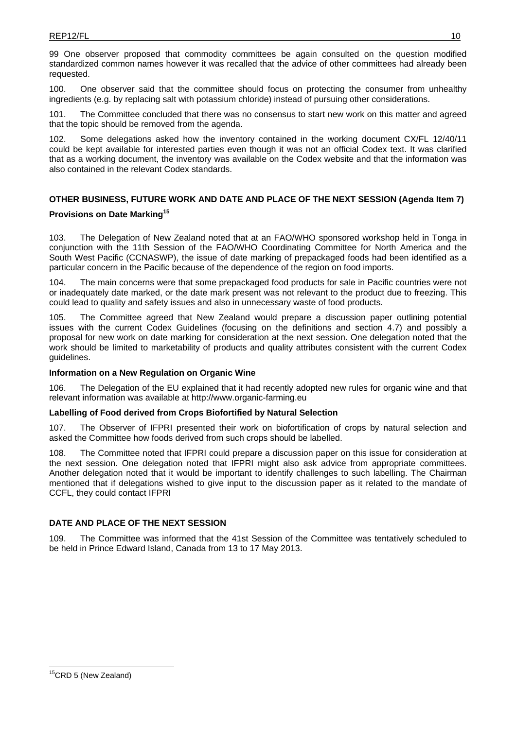99 One observer proposed that commodity committees be again consulted on the question modified standardized common names however it was recalled that the advice of other committees had already been requested.

100. One observer said that the committee should focus on protecting the consumer from unhealthy ingredients (e.g. by replacing salt with potassium chloride) instead of pursuing other considerations.

101. The Committee concluded that there was no consensus to start new work on this matter and agreed that the topic should be removed from the agenda.

102. Some delegations asked how the inventory contained in the working document CX/FL 12/40/11 could be kept available for interested parties even though it was not an official Codex text. It was clarified that as a working document, the inventory was available on the Codex website and that the information was also contained in the relevant Codex standards.

## OTHER BUSINESS, FUTURE WORK AND DATE AND PLACE OF THE NEXT SESSION (Agenda Item 7)

### Provisions on Date Marking[15]

103. The Delegation of New Zealand noted that at an FAO/WHO sponsored workshop held in Tonga in conjunction with the 11th Session of the FAO/WHO Coordinating Committee for North America and the South West Pacific (CCNASWP), the issue of date marking of prepackaged foods had been identified as a particular concern in the Pacific because of the dependence of the region on food imports.

104. The main concerns were that some prepackaged food products for sale in Pacific countries were not or inadequately date marked, or the date mark present was not relevant to the product due to freezing. This could lead to quality and safety issues and also in unnecessary waste of food products.

105. The Committee agreed that New Zealand would prepare a discussion paper outlining potential issues with the current Codex Guidelines (focusing on the definitions and section 4.7) and possibly a proposal for new work on date marking for consideration at the next session. One delegation noted that the work should be limited to marketability of products and quality attributes consistent with the current Codex guidelines.

### Information on a New Regulation on Organic Wine

106. The Delegation of the EU explained that it had recently adopted new rules for organic wine and that relevant information was available at http://www.organic-farming.eu

### Labelling of Food derived from Crops Biofortified by Natural Selection

107. The Observer of IFPRI presented their work on biofortification of crops by natural selection and asked the Committee how foods derived from such crops should be labelled.

108. The Committee noted that IFPRI could prepare a discussion paper on this issue for consideration at the next session. One delegation noted that IFPRI might also ask advice from appropriate committees. Another delegation noted that it would be important to identify challenges to such labelling. The Chairman mentioned that if delegations wished to give input to the discussion paper as it related to the mandate of CCFL, they could contact IFPRI

## DATE AND PLACE OF THE NEXT SESSION

109. The Committee was informed that the 41st Session of the Committee was tentatively scheduled to be held in Prince Edward Island, Canada from 13 to 17 May 2013.

---

[15] CRD 5 (New Zealand)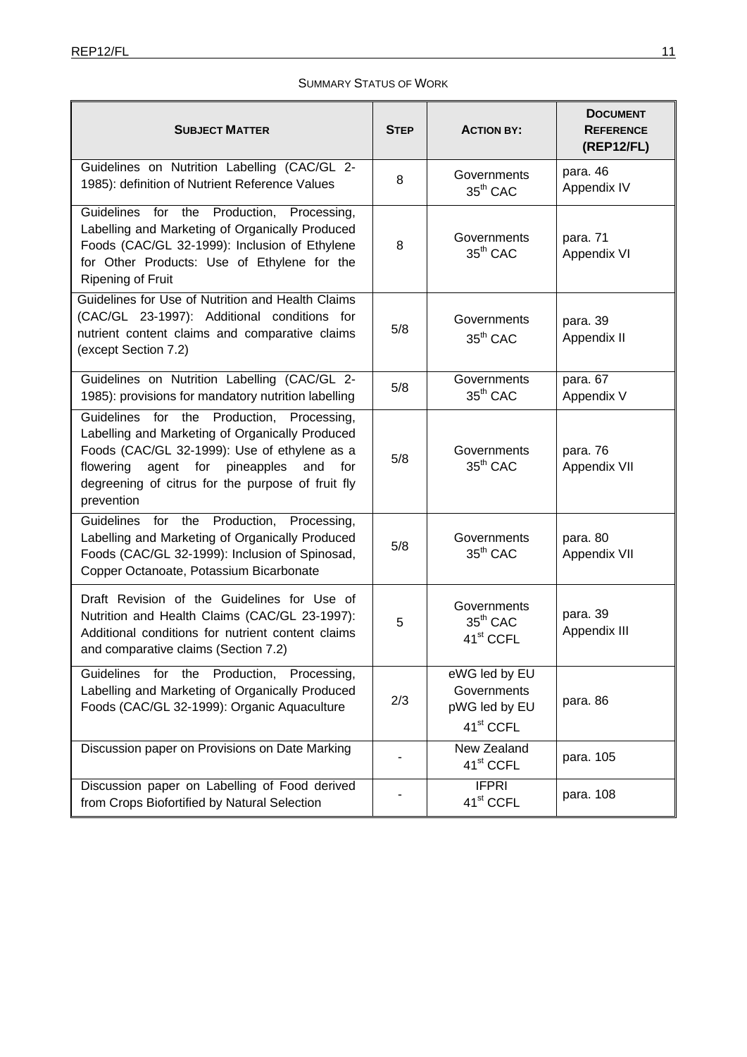SUMMARY STATUS OF WORK

| SUBJECT MATTER | STEP | ACTION BY: | DOCUMENT REFERENCE (REP12/FL) |
|---|---|---|---|
| Guidelines on Nutrition Labelling (CAC/GL 2-1985): definition of Nutrient Reference Values | 8 | Governments 35th CAC | para. 46 Appendix IV |
| Guidelines for the Production, Processing, Labelling and Marketing of Organically Produced Foods (CAC/GL 32-1999): Inclusion of Ethylene for Other Products: Use of Ethylene for the Ripening of Fruit | 8 | Governments 35th CAC | para. 71 Appendix VI |
| Guidelines for Use of Nutrition and Health Claims (CAC/GL 23-1997): Additional conditions for nutrient content claims and comparative claims (except Section 7.2) | 5/8 | Governments 35th CAC | para. 39 Appendix II |
| Guidelines on Nutrition Labelling (CAC/GL 2-1985): provisions for mandatory nutrition labelling | 5/8 | Governments 35th CAC | para. 67 Appendix V |
| Guidelines for the Production, Processing, Labelling and Marketing of Organically Produced Foods (CAC/GL 32-1999): Use of ethylene as a flowering agent for pineapples and for degreening of citrus for the purpose of fruit fly prevention | 5/8 | Governments 35th CAC | para. 76 Appendix VII |
| Guidelines for the Production, Processing, Labelling and Marketing of Organically Produced Foods (CAC/GL 32-1999): Inclusion of Spinosad, Copper Octanoate, Potassium Bicarbonate | 5/8 | Governments 35th CAC | para. 80 Appendix VII |
| Draft Revision of the Guidelines for Use of Nutrition and Health Claims (CAC/GL 23-1997): Additional conditions for nutrient content claims and comparative claims (Section 7.2) | 5 | Governments 35th CAC 41st CCFL | para. 39 Appendix III |
| Guidelines for the Production, Processing, Labelling and Marketing of Organically Produced Foods (CAC/GL 32-1999): Organic Aquaculture | 2/3 | eWG led by EU Governments pWG led by EU 41st CCFL | para. 86 |
| Discussion paper on Provisions on Date Marking | - | New Zealand 41st CCFL | para. 105 |
| Discussion paper on Labelling of Food derived from Crops Biofortified by Natural Selection | - | IFPRI 41st CCFL | para. 108 |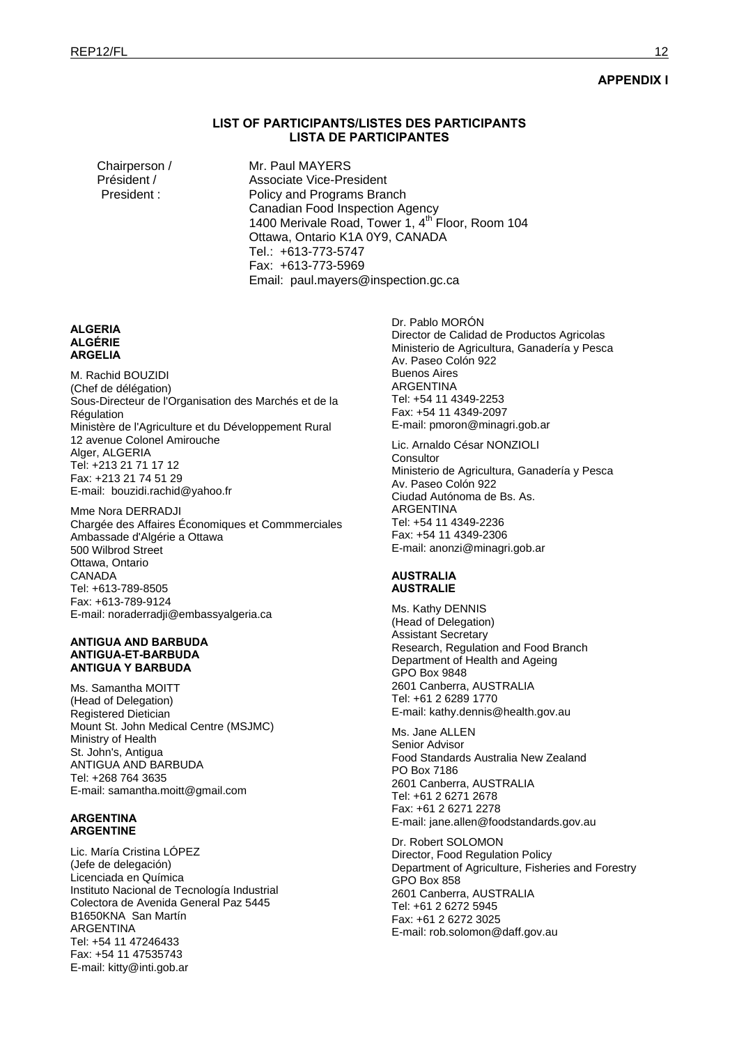**APPENDIX I**

## LIST OF PARTICIPANTS/LISTES DES PARTICIPANTS
## LISTA DE PARTICIPANTES

Chairperson /
Président /
President :

Mr. Paul MAYERS
Associate Vice-President
Policy and Programs Branch
Canadian Food Inspection Agency
1400 Merivale Road, Tower 1, 4th Floor, Room 104
Ottawa, Ontario K1A 0Y9, CANADA
Tel.: +613-773-5747
Fax: +613-773-5969
Email: paul.mayers@inspection.gc.ca

**ALGERIA**
**ALGÉRIE**
**ARGELIA**

M. Rachid BOUZIDI
(Chef de délégation)
Sous-Directeur de l'Organisation des Marchés et de la Régulation
Ministère de l'Agriculture et du Développement Rural
12 avenue Colonel Amirouche
Alger, ALGERIA
Tel: +213 21 71 17 12
Fax: +213 21 74 51 29
E-mail: bouzidi.rachid@yahoo.fr

Mme Nora DERRADJI
Chargée des Affaires Économiques et Commmerciales
Ambassade d'Algérie a Ottawa
500 Wilbrod Street
Ottawa, Ontario
CANADA
Tel: +613-789-8505
Fax: +613-789-9124
E-mail: noraderradji@embassyalgeria.ca

**ANTIGUA AND BARBUDA**
**ANTIGUA-ET-BARBUDA**
**ANTIGUA Y BARBUDA**

Ms. Samantha MOITT
(Head of Delegation)
Registered Dietician
Mount St. John Medical Centre (MSJMC)
Ministry of Health
St. John's, Antigua
ANTIGUA AND BARBUDA
Tel: +268 764 3635
E-mail: samantha.moitt@gmail.com

**ARGENTINA**
**ARGENTINE**

Lic. María Cristina LÓPEZ
(Jefe de delegación)
Licenciada en Química
Instituto Nacional de Tecnología Industrial
Colectora de Avenida General Paz 5445
B1650KNA San Martín
ARGENTINA
Tel: +54 11 47246433
Fax: +54 11 47535743
E-mail: kitty@inti.gob.ar

Dr. Pablo MORÓN
Director de Calidad de Productos Agricolas
Ministerio de Agricultura, Ganadería y Pesca
Av. Paseo Colón 922
Buenos Aires
ARGENTINA
Tel: +54 11 4349-2253
Fax: +54 11 4349-2097
E-mail: pmoron@minagri.gob.ar

Lic. Arnaldo César NONZIOLI
Consultor
Ministerio de Agricultura, Ganadería y Pesca
Av. Paseo Colón 922
Ciudad Autónoma de Bs. As.
ARGENTINA
Tel: +54 11 4349-2236
Fax: +54 11 4349-2306
E-mail: anonzi@minagri.gob.ar

**AUSTRALIA**
**AUSTRALIE**

Ms. Kathy DENNIS
(Head of Delegation)
Assistant Secretary
Research, Regulation and Food Branch
Department of Health and Ageing
GPO Box 9848
2601 Canberra, AUSTRALIA
Tel: +61 2 6289 1770
E-mail: kathy.dennis@health.gov.au

Ms. Jane ALLEN
Senior Advisor
Food Standards Australia New Zealand
PO Box 7186
2601 Canberra, AUSTRALIA
Tel: +61 2 6271 2678
Fax: +61 2 6271 2278
E-mail: jane.allen@foodstandards.gov.au

Dr. Robert SOLOMON
Director, Food Regulation Policy
Department of Agriculture, Fisheries and Forestry
GPO Box 858
2601 Canberra, AUSTRALIA
Tel: +61 2 6272 5945
Fax: +61 2 6272 3025
E-mail: rob.solomon@daff.gov.au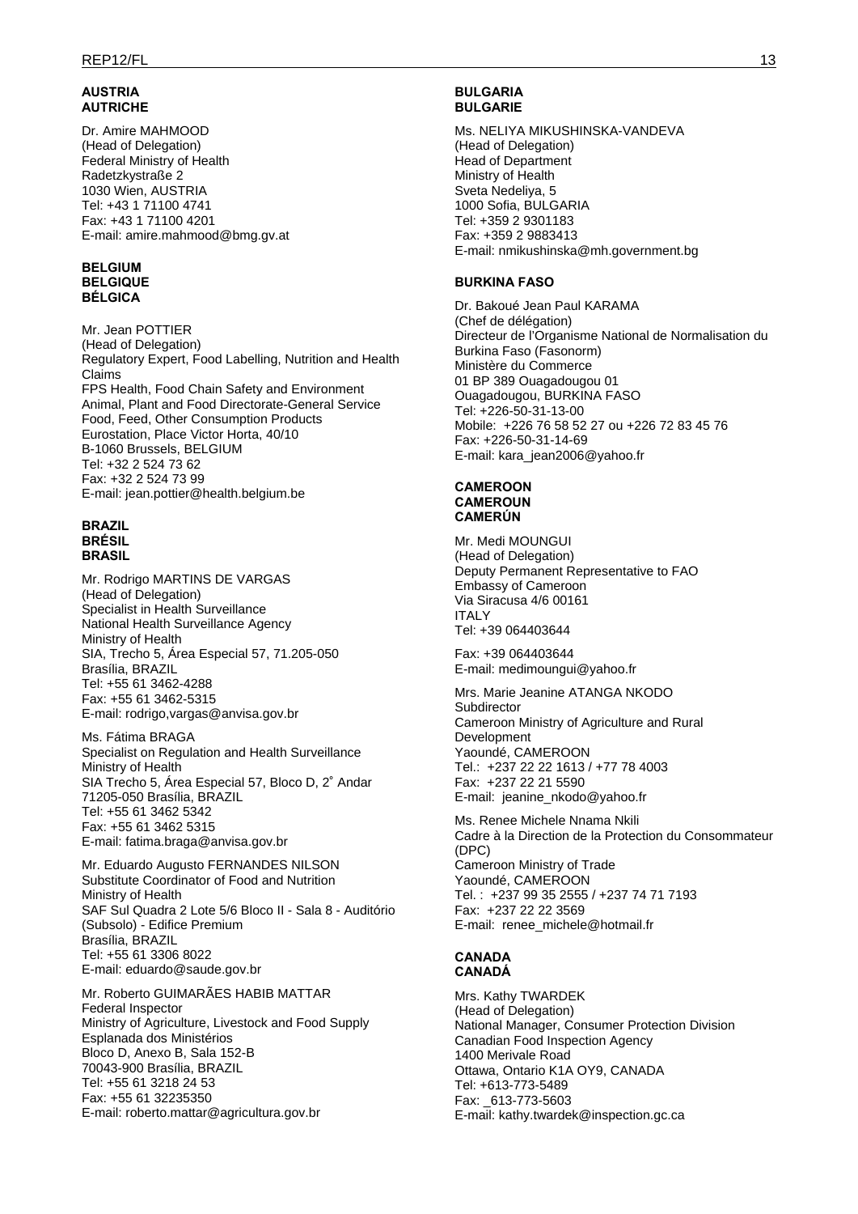**AUSTRIA**
**AUTRICHE**

Dr. Amire MAHMOOD
(Head of Delegation)
Federal Ministry of Health
Radetzkystraße 2
1030 Wien, AUSTRIA
Tel: +43 1 71100 4741
Fax: +43 1 71100 4201
E-mail: amire.mahmood@bmg.gv.at

**BELGIUM**
**BELGIQUE**
**BÉLGICA**

Mr. Jean POTTIER
(Head of Delegation)
Regulatory Expert, Food Labelling, Nutrition and Health Claims
FPS Health, Food Chain Safety and Environment
Animal, Plant and Food Directorate-General Service
Food, Feed, Other Consumption Products
Eurostation, Place Victor Horta, 40/10
B-1060 Brussels, BELGIUM
Tel: +32 2 524 73 62
Fax: +32 2 524 73 99
E-mail: jean.pottier@health.belgium.be

**BRAZIL**
**BRÉSIL**
**BRASIL**

Mr. Rodrigo MARTINS DE VARGAS
(Head of Delegation)
Specialist in Health Surveillance
National Health Surveillance Agency
Ministry of Health
SIA, Trecho 5, Área Especial 57, 71.205-050
Brasília, BRAZIL
Tel: +55 61 3462-4288
Fax: +55 61 3462-5315
E-mail: rodrigo,vargas@anvisa.gov.br

Ms. Fátima BRAGA
Specialist on Regulation and Health Surveillance
Ministry of Health
SIA Trecho 5, Área Especial 57, Bloco D, 2˚ Andar
71205-050 Brasília, BRAZIL
Tel: +55 61 3462 5342
Fax: +55 61 3462 5315
E-mail: fatima.braga@anvisa.gov.br

Mr. Eduardo Augusto FERNANDES NILSON
Substitute Coordinator of Food and Nutrition
Ministry of Health
SAF Sul Quadra 2 Lote 5/6 Bloco II - Sala 8 - Auditório (Subsolo) - Edifice Premium
Brasília, BRAZIL
Tel: +55 61 3306 8022
E-mail: eduardo@saude.gov.br

Mr. Roberto GUIMARÃES HABIB MATTAR
Federal Inspector
Ministry of Agriculture, Livestock and Food Supply
Esplanada dos Ministérios
Bloco D, Anexo B, Sala 152-B
70043-900 Brasília, BRAZIL
Tel: +55 61 3218 24 53
Fax: +55 61 32235350
E-mail: roberto.mattar@agricultura.gov.br

**BULGARIA**
**BULGARIE**

Ms. NELIYA MIKUSHINSKA-VANDEVA
(Head of Delegation)
Head of Department
Ministry of Health
Sveta Nedeliya, 5
1000 Sofia, BULGARIA
Tel: +359 2 9301183
Fax: +359 2 9883413
E-mail: nmikushinska@mh.government.bg

**BURKINA FASO**

Dr. Bakoué Jean Paul KARAMA
(Chef de délégation)
Directeur de l'Organisme National de Normalisation du Burkina Faso (Fasonorm)
Ministère du Commerce
01 BP 389 Ouagadougou 01
Ouagadougou, BURKINA FASO
Tel: +226-50-31-13-00
Mobile: +226 76 58 52 27 ou +226 72 83 45 76
Fax: +226-50-31-14-69
E-mail: kara_jean2006@yahoo.fr

**CAMEROON**
**CAMEROUN**
**CAMERÚN**

Mr. Medi MOUNGUI
(Head of Delegation)
Deputy Permanent Representative to FAO
Embassy of Cameroon
Via Siracusa 4/6 00161
ITALY
Tel: +39 064403644

Fax: +39 064403644
E-mail: medimoungui@yahoo.fr

Mrs. Marie Jeanine ATANGA NKODO
Subdirector
Cameroon Ministry of Agriculture and Rural Development
Yaoundé, CAMEROON
Tel.: +237 22 22 1613 / +77 78 4003
Fax: +237 22 21 5590
E-mail: jeanine_nkodo@yahoo.fr

Ms. Renee Michele Nnama Nkili
Cadre à la Direction de la Protection du Consommateur (DPC)
Cameroon Ministry of Trade
Yaoundé, CAMEROON
Tel. : +237 99 35 2555 / +237 74 71 7193
Fax: +237 22 22 3569
E-mail: renee_michele@hotmail.fr

**CANADA**
**CANADÁ**

Mrs. Kathy TWARDEK
(Head of Delegation)
National Manager, Consumer Protection Division
Canadian Food Inspection Agency
1400 Merivale Road
Ottawa, Ontario K1A OY9, CANADA
Tel: +613-773-5489
Fax: _613-773-5603
E-mail: kathy.twardek@inspection.gc.ca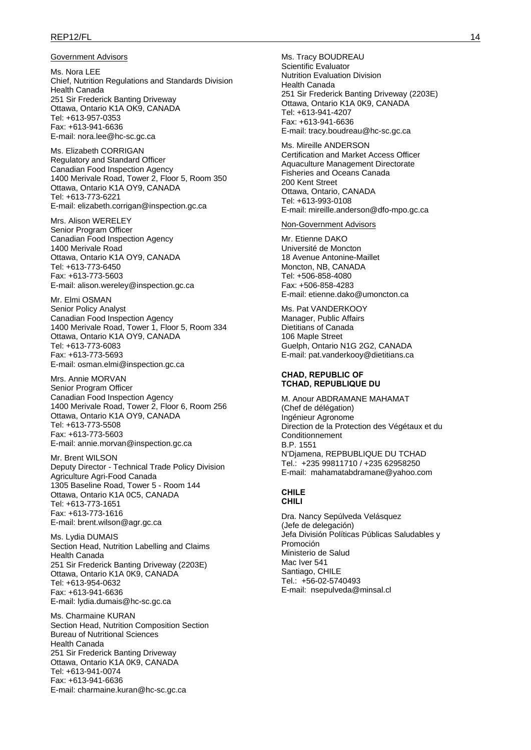Government Advisors

Ms. Nora LEE
Chief, Nutrition Regulations and Standards Division
Health Canada
251 Sir Frederick Banting Driveway
Ottawa, Ontario K1A OK9, CANADA
Tel: +613-957-0353
Fax: +613-941-6636
E-mail: nora.lee@hc-sc.gc.ca

Ms. Elizabeth CORRIGAN
Regulatory and Standard Officer
Canadian Food Inspection Agency
1400 Merivale Road, Tower 2, Floor 5, Room 350
Ottawa, Ontario K1A OY9, CANADA
Tel: +613-773-6221
E-mail: elizabeth.corrigan@inspection.gc.ca

Mrs. Alison WERELEY
Senior Program Officer
Canadian Food Inspection Agency
1400 Merivale Road
Ottawa, Ontario K1A OY9, CANADA
Tel: +613-773-6450
Fax: +613-773-5603
E-mail: alison.wereley@inspection.gc.ca

Mr. Elmi OSMAN
Senior Policy Analyst
Canadian Food Inspection Agency
1400 Merivale Road, Tower 1, Floor 5, Room 334
Ottawa, Ontario K1A OY9, CANADA
Tel: +613-773-6083
Fax: +613-773-5693
E-mail: osman.elmi@inspection.gc.ca

Mrs. Annie MORVAN
Senior Program Officer
Canadian Food Inspection Agency
1400 Merivale Road, Tower 2, Floor 6, Room 256
Ottawa, Ontario K1A OY9, CANADA
Tel: +613-773-5508
Fax: +613-773-5603
E-mail: annie.morvan@inspection.gc.ca

Mr. Brent WILSON
Deputy Director - Technical Trade Policy Division
Agriculture Agri-Food Canada
1305 Baseline Road, Tower 5 - Room 144
Ottawa, Ontario K1A 0C5, CANADA
Tel: +613-773-1651
Fax: +613-773-1616
E-mail: brent.wilson@agr.gc.ca

Ms. Lydia DUMAIS
Section Head, Nutrition Labelling and Claims
Health Canada
251 Sir Frederick Banting Driveway (2203E)
Ottawa, Ontario K1A 0K9, CANADA
Tel: +613-954-0632
Fax: +613-941-6636
E-mail: lydia.dumais@hc-sc.gc.ca

Ms. Charmaine KURAN
Section Head, Nutrition Composition Section
Bureau of Nutritional Sciences
Health Canada
251 Sir Frederick Banting Driveway
Ottawa, Ontario K1A 0K9, CANADA
Tel: +613-941-0074
Fax: +613-941-6636
E-mail: charmaine.kuran@hc-sc.gc.ca

Ms. Tracy BOUDREAU
Scientific Evaluator
Nutrition Evaluation Division
Health Canada
251 Sir Frederick Banting Driveway (2203E)
Ottawa, Ontario K1A 0K9, CANADA
Tel: +613-941-4207
Fax: +613-941-6636
E-mail: tracy.boudreau@hc-sc.gc.ca

Ms. Mireille ANDERSON
Certification and Market Access Officer
Aquaculture Management Directorate
Fisheries and Oceans Canada
200 Kent Street
Ottawa, Ontario, CANADA
Tel: +613-993-0108
E-mail: mireille.anderson@dfo-mpo.gc.ca

Non-Government Advisors

Mr. Etienne DAKO
Université de Moncton
18 Avenue Antonine-Maillet
Moncton, NB, CANADA
Tel: +506-858-4080
Fax: +506-858-4283
E-mail: etienne.dako@umoncton.ca

Ms. Pat VANDERKOOY
Manager, Public Affairs
Dietitians of Canada
106 Maple Street
Guelph, Ontario N1G 2G2, CANADA
E-mail: pat.vanderkooy@dietitians.ca

**CHAD, REPUBLIC OF**
**TCHAD, REPUBLIQUE DU**

M. Anour ABDRAMANE MAHAMAT
(Chef de délégation)
Ingénieur Agronome
Direction de la Protection des Végétaux et du Conditionnement
B.P. 1551
N'Djamena, REPBUBLIQUE DU TCHAD
Tel.: +235 99811710 / +235 62958250
E-mail: mahamatabdramane@yahoo.com

**CHILE**
**CHILI**

Dra. Nancy Sepúlveda Velásquez
(Jefe de delegación)
Jefa División Políticas Públicas Saludables y Promoción
Ministerio de Salud
Mac Iver 541
Santiago, CHILE
Tel.: +56-02-5740493
E-mail: nsepulveda@minsal.cl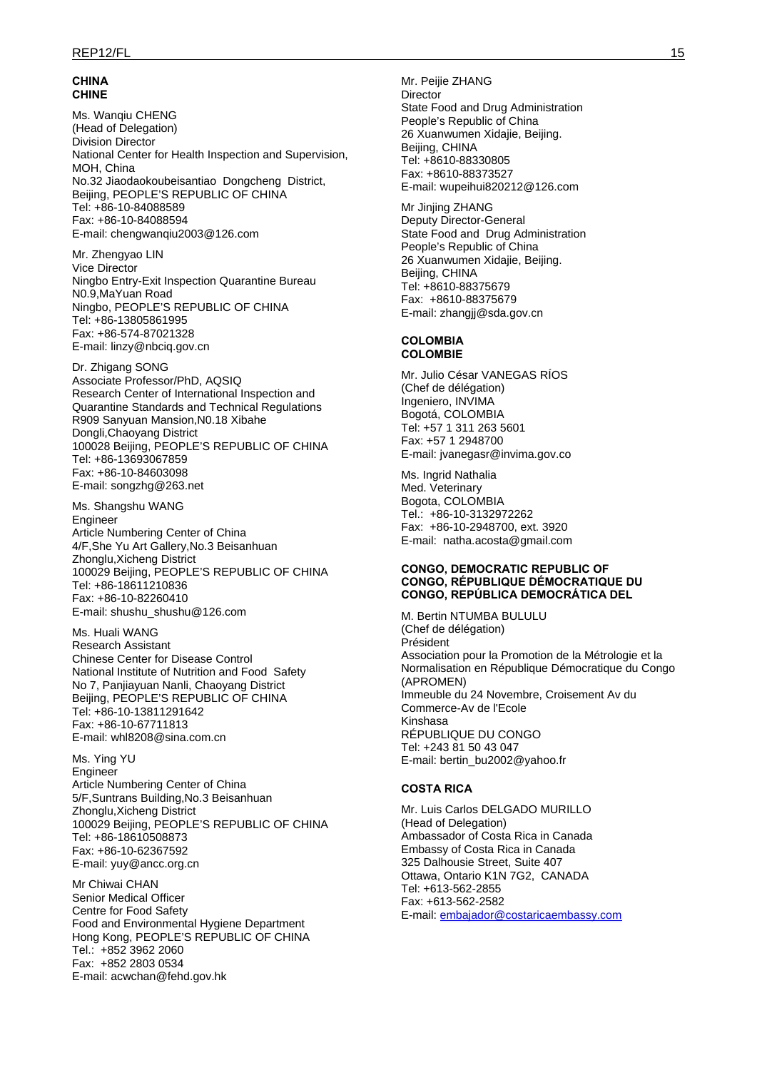**CHINA**
**CHINE**

Ms. Wanqiu CHENG
(Head of Delegation)
Division Director
National Center for Health Inspection and Supervision, MOH, China
No.32 Jiaodaokoubeisantiao Dongcheng District,
Beijing, PEOPLE'S REPUBLIC OF CHINA
Tel: +86-10-84088589
Fax: +86-10-84088594
E-mail: chengwanqiu2003@126.com

Mr. Zhengyao LIN
Vice Director
Ningbo Entry-Exit Inspection Quarantine Bureau
N0.9,MaYuan Road
Ningbo, PEOPLE'S REPUBLIC OF CHINA
Tel: +86-13805861995
Fax: +86-574-87021328
E-mail: linzy@nbciq.gov.cn

Dr. Zhigang SONG
Associate Professor/PhD, AQSIQ
Research Center of International Inspection and Quarantine Standards and Technical Regulations
R909 Sanyuan Mansion,N0.18 Xibahe
Dongli,Chaoyang District
100028 Beijing, PEOPLE'S REPUBLIC OF CHINA
Tel: +86-13693067859
Fax: +86-10-84603098
E-mail: songzhg@263.net

Ms. Shangshu WANG
Engineer
Article Numbering Center of China
4/F,She Yu Art Gallery,No.3 Beisanhuan
Zhonglu,Xicheng District
100029 Beijing, PEOPLE'S REPUBLIC OF CHINA
Tel: +86-18611210836
Fax: +86-10-82260410
E-mail: shushu_shushu@126.com

Ms. Huali WANG
Research Assistant
Chinese Center for Disease Control
National Institute of Nutrition and Food Safety
No 7, Panjiayuan Nanli, Chaoyang District
Beijing, PEOPLE'S REPUBLIC OF CHINA
Tel: +86-10-13811291642
Fax: +86-10-67711813
E-mail: whl8208@sina.com.cn

Ms. Ying YU
Engineer
Article Numbering Center of China
5/F,Suntrans Building,No.3 Beisanhuan
Zhonglu,Xicheng District
100029 Beijing, PEOPLE'S REPUBLIC OF CHINA
Tel: +86-18610508873
Fax: +86-10-62367592
E-mail: yuy@ancc.org.cn

Mr Chiwai CHAN
Senior Medical Officer
Centre for Food Safety
Food and Environmental Hygiene Department
Hong Kong, PEOPLE'S REPUBLIC OF CHINA
Tel.: +852 3962 2060
Fax: +852 2803 0534
E-mail: acwchan@fehd.gov.hk

Mr. Peijie ZHANG
Director
State Food and Drug Administration
People's Republic of China
26 Xuanwumen Xidajie, Beijing.
Beijing, CHINA
Tel: +8610-88330805
Fax: +8610-88373527
E-mail: wupeihui820212@126.com

Mr Jinjing ZHANG
Deputy Director-General
State Food and Drug Administration
People's Republic of China
26 Xuanwumen Xidajie, Beijing.
Beijing, CHINA
Tel: +8610-88375679
Fax: +8610-88375679
E-mail: zhangjj@sda.gov.cn

**COLOMBIA**
**COLOMBIE**

Mr. Julio César VANEGAS RÍOS
(Chef de délégation)
Ingeniero, INVIMA
Bogotá, COLOMBIA
Tel: +57 1 311 263 5601
Fax: +57 1 2948700
E-mail: jvanegasr@invima.gov.co

Ms. Ingrid Nathalia
Med. Veterinary
Bogota, COLOMBIA
Tel.: +86-10-3132972262
Fax: +86-10-2948700, ext. 3920
E-mail: natha.acosta@gmail.com

**CONGO, DEMOCRATIC REPUBLIC OF**
**CONGO, RÉPUBLIQUE DÉMOCRATIQUE DU**
**CONGO, REPÚBLICA DEMOCRÁTICA DEL**

M. Bertin NTUMBA BULULU
(Chef de délégation)
Président
Association pour la Promotion de la Métrologie et la Normalisation en République Démocratique du Congo (APROMEN)
Immeuble du 24 Novembre, Croisement Av du Commerce-Av de l'Ecole
Kinshasa
RÉPUBLIQUE DU CONGO
Tel: +243 81 50 43 047
E-mail: bertin_bu2002@yahoo.fr

**COSTA RICA**

Mr. Luis Carlos DELGADO MURILLO
(Head of Delegation)
Ambassador of Costa Rica in Canada
Embassy of Costa Rica in Canada
325 Dalhousie Street, Suite 407
Ottawa, Ontario K1N 7G2, CANADA
Tel: +613-562-2855
Fax: +613-562-2582
E-mail: embajador@costaricaembassy.com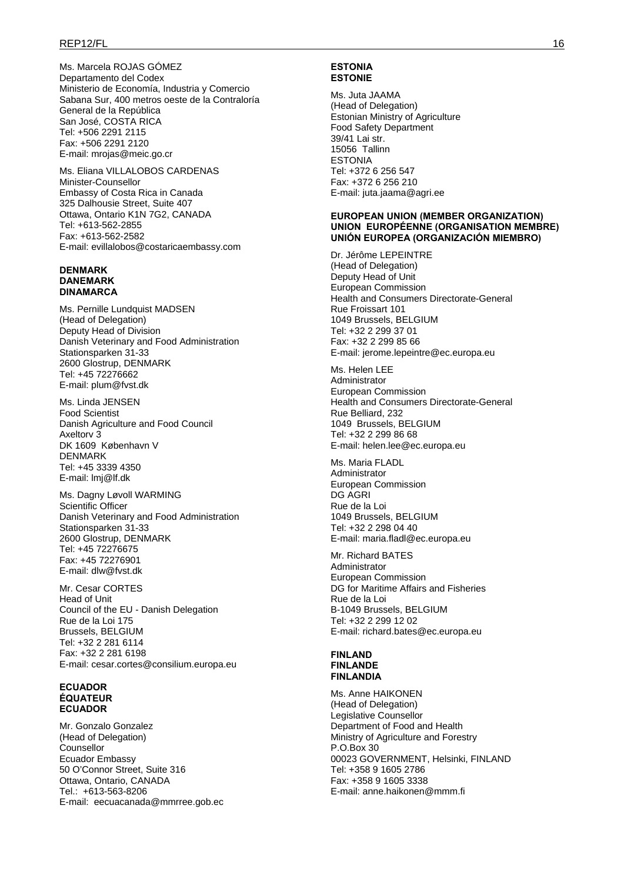Ms. Marcela ROJAS GÓMEZ
Departamento del Codex
Ministerio de Economía, Industria y Comercio
Sabana Sur, 400 metros oeste de la Contraloría General de la República
San José, COSTA RICA
Tel: +506 2291 2115
Fax: +506 2291 2120
E-mail: mrojas@meic.go.cr

Ms. Eliana VILLALOBOS CARDENAS
Minister-Counsellor
Embassy of Costa Rica in Canada
325 Dalhousie Street, Suite 407
Ottawa, Ontario K1N 7G2, CANADA
Tel: +613-562-2855
Fax: +613-562-2582
E-mail: evillalobos@costaricaembassy.com

**DENMARK**
**DANEMARK**
**DINAMARCA**

Ms. Pernille Lundquist MADSEN
(Head of Delegation)
Deputy Head of Division
Danish Veterinary and Food Administration
Stationsparken 31-33
2600 Glostrup, DENMARK
Tel: +45 72276662
E-mail: plum@fvst.dk

Ms. Linda JENSEN
Food Scientist
Danish Agriculture and Food Council
Axeltorv 3
DK 1609 København V
DENMARK
Tel: +45 3339 4350
E-mail: lmj@lf.dk

Ms. Dagny Løvoll WARMING
Scientific Officer
Danish Veterinary and Food Administration
Stationsparken 31-33
2600 Glostrup, DENMARK
Tel: +45 72276675
Fax: +45 72276901
E-mail: dlw@fvst.dk

Mr. Cesar CORTES
Head of Unit
Council of the EU - Danish Delegation
Rue de la Loi 175
Brussels, BELGIUM
Tel: +32 2 281 6114
Fax: +32 2 281 6198
E-mail: cesar.cortes@consilium.europa.eu

**ECUADOR**
**ÉQUATEUR**
**ECUADOR**

Mr. Gonzalo Gonzalez
(Head of Delegation)
Counsellor
Ecuador Embassy
50 O'Connor Street, Suite 316
Ottawa, Ontario, CANADA
Tel.: +613-563-8206
E-mail: eecuacanada@mmrree.gob.ec

**ESTONIA**
**ESTONIE**

Ms. Juta JAAMA
(Head of Delegation)
Estonian Ministry of Agriculture
Food Safety Department
39/41 Lai str.
15056 Tallinn
ESTONIA
Tel: +372 6 256 547
Fax: +372 6 256 210
E-mail: juta.jaama@agri.ee

**EUROPEAN UNION (MEMBER ORGANIZATION)**
**UNION EUROPÉENNE (ORGANISATION MEMBRE)**
**UNIÓN EUROPEA (ORGANIZACIÓN MIEMBRO)**

Dr. Jérôme LEPEINTRE
(Head of Delegation)
Deputy Head of Unit
European Commission
Health and Consumers Directorate-General
Rue Froissart 101
1049 Brussels, BELGIUM
Tel: +32 2 299 37 01
Fax: +32 2 299 85 66
E-mail: jerome.lepeintre@ec.europa.eu

Ms. Helen LEE
Administrator
European Commission
Health and Consumers Directorate-General
Rue Belliard, 232
1049 Brussels, BELGIUM
Tel: +32 2 299 86 68
E-mail: helen.lee@ec.europa.eu

Ms. Maria FLADL
Administrator
European Commission
DG AGRI
Rue de la Loi
1049 Brussels, BELGIUM
Tel: +32 2 298 04 40
E-mail: maria.fladl@ec.europa.eu

Mr. Richard BATES
Administrator
European Commission
DG for Maritime Affairs and Fisheries
Rue de la Loi
B-1049 Brussels, BELGIUM
Tel: +32 2 299 12 02
E-mail: richard.bates@ec.europa.eu

**FINLAND**
**FINLANDE**
**FINLANDIA**

Ms. Anne HAIKONEN
(Head of Delegation)
Legislative Counsellor
Department of Food and Health
Ministry of Agriculture and Forestry
P.O.Box 30
00023 GOVERNMENT, Helsinki, FINLAND
Tel: +358 9 1605 2786
Fax: +358 9 1605 3338
E-mail: anne.haikonen@mmm.fi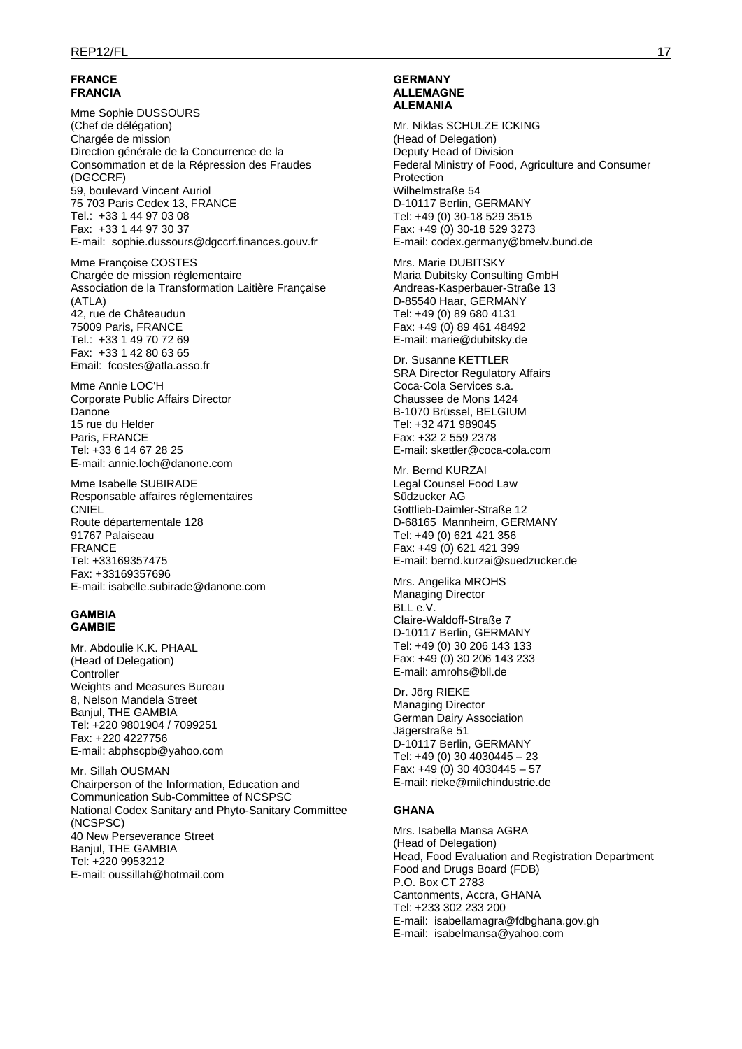**FRANCE**
**FRANCIA**

Mme Sophie DUSSOURS
(Chef de délégation)
Chargée de mission
Direction générale de la Concurrence de la Consommation et de la Répression des Fraudes (DGCCRF)
59, boulevard Vincent Auriol
75 703 Paris Cedex 13, FRANCE
Tel.: +33 1 44 97 03 08
Fax: +33 1 44 97 30 37
E-mail: sophie.dussours@dgccrf.finances.gouv.fr

Mme Françoise COSTES
Chargée de mission réglementaire
Association de la Transformation Laitière Française (ATLA)
42, rue de Châteaudun
75009 Paris, FRANCE
Tel.: +33 1 49 70 72 69
Fax: +33 1 42 80 63 65
Email: fcostes@atla.asso.fr

Mme Annie LOC'H
Corporate Public Affairs Director
Danone
15 rue du Helder
Paris, FRANCE
Tel: +33 6 14 67 28 25
E-mail: annie.loch@danone.com

Mme Isabelle SUBIRADE
Responsable affaires réglementaires
CNIEL
Route départementale 128
91767 Palaiseau
FRANCE
Tel: +33169357475
Fax: +33169357696
E-mail: isabelle.subirade@danone.com

**GAMBIA**
**GAMBIE**

Mr. Abdoulie K.K. PHAAL
(Head of Delegation)
Controller
Weights and Measures Bureau
8, Nelson Mandela Street
Banjul, THE GAMBIA
Tel: +220 9801904 / 7099251
Fax: +220 4227756
E-mail: abphscpb@yahoo.com

Mr. Sillah OUSMAN
Chairperson of the Information, Education and Communication Sub-Committee of NCSPSC
National Codex Sanitary and Phyto-Sanitary Committee (NCSPSC)
40 New Perseverance Street
Banjul, THE GAMBIA
Tel: +220 9953212
E-mail: oussillah@hotmail.com

**GERMANY**
**ALLEMAGNE**
**ALEMANIA**

Mr. Niklas SCHULZE ICKING
(Head of Delegation)
Deputy Head of Division
Federal Ministry of Food, Agriculture and Consumer Protection
Wilhelmstraße 54
D-10117 Berlin, GERMANY
Tel: +49 (0) 30-18 529 3515
Fax: +49 (0) 30-18 529 3273
E-mail: codex.germany@bmelv.bund.de

Mrs. Marie DUBITSKY
Maria Dubitsky Consulting GmbH
Andreas-Kasperbauer-Straße 13
D-85540 Haar, GERMANY
Tel: +49 (0) 89 680 4131
Fax: +49 (0) 89 461 48492
E-mail: marie@dubitsky.de

Dr. Susanne KETTLER
SRA Director Regulatory Affairs
Coca-Cola Services s.a.
Chaussee de Mons 1424
B-1070 Brüssel, BELGIUM
Tel: +32 471 989045
Fax: +32 2 559 2378
E-mail: skettler@coca-cola.com

Mr. Bernd KURZAI
Legal Counsel Food Law
Südzucker AG
Gottlieb-Daimler-Straße 12
D-68165 Mannheim, GERMANY
Tel: +49 (0) 621 421 356
Fax: +49 (0) 621 421 399
E-mail: bernd.kurzai@suedzucker.de

Mrs. Angelika MROHS
Managing Director
BLL e.V.
Claire-Waldoff-Straße 7
D-10117 Berlin, GERMANY
Tel: +49 (0) 30 206 143 133
Fax: +49 (0) 30 206 143 233
E-mail: amrohs@bll.de

Dr. Jörg RIEKE
Managing Director
German Dairy Association
Jägerstraße 51
D-10117 Berlin, GERMANY
Tel: +49 (0) 30 4030445 – 23
Fax: +49 (0) 30 4030445 – 57
E-mail: rieke@milchindustrie.de

**GHANA**

Mrs. Isabella Mansa AGRA
(Head of Delegation)
Head, Food Evaluation and Registration Department
Food and Drugs Board (FDB)
P.O. Box CT 2783
Cantonments, Accra, GHANA
Tel: +233 302 233 200
E-mail: isabellamagra@fdbghana.gov.gh
E-mail: isabelmansa@yahoo.com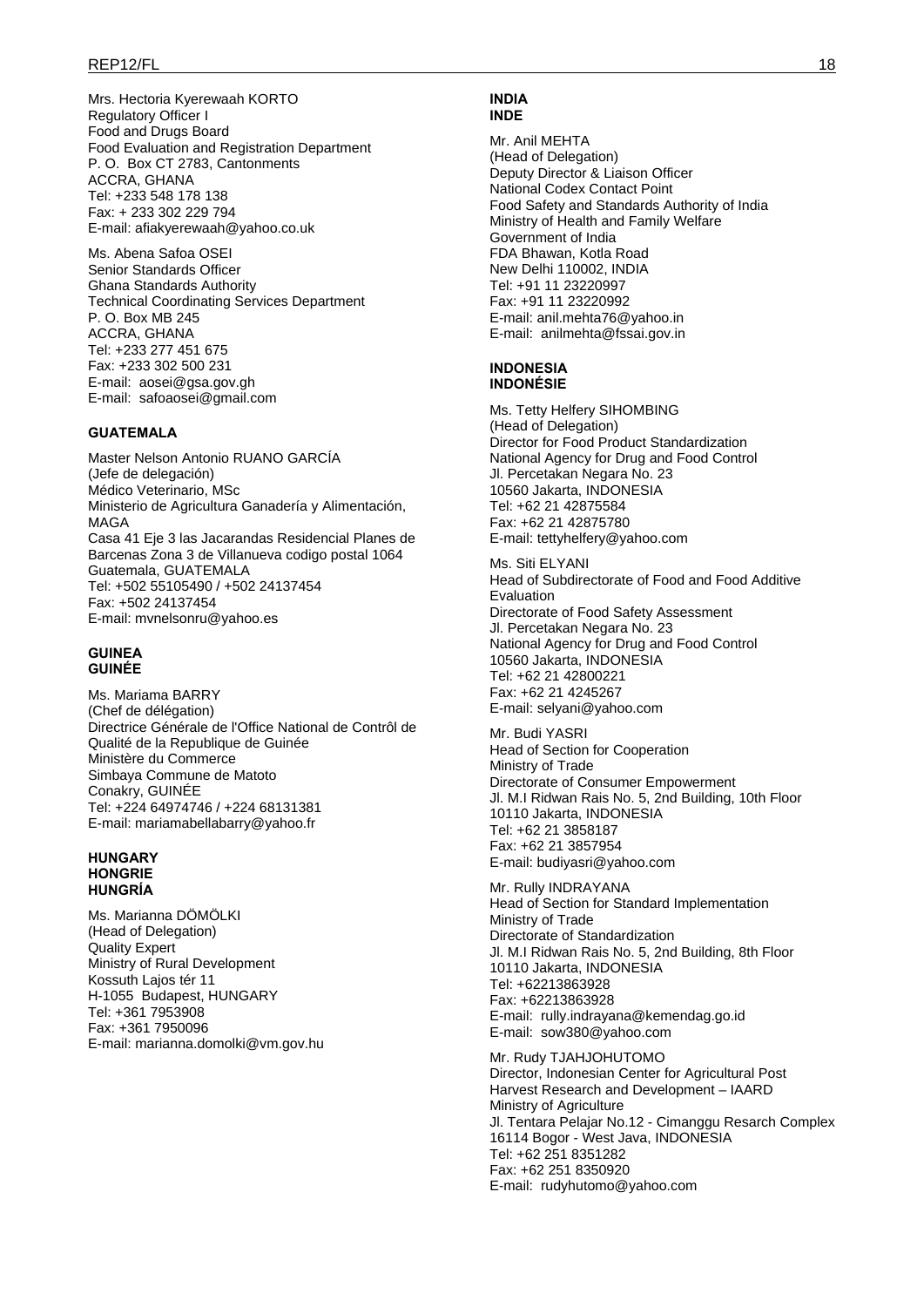Mrs. Hectoria Kyerewaah KORTO
Regulatory Officer I
Food and Drugs Board
Food Evaluation and Registration Department
P. O. Box CT 2783, Cantonments
ACCRA, GHANA
Tel: +233 548 178 138
Fax: + 233 302 229 794
E-mail: afiakyerewaah@yahoo.co.uk

Ms. Abena Safoa OSEI
Senior Standards Officer
Ghana Standards Authority
Technical Coordinating Services Department
P. O. Box MB 245
ACCRA, GHANA
Tel: +233 277 451 675
Fax: +233 302 500 231
E-mail: aosei@gsa.gov.gh
E-mail: safoaosei@gmail.com

**GUATEMALA**

Master Nelson Antonio RUANO GARCÍA
(Jefe de delegación)
Médico Veterinario, MSc
Ministerio de Agricultura Ganadería y Alimentación, MAGA
Casa 41 Eje 3 las Jacarandas Residencial Planes de Barcenas Zona 3 de Villanueva codigo postal 1064
Guatemala, GUATEMALA
Tel: +502 55105490 / +502 24137454
Fax: +502 24137454
E-mail: mvnelsonru@yahoo.es

**GUINEA**
**GUINÉE**

Ms. Mariama BARRY
(Chef de délégation)
Directrice Générale de l'Office National de Contrôl de Qualité de la Republique de Guinée
Ministère du Commerce
Simbaya Commune de Matoto
Conakry, GUINÉE
Tel: +224 64974746 / +224 68131381
E-mail: mariamabellabarry@yahoo.fr

**HUNGARY**
**HONGRIE**
**HUNGRÍA**

Ms. Marianna DÖMÖLKI
(Head of Delegation)
Quality Expert
Ministry of Rural Development
Kossuth Lajos tér 11
H-1055 Budapest, HUNGARY
Tel: +361 7953908
Fax: +361 7950096
E-mail: marianna.domolki@vm.gov.hu

**INDIA**
**INDE**

Mr. Anil MEHTA
(Head of Delegation)
Deputy Director & Liaison Officer
National Codex Contact Point
Food Safety and Standards Authority of India
Ministry of Health and Family Welfare
Government of India
FDA Bhawan, Kotla Road
New Delhi 110002, INDIA
Tel: +91 11 23220997
Fax: +91 11 23220992
E-mail: anil.mehta76@yahoo.in
E-mail: anilmehta@fssai.gov.in

**INDONESIA**
**INDONÉSIE**

Ms. Tetty Helfery SIHOMBING
(Head of Delegation)
Director for Food Product Standardization
National Agency for Drug and Food Control
Jl. Percetakan Negara No. 23
10560 Jakarta, INDONESIA
Tel: +62 21 42875584
Fax: +62 21 42875780
E-mail: tettyhelfery@yahoo.com

Ms. Siti ELYANI
Head of Subdirectorate of Food and Food Additive Evaluation
Directorate of Food Safety Assessment
Jl. Percetakan Negara No. 23
National Agency for Drug and Food Control
10560 Jakarta, INDONESIA
Tel: +62 21 42800221
Fax: +62 21 4245267
E-mail: selyani@yahoo.com

Mr. Budi YASRI
Head of Section for Cooperation
Ministry of Trade
Directorate of Consumer Empowerment
Jl. M.I Ridwan Rais No. 5, 2nd Building, 10th Floor
10110 Jakarta, INDONESIA
Tel: +62 21 3858187
Fax: +62 21 3857954
E-mail: budiyasri@yahoo.com

Mr. Rully INDRAYANA
Head of Section for Standard Implementation
Ministry of Trade
Directorate of Standardization
Jl. M.I Ridwan Rais No. 5, 2nd Building, 8th Floor
10110 Jakarta, INDONESIA
Tel: +62213863928
Fax: +62213863928
E-mail: rully.indrayana@kemendag.go.id
E-mail: sow380@yahoo.com

Mr. Rudy TJAHJOHUTOMO
Director, Indonesian Center for Agricultural Post Harvest Research and Development – IAARD
Ministry of Agriculture
Jl. Tentara Pelajar No.12 - Cimanggu Resarch Complex
16114 Bogor - West Java, INDONESIA
Tel: +62 251 8351282
Fax: +62 251 8350920
E-mail: rudyhutomo@yahoo.com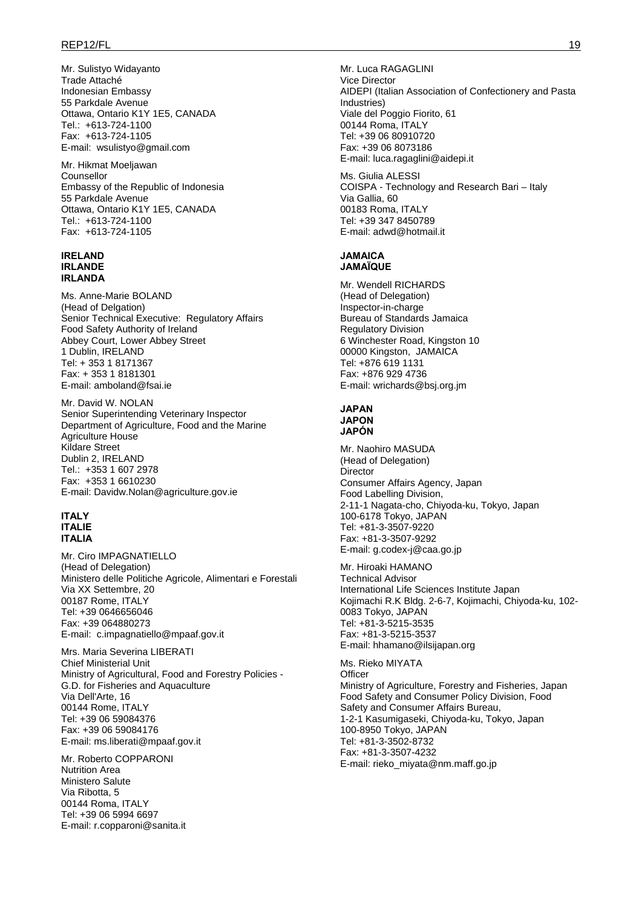Mr. Sulistyo Widayanto
Trade Attaché
Indonesian Embassy
55 Parkdale Avenue
Ottawa, Ontario K1Y 1E5, CANADA
Tel.: +613-724-1100
Fax: +613-724-1105
E-mail: wsulistyo@gmail.com

Mr. Hikmat Moeljawan
Counsellor
Embassy of the Republic of Indonesia
55 Parkdale Avenue
Ottawa, Ontario K1Y 1E5, CANADA
Tel.: +613-724-1100
Fax: +613-724-1105

**IRELAND**
**IRLANDE**
**IRLANDA**

Ms. Anne-Marie BOLAND
(Head of Delgation)
Senior Technical Executive: Regulatory Affairs
Food Safety Authority of Ireland
Abbey Court, Lower Abbey Street
1 Dublin, IRELAND
Tel: + 353 1 8171367
Fax: + 353 1 8181301
E-mail: amboland@fsai.ie

Mr. David W. NOLAN
Senior Superintending Veterinary Inspector
Department of Agriculture, Food and the Marine
Agriculture House
Kildare Street
Dublin 2, IRELAND
Tel.: +353 1 607 2978
Fax: +353 1 6610230
E-mail: Davidw.Nolan@agriculture.gov.ie

**ITALY**
**ITALIE**
**ITALIA**

Mr. Ciro IMPAGNATIELLO
(Head of Delegation)
Ministero delle Politiche Agricole, Alimentari e Forestali
Via XX Settembre, 20
00187 Rome, ITALY
Tel: +39 0646656046
Fax: +39 064880273
E-mail: c.impagnatiello@mpaaf.gov.it

Mrs. Maria Severina LIBERATI
Chief Ministerial Unit
Ministry of Agricultural, Food and Forestry Policies - G.D. for Fisheries and Aquaculture
Via Dell'Arte, 16
00144 Rome, ITALY
Tel: +39 06 59084376
Fax: +39 06 59084176
E-mail: ms.liberati@mpaaf.gov.it

Mr. Roberto COPPARONI
Nutrition Area
Ministero Salute
Via Ribotta, 5
00144 Roma, ITALY
Tel: +39 06 5994 6697
E-mail: r.copparoni@sanita.it

Mr. Luca RAGAGLINI
Vice Director
AIDEPI (Italian Association of Confectionery and Pasta Industries)
Viale del Poggio Fiorito, 61
00144 Roma, ITALY
Tel: +39 06 80910720
Fax: +39 06 8073186
E-mail: luca.ragaglini@aidepi.it

Ms. Giulia ALESSI
COISPA - Technology and Research Bari – Italy
Via Gallia, 60
00183 Roma, ITALY
Tel: +39 347 8450789
E-mail: adwd@hotmail.it

**JAMAICA**
**JAMAÏQUE**

Mr. Wendell RICHARDS
(Head of Delegation)
Inspector-in-charge
Bureau of Standards Jamaica
Regulatory Division
6 Winchester Road, Kingston 10
00000 Kingston, JAMAICA
Tel: +876 619 1131
Fax: +876 929 4736
E-mail: wrichards@bsj.org.jm

**JAPAN**
**JAPON**
**JAPÓN**

Mr. Naohiro MASUDA
(Head of Delegation)
Director
Consumer Affairs Agency, Japan
Food Labelling Division,
2-11-1 Nagata-cho, Chiyoda-ku, Tokyo, Japan
100-6178 Tokyo, JAPAN
Tel: +81-3-3507-9220
Fax: +81-3-3507-9292
E-mail: g.codex-j@caa.go.jp

Mr. Hiroaki HAMANO
Technical Advisor
International Life Sciences Institute Japan
Kojimachi R.K Bldg. 2-6-7, Kojimachi, Chiyoda-ku, 102-0083 Tokyo, JAPAN
Tel: +81-3-5215-3535
Fax: +81-3-5215-3537
E-mail: hhamano@ilsijapan.org

Ms. Rieko MIYATA
Officer
Ministry of Agriculture, Forestry and Fisheries, Japan
Food Safety and Consumer Policy Division, Food Safety and Consumer Affairs Bureau,
1-2-1 Kasumigaseki, Chiyoda-ku, Tokyo, Japan
100-8950 Tokyo, JAPAN
Tel: +81-3-3502-8732
Fax: +81-3-3507-4232
E-mail: rieko_miyata@nm.maff.go.jp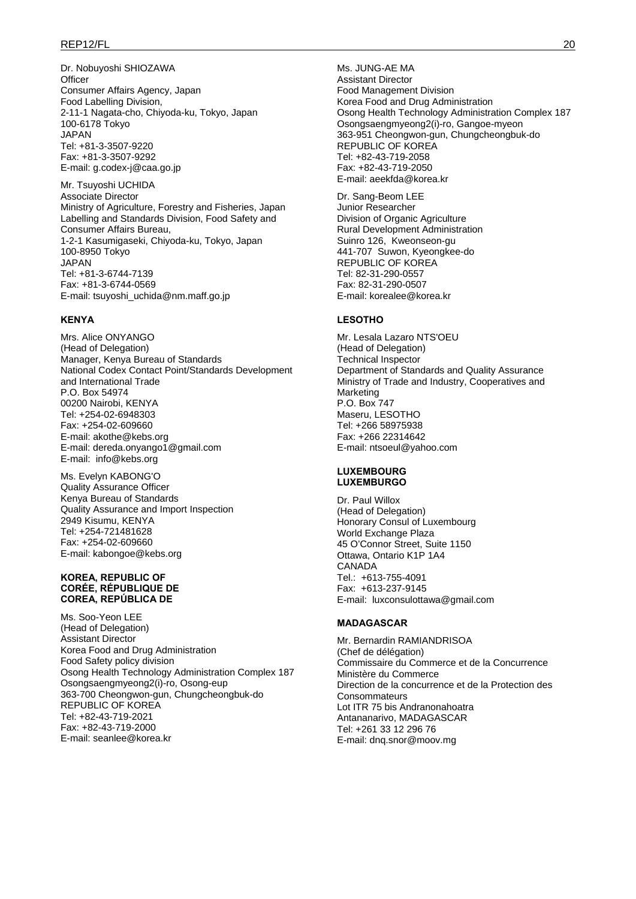Dr. Nobuyoshi SHIOZAWA
Officer
Consumer Affairs Agency, Japan
Food Labelling Division,
2-11-1 Nagata-cho, Chiyoda-ku, Tokyo, Japan
100-6178 Tokyo
JAPAN
Tel: +81-3-3507-9220
Fax: +81-3-3507-9292
E-mail: g.codex-j@caa.go.jp

Mr. Tsuyoshi UCHIDA
Associate Director
Ministry of Agriculture, Forestry and Fisheries, Japan
Labelling and Standards Division, Food Safety and Consumer Affairs Bureau,
1-2-1 Kasumigaseki, Chiyoda-ku, Tokyo, Japan
100-8950 Tokyo
JAPAN
Tel: +81-3-6744-7139
Fax: +81-3-6744-0569
E-mail: tsuyoshi_uchida@nm.maff.go.jp

**KENYA**

Mrs. Alice ONYANGO
(Head of Delegation)
Manager, Kenya Bureau of Standards
National Codex Contact Point/Standards Development and International Trade
P.O. Box 54974
00200 Nairobi, KENYA
Tel: +254-02-6948303
Fax: +254-02-609660
E-mail: akothe@kebs.org
E-mail: dereda.onyango1@gmail.com
E-mail: info@kebs.org

Ms. Evelyn KABONG'O
Quality Assurance Officer
Kenya Bureau of Standards
Quality Assurance and Import Inspection
2949 Kisumu, KENYA
Tel: +254-721481628
Fax: +254-02-609660
E-mail: kabongoe@kebs.org

**KOREA, REPUBLIC OF**
**CORÉE, RÉPUBLIQUE DE**
**COREA, REPÚBLICA DE**

Ms. Soo-Yeon LEE
(Head of Delegation)
Assistant Director
Korea Food and Drug Administration
Food Safety policy division
Osong Health Technology Administration Complex 187
Osongsaengmyeong2(i)-ro, Osong-eup
363-700 Cheongwon-gun, Chungcheongbuk-do
REPUBLIC OF KOREA
Tel: +82-43-719-2021
Fax: +82-43-719-2000
E-mail: seanlee@korea.kr

Ms. JUNG-AE MA
Assistant Director
Food Management Division
Korea Food and Drug Administration
Osong Health Technology Administration Complex 187
Osongsaengmyeong2(i)-ro, Gangoe-myeon
363-951 Cheongwon-gun, Chungcheongbuk-do
REPUBLIC OF KOREA
Tel: +82-43-719-2058
Fax: +82-43-719-2050
E-mail: aeekfda@korea.kr

Dr. Sang-Beom LEE
Junior Researcher
Division of Organic Agriculture
Rural Development Administration
Suinro 126, Kweonseon-gu
441-707 Suwon, Kyeongkee-do
REPUBLIC OF KOREA
Tel: 82-31-290-0557
Fax: 82-31-290-0507
E-mail: korealee@korea.kr

**LESOTHO**

Mr. Lesala Lazaro NTS'OEU
(Head of Delegation)
Technical Inspector
Department of Standards and Quality Assurance
Ministry of Trade and Industry, Cooperatives and Marketing
P.O. Box 747
Maseru, LESOTHO
Tel: +266 58975938
Fax: +266 22314642
E-mail: ntsoeul@yahoo.com

**LUXEMBOURG**
**LUXEMBURGO**

Dr. Paul Willox
(Head of Delegation)
Honorary Consul of Luxembourg
World Exchange Plaza
45 O'Connor Street, Suite 1150
Ottawa, Ontario K1P 1A4
CANADA
Tel.: +613-755-4091
Fax: +613-237-9145
E-mail: luxconsulottawa@gmail.com

**MADAGASCAR**

Mr. Bernardin RAMIANDRISOA
(Chef de délégation)
Commissaire du Commerce et de la Concurrence
Ministère du Commerce
Direction de la concurrence et de la Protection des Consommateurs
Lot ITR 75 bis Andranonahoatra
Antananarivo, MADAGASCAR
Tel: +261 33 12 296 76
E-mail: dnq.snor@moov.mg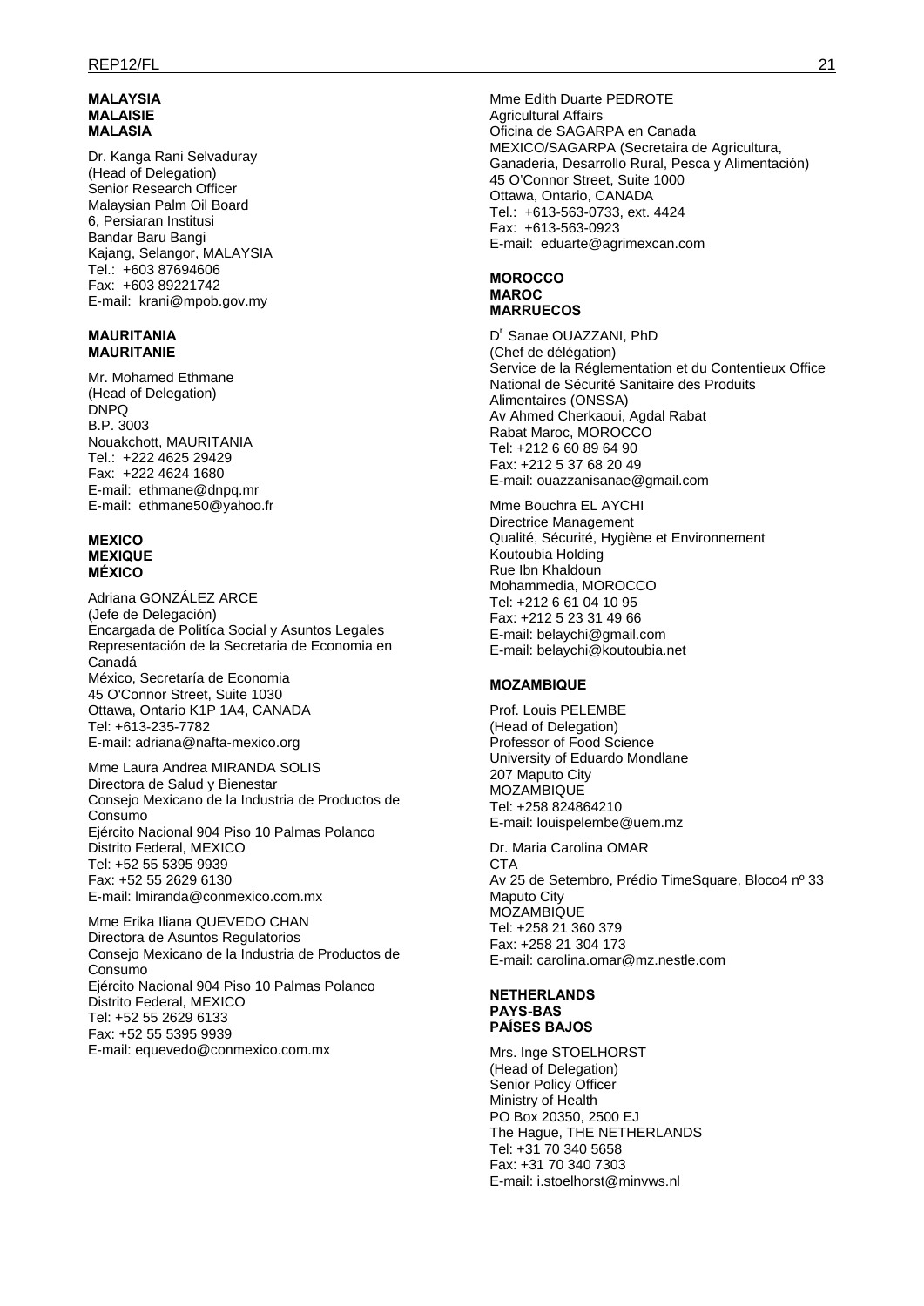**MALAYSIA**
**MALAISIE**
**MALASIA**

Dr. Kanga Rani Selvaduray
(Head of Delegation)
Senior Research Officer
Malaysian Palm Oil Board
6, Persiaran Institusi
Bandar Baru Bangi
Kajang, Selangor, MALAYSIA
Tel.: +603 87694606
Fax: +603 89221742
E-mail: krani@mpob.gov.my

**MAURITANIA**
**MAURITANIE**

Mr. Mohamed Ethmane
(Head of Delegation)
DNPQ
B.P. 3003
Nouakchott, MAURITANIA
Tel.: +222 4625 29429
Fax: +222 4624 1680
E-mail: ethmane@dnpq.mr
E-mail: ethmane50@yahoo.fr

**MEXICO**
**MEXIQUE**
**MÉXICO**

Adriana GONZÁLEZ ARCE
(Jefe de Delegación)
Encargada de Politíca Social y Asuntos Legales
Representación de la Secretaria de Economia en Canadá
México, Secretaría de Economia
45 O'Connor Street, Suite 1030
Ottawa, Ontario K1P 1A4, CANADA
Tel: +613-235-7782
E-mail: adriana@nafta-mexico.org

Mme Laura Andrea MIRANDA SOLIS
Directora de Salud y Bienestar
Consejo Mexicano de la Industria de Productos de Consumo
Ejército Nacional 904 Piso 10 Palmas Polanco
Distrito Federal, MEXICO
Tel: +52 55 5395 9939
Fax: +52 55 2629 6130
E-mail: lmiranda@conmexico.com.mx

Mme Erika Iliana QUEVEDO CHAN
Directora de Asuntos Regulatorios
Consejo Mexicano de la Industria de Productos de Consumo
Ejército Nacional 904 Piso 10 Palmas Polanco
Distrito Federal, MEXICO
Tel: +52 55 2629 6133
Fax: +52 55 5395 9939
E-mail: equevedo@conmexico.com.mx

Mme Edith Duarte PEDROTE
Agricultural Affairs
Oficina de SAGARPA en Canada
MEXICO/SAGARPA (Secretaira de Agricultura, Ganaderia, Desarrollo Rural, Pesca y Alimentación)
45 O'Connor Street, Suite 1000
Ottawa, Ontario, CANADA
Tel.: +613-563-0733, ext. 4424
Fax: +613-563-0923
E-mail: eduarte@agrimexcan.com

**MOROCCO**
**MAROC**
**MARRUECOS**

D[r] Sanae OUAZZANI, PhD
(Chef de délégation)
Service de la Réglementation et du Contentieux Office National de Sécurité Sanitaire des Produits Alimentaires (ONSSA)
Av Ahmed Cherkaoui, Agdal Rabat
Rabat Maroc, MOROCCO
Tel: +212 6 60 89 64 90
Fax: +212 5 37 68 20 49
E-mail: ouazzanisanae@gmail.com

Mme Bouchra EL AYCHI
Directrice Management
Qualité, Sécurité, Hygiène et Environnement
Koutoubia Holding
Rue Ibn Khaldoun
Mohammedia, MOROCCO
Tel: +212 6 61 04 10 95
Fax: +212 5 23 31 49 66
E-mail: belaychi@gmail.com
E-mail: belaychi@koutoubia.net

**MOZAMBIQUE**

Prof. Louis PELEMBE
(Head of Delegation)
Professor of Food Science
University of Eduardo Mondlane
207 Maputo City
MOZAMBIQUE
Tel: +258 824864210
E-mail: louispelembe@uem.mz

Dr. Maria Carolina OMAR
CTA
Av 25 de Setembro, Prédio TimeSquare, Bloco4 nº 33
Maputo City
MOZAMBIQUE
Tel: +258 21 360 379
Fax: +258 21 304 173
E-mail: carolina.omar@mz.nestle.com

**NETHERLANDS**
**PAYS-BAS**
**PAÍSES BAJOS**

Mrs. Inge STOELHORST
(Head of Delegation)
Senior Policy Officer
Ministry of Health
PO Box 20350, 2500 EJ
The Hague, THE NETHERLANDS
Tel: +31 70 340 5658
Fax: +31 70 340 7303
E-mail: i.stoelhorst@minvws.nl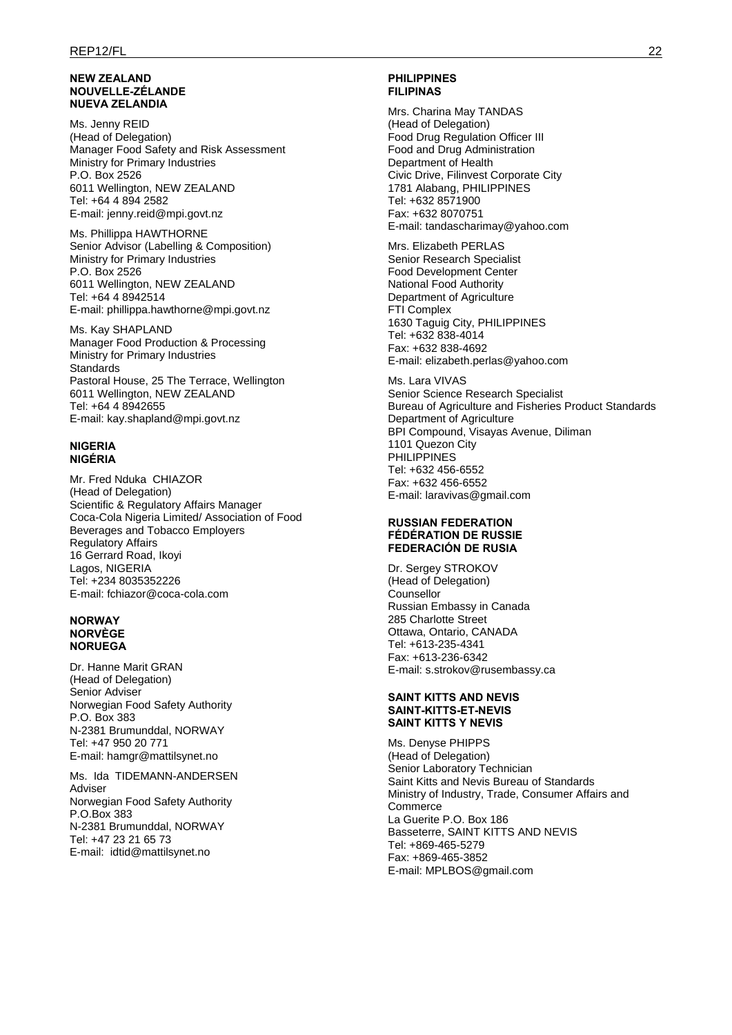**NEW ZEALAND**
**NOUVELLE-ZÉLANDE**
**NUEVA ZELANDIA**

Ms. Jenny REID
(Head of Delegation)
Manager Food Safety and Risk Assessment
Ministry for Primary Industries
P.O. Box 2526
6011 Wellington, NEW ZEALAND
Tel: +64 4 894 2582
E-mail: jenny.reid@mpi.govt.nz

Ms. Phillippa HAWTHORNE
Senior Advisor (Labelling & Composition)
Ministry for Primary Industries
P.O. Box 2526
6011 Wellington, NEW ZEALAND
Tel: +64 4 8942514
E-mail: phillippa.hawthorne@mpi.govt.nz

Ms. Kay SHAPLAND
Manager Food Production & Processing
Ministry for Primary Industries
Standards
Pastoral House, 25 The Terrace, Wellington
6011 Wellington, NEW ZEALAND
Tel: +64 4 8942655
E-mail: kay.shapland@mpi.govt.nz

**NIGERIA**
**NIGÉRIA**

Mr. Fred Nduka CHIAZOR
(Head of Delegation)
Scientific & Regulatory Affairs Manager
Coca-Cola Nigeria Limited/ Association of Food Beverages and Tobacco Employers
Regulatory Affairs
16 Gerrard Road, Ikoyi
Lagos, NIGERIA
Tel: +234 8035352226
E-mail: fchiazor@coca-cola.com

**NORWAY**
**NORVÈGE**
**NORUEGA**

Dr. Hanne Marit GRAN
(Head of Delegation)
Senior Adviser
Norwegian Food Safety Authority
P.O. Box 383
N-2381 Brumunddal, NORWAY
Tel: +47 950 20 771
E-mail: hamgr@mattilsynet.no

Ms. Ida TIDEMANN-ANDERSEN
Adviser
Norwegian Food Safety Authority
P.O.Box 383
N-2381 Brumunddal, NORWAY
Tel: +47 23 21 65 73
E-mail: idtid@mattilsynet.no

**PHILIPPINES**
**FILIPINAS**

Mrs. Charina May TANDAS
(Head of Delegation)
Food Drug Regulation Officer III
Food and Drug Administration
Department of Health
Civic Drive, Filinvest Corporate City
1781 Alabang, PHILIPPINES
Tel: +632 8571900
Fax: +632 8070751
E-mail: tandascharimay@yahoo.com

Mrs. Elizabeth PERLAS
Senior Research Specialist
Food Development Center
National Food Authority
Department of Agriculture
FTI Complex
1630 Taguig City, PHILIPPINES
Tel: +632 838-4014
Fax: +632 838-4692
E-mail: elizabeth.perlas@yahoo.com

Ms. Lara VIVAS
Senior Science Research Specialist
Bureau of Agriculture and Fisheries Product Standards
Department of Agriculture
BPI Compound, Visayas Avenue, Diliman
1101 Quezon City
PHILIPPINES
Tel: +632 456-6552
Fax: +632 456-6552
E-mail: laravivas@gmail.com

**RUSSIAN FEDERATION**
**FÉDÉRATION DE RUSSIE**
**FEDERACIÓN DE RUSIA**

Dr. Sergey STROKOV
(Head of Delegation)
Counsellor
Russian Embassy in Canada
285 Charlotte Street
Ottawa, Ontario, CANADA
Tel: +613-235-4341
Fax: +613-236-6342
E-mail: s.strokov@rusembassy.ca

**SAINT KITTS AND NEVIS**
**SAINT-KITTS-ET-NEVIS**
**SAINT KITTS Y NEVIS**

Ms. Denyse PHIPPS
(Head of Delegation)
Senior Laboratory Technician
Saint Kitts and Nevis Bureau of Standards
Ministry of Industry, Trade, Consumer Affairs and Commerce
La Guerite P.O. Box 186
Basseterre, SAINT KITTS AND NEVIS
Tel: +869-465-5279
Fax: +869-465-3852
E-mail: MPLBOS@gmail.com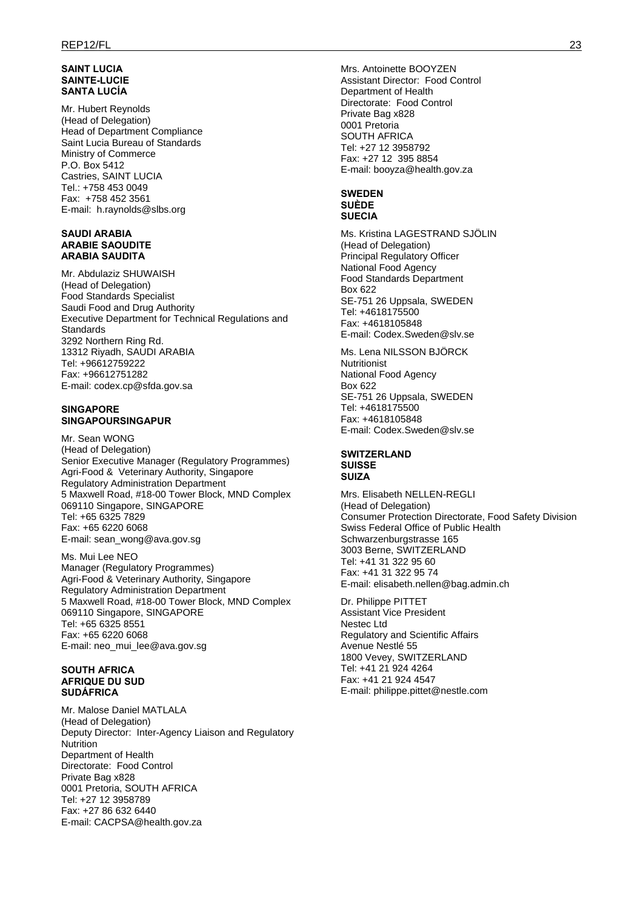**SAINT LUCIA**
**SAINTE-LUCIE**
**SANTA LUCÍA**

Mr. Hubert Reynolds
(Head of Delegation)
Head of Department Compliance
Saint Lucia Bureau of Standards
Ministry of Commerce
P.O. Box 5412
Castries, SAINT LUCIA
Tel.: +758 453 0049
Fax: +758 452 3561
E-mail: h.raynolds@slbs.org

**SAUDI ARABIA**
**ARABIE SAOUDITE**
**ARABIA SAUDITA**

Mr. Abdulaziz SHUWAISH
(Head of Delegation)
Food Standards Specialist
Saudi Food and Drug Authority
Executive Department for Technical Regulations and Standards
3292 Northern Ring Rd.
13312 Riyadh, SAUDI ARABIA
Tel: +96612759222
Fax: +96612751282
E-mail: codex.cp@sfda.gov.sa

**SINGAPORE**
**SINGAPOURSINGAPUR**

Mr. Sean WONG
(Head of Delegation)
Senior Executive Manager (Regulatory Programmes)
Agri-Food & Veterinary Authority, Singapore
Regulatory Administration Department
5 Maxwell Road, #18-00 Tower Block, MND Complex
069110 Singapore, SINGAPORE
Tel: +65 6325 7829
Fax: +65 6220 6068
E-mail: sean_wong@ava.gov.sg

Ms. Mui Lee NEO
Manager (Regulatory Programmes)
Agri-Food & Veterinary Authority, Singapore
Regulatory Administration Department
5 Maxwell Road, #18-00 Tower Block, MND Complex
069110 Singapore, SINGAPORE
Tel: +65 6325 8551
Fax: +65 6220 6068
E-mail: neo_mui_lee@ava.gov.sg

**SOUTH AFRICA**
**AFRIQUE DU SUD**
**SUDÁFRICA**

Mr. Malose Daniel MATLALA
(Head of Delegation)
Deputy Director: Inter-Agency Liaison and Regulatory Nutrition
Department of Health
Directorate: Food Control
Private Bag x828
0001 Pretoria, SOUTH AFRICA
Tel: +27 12 3958789
Fax: +27 86 632 6440
E-mail: CACPSA@health.gov.za

Mrs. Antoinette BOOYZEN
Assistant Director: Food Control
Department of Health
Directorate: Food Control
Private Bag x828
0001 Pretoria
SOUTH AFRICA
Tel: +27 12 3958792
Fax: +27 12 395 8854
E-mail: booyza@health.gov.za

**SWEDEN**
**SUÈDE**
**SUECIA**

Ms. Kristina LAGESTRAND SJÖLIN
(Head of Delegation)
Principal Regulatory Officer
National Food Agency
Food Standards Department
Box 622
SE-751 26 Uppsala, SWEDEN
Tel: +4618175500
Fax: +4618105848
E-mail: Codex.Sweden@slv.se

Ms. Lena NILSSON BJÖRCK
Nutritionist
National Food Agency
Box 622
SE-751 26 Uppsala, SWEDEN
Tel: +4618175500
Fax: +4618105848
E-mail: Codex.Sweden@slv.se

**SWITZERLAND**
**SUISSE**
**SUIZA**

Mrs. Elisabeth NELLEN-REGLI
(Head of Delegation)
Consumer Protection Directorate, Food Safety Division
Swiss Federal Office of Public Health
Schwarzenburgstrasse 165
3003 Berne, SWITZERLAND
Tel: +41 31 322 95 60
Fax: +41 31 322 95 74
E-mail: elisabeth.nellen@bag.admin.ch

Dr. Philippe PITTET
Assistant Vice President
Nestec Ltd
Regulatory and Scientific Affairs
Avenue Nestlé 55
1800 Vevey, SWITZERLAND
Tel: +41 21 924 4264
Fax: +41 21 924 4547
E-mail: philippe.pittet@nestle.com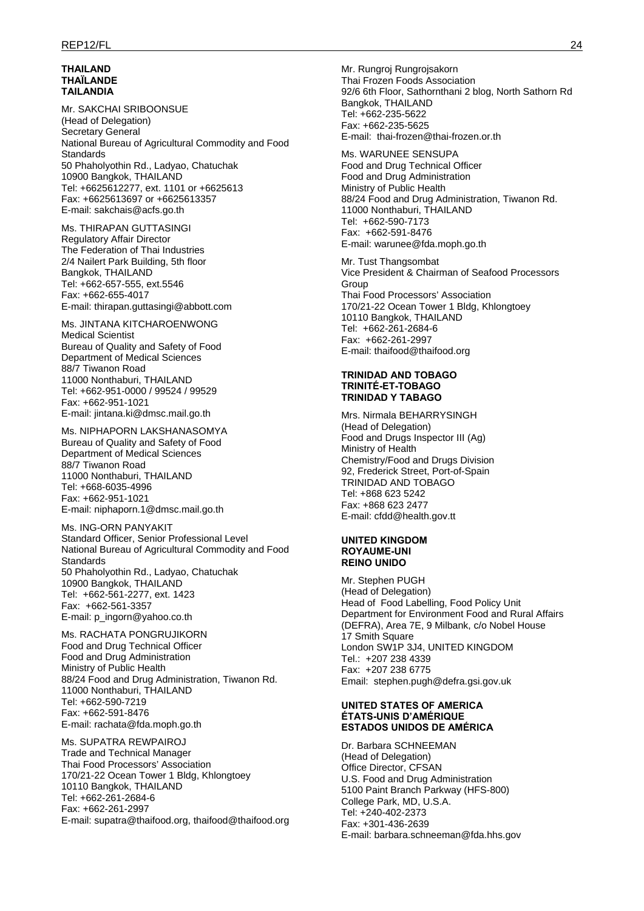**THAILAND**
**THAÏLANDE**
**TAILANDIA**

Mr. SAKCHAI SRIBOONSUE
(Head of Delegation)
Secretary General
National Bureau of Agricultural Commodity and Food Standards
50 Phaholyothin Rd., Ladyao, Chatuchak
10900 Bangkok, THAILAND
Tel: +6625612277, ext. 1101 or +6625613
Fax: +6625613697 or +6625613357
E-mail: sakchais@acfs.go.th

Ms. THIRAPAN GUTTASINGI
Regulatory Affair Director
The Federation of Thai Industries
2/4 Nailert Park Building, 5th floor
Bangkok, THAILAND
Tel: +662-657-555, ext.5546
Fax: +662-655-4017
E-mail: thirapan.guttasingi@abbott.com

Ms. JINTANA KITCHAROENWONG
Medical Scientist
Bureau of Quality and Safety of Food
Department of Medical Sciences
88/7 Tiwanon Road
11000 Nonthaburi, THAILAND
Tel: +662-951-0000 / 99524 / 99529
Fax: +662-951-1021
E-mail: jintana.ki@dmsc.mail.go.th

Ms. NIPHAPORN LAKSHANASOMYA
Bureau of Quality and Safety of Food
Department of Medical Sciences
88/7 Tiwanon Road
11000 Nonthaburi, THAILAND
Tel: +668-6035-4996
Fax: +662-951-1021
E-mail: niphaporn.1@dmsc.mail.go.th

Ms. ING-ORN PANYAKIT
Standard Officer, Senior Professional Level
National Bureau of Agricultural Commodity and Food Standards
50 Phaholyothin Rd., Ladyao, Chatuchak
10900 Bangkok, THAILAND
Tel: +662-561-2277, ext. 1423
Fax: +662-561-3357
E-mail: p_ingorn@yahoo.co.th

Ms. RACHATA PONGRUJIKORN
Food and Drug Technical Officer
Food and Drug Administration
Ministry of Public Health
88/24 Food and Drug Administration, Tiwanon Rd.
11000 Nonthaburi, THAILAND
Tel: +662-590-7219
Fax: +662-591-8476
E-mail: rachata@fda.moph.go.th

Ms. SUPATRA REWPAIROJ
Trade and Technical Manager
Thai Food Processors' Association
170/21-22 Ocean Tower 1 Bldg, Khlongtoey
10110 Bangkok, THAILAND
Tel: +662-261-2684-6
Fax: +662-261-2997
E-mail: supatra@thaifood.org, thaifood@thaifood.org

Mr. Rungroj Rungrojsakorn
Thai Frozen Foods Association
92/6 6th Floor, Sathornthani 2 blog, North Sathorn Rd
Bangkok, THAILAND
Tel: +662-235-5622
Fax: +662-235-5625
E-mail: thai-frozen@thai-frozen.or.th

Ms. WARUNEE SENSUPA
Food and Drug Technical Officer
Food and Drug Administration
Ministry of Public Health
88/24 Food and Drug Administration, Tiwanon Rd.
11000 Nonthaburi, THAILAND
Tel: +662-590-7173
Fax: +662-591-8476
E-mail: warunee@fda.moph.go.th

Mr. Tust Thangsombat
Vice President & Chairman of Seafood Processors Group
Thai Food Processors' Association
170/21-22 Ocean Tower 1 Bldg, Khlongtoey
10110 Bangkok, THAILAND
Tel: +662-261-2684-6
Fax: +662-261-2997
E-mail: thaifood@thaifood.org

**TRINIDAD AND TOBAGO**
**TRINITÉ-ET-TOBAGO**
**TRINIDAD Y TABAGO**

Mrs. Nirmala BEHARRYSINGH
(Head of Delegation)
Food and Drugs Inspector III (Ag)
Ministry of Health
Chemistry/Food and Drugs Division
92, Frederick Street, Port-of-Spain
TRINIDAD AND TOBAGO
Tel: +868 623 5242
Fax: +868 623 2477
E-mail: cfdd@health.gov.tt

**UNITED KINGDOM**
**ROYAUME-UNI**
**REINO UNIDO**

Mr. Stephen PUGH
(Head of Delegation)
Head of Food Labelling, Food Policy Unit
Department for Environment Food and Rural Affairs (DEFRA), Area 7E, 9 Milbank, c/o Nobel House
17 Smith Square
London SW1P 3J4, UNITED KINGDOM
Tel.: +207 238 4339
Fax: +207 238 6775
Email: stephen.pugh@defra.gsi.gov.uk

**UNITED STATES OF AMERICA**
**ÉTATS-UNIS D'AMÉRIQUE**
**ESTADOS UNIDOS DE AMÉRICA**

Dr. Barbara SCHNEEMAN
(Head of Delegation)
Office Director, CFSAN
U.S. Food and Drug Administration
5100 Paint Branch Parkway (HFS-800)
College Park, MD, U.S.A.
Tel: +240-402-2373
Fax: +301-436-2639
E-mail: barbara.schneeman@fda.hhs.gov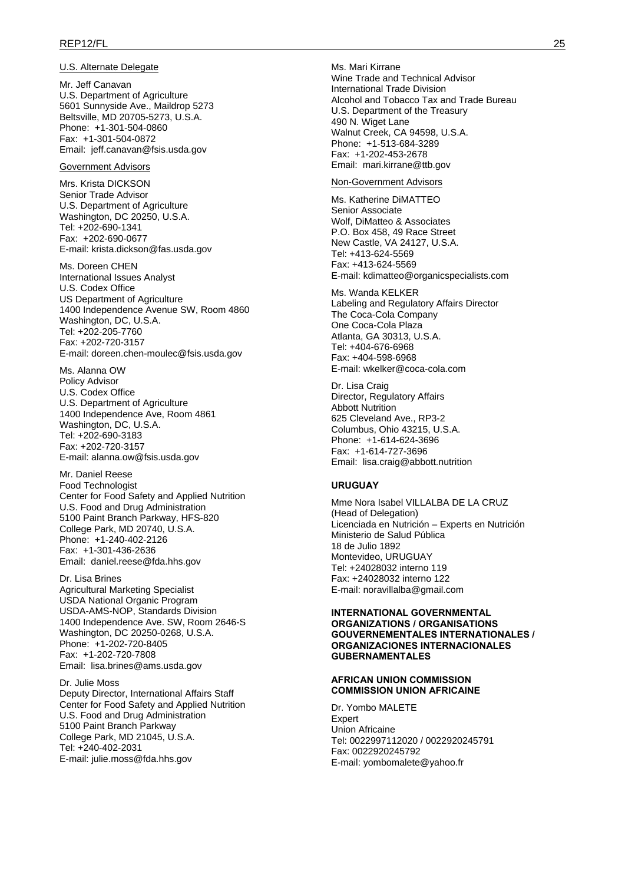U.S. Alternate Delegate

Mr. Jeff Canavan
U.S. Department of Agriculture
5601 Sunnyside Ave., Maildrop 5273
Beltsville, MD 20705-5273, U.S.A.
Phone: +1-301-504-0860
Fax: +1-301-504-0872
Email: jeff.canavan@fsis.usda.gov

Government Advisors

Mrs. Krista DICKSON
Senior Trade Advisor
U.S. Department of Agriculture
Washington, DC 20250, U.S.A.
Tel: +202-690-1341
Fax: +202-690-0677
E-mail: krista.dickson@fas.usda.gov

Ms. Doreen CHEN
International Issues Analyst
U.S. Codex Office
US Department of Agriculture
1400 Independence Avenue SW, Room 4860
Washington, DC, U.S.A.
Tel: +202-205-7760
Fax: +202-720-3157
E-mail: doreen.chen-moulec@fsis.usda.gov

Ms. Alanna OW
Policy Advisor
U.S. Codex Office
U.S. Department of Agriculture
1400 Independence Ave, Room 4861
Washington, DC, U.S.A.
Tel: +202-690-3183
Fax: +202-720-3157
E-mail: alanna.ow@fsis.usda.gov

Mr. Daniel Reese
Food Technologist
Center for Food Safety and Applied Nutrition
U.S. Food and Drug Administration
5100 Paint Branch Parkway, HFS-820
College Park, MD 20740, U.S.A.
Phone: +1-240-402-2126
Fax: +1-301-436-2636
Email: daniel.reese@fda.hhs.gov

Dr. Lisa Brines
Agricultural Marketing Specialist
USDA National Organic Program
USDA-AMS-NOP, Standards Division
1400 Independence Ave. SW, Room 2646-S
Washington, DC 20250-0268, U.S.A.
Phone: +1-202-720-8405
Fax: +1-202-720-7808
Email: lisa.brines@ams.usda.gov

Dr. Julie Moss
Deputy Director, International Affairs Staff
Center for Food Safety and Applied Nutrition
U.S. Food and Drug Administration
5100 Paint Branch Parkway
College Park, MD 21045, U.S.A.
Tel: +240-402-2031
E-mail: julie.moss@fda.hhs.gov

Ms. Mari Kirrane
Wine Trade and Technical Advisor
International Trade Division
Alcohol and Tobacco Tax and Trade Bureau
U.S. Department of the Treasury
490 N. Wiget Lane
Walnut Creek, CA 94598, U.S.A.
Phone: +1-513-684-3289
Fax: +1-202-453-2678
Email: mari.kirrane@ttb.gov

Non-Government Advisors

Ms. Katherine DiMATTEO
Senior Associate
Wolf, DiMatteo & Associates
P.O. Box 458, 49 Race Street
New Castle, VA 24127, U.S.A.
Tel: +413-624-5569
Fax: +413-624-5569
E-mail: kdimatteo@organicspecialists.com

Ms. Wanda KELKER
Labeling and Regulatory Affairs Director
The Coca-Cola Company
One Coca-Cola Plaza
Atlanta, GA 30313, U.S.A.
Tel: +404-676-6968
Fax: +404-598-6968
E-mail: wkelker@coca-cola.com

Dr. Lisa Craig
Director, Regulatory Affairs
Abbott Nutrition
625 Cleveland Ave., RP3-2
Columbus, Ohio 43215, U.S.A.
Phone: +1-614-624-3696
Fax: +1-614-727-3696
Email: lisa.craig@abbott.nutrition

**URUGUAY**

Mme Nora Isabel VILLALBA DE LA CRUZ
(Head of Delegation)
Licenciada en Nutrición – Experts en Nutrición
Ministerio de Salud Pública
18 de Julio 1892
Montevideo, URUGUAY
Tel: +24028032 interno 119
Fax: +24028032 interno 122
E-mail: noravillalba@gmail.com

**INTERNATIONAL GOVERNMENTAL ORGANIZATIONS / ORGANISATIONS GOUVERNEMENTALES INTERNATIONALES / ORGANIZACIONES INTERNACIONALES GUBERNAMENTALES**

**AFRICAN UNION COMMISSION
COMMISSION UNION AFRICAINE**

Dr. Yombo MALETE
Expert
Union Africaine
Tel: 0022997112020 / 0022920245791
Fax: 0022920245792
E-mail: yombomalete@yahoo.fr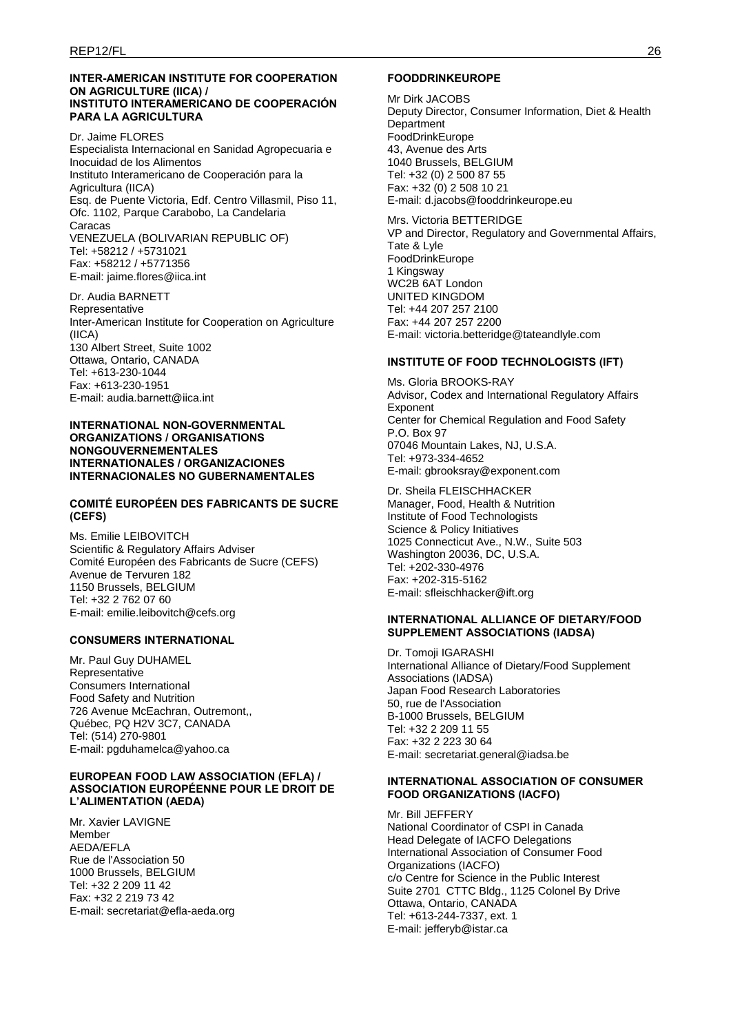**INTER-AMERICAN INSTITUTE FOR COOPERATION ON AGRICULTURE (IICA) / INSTITUTO INTERAMERICANO DE COOPERACIÓN PARA LA AGRICULTURA**

Dr. Jaime FLORES
Especialista Internacional en Sanidad Agropecuaria e Inocuidad de los Alimentos
Instituto Interamericano de Cooperación para la Agricultura (IICA)
Esq. de Puente Victoria, Edf. Centro Villasmil, Piso 11, Ofc. 1102, Parque Carabobo, La Candelaria
Caracas
VENEZUELA (BOLIVARIAN REPUBLIC OF)
Tel: +58212 / +5731021
Fax: +58212 / +5771356
E-mail: jaime.flores@iica.int

Dr. Audia BARNETT
Representative
Inter-American Institute for Cooperation on Agriculture (IICA)
130 Albert Street, Suite 1002
Ottawa, Ontario, CANADA
Tel: +613-230-1044
Fax: +613-230-1951
E-mail: audia.barnett@iica.int

**INTERNATIONAL NON-GOVERNMENTAL ORGANIZATIONS / ORGANISATIONS NONGOUVERNEMENTALES INTERNATIONALES / ORGANIZACIONES INTERNACIONALES NO GUBERNAMENTALES**

**COMITÉ EUROPÉEN DES FABRICANTS DE SUCRE (CEFS)**

Ms. Emilie LEIBOVITCH
Scientific & Regulatory Affairs Adviser
Comité Européen des Fabricants de Sucre (CEFS)
Avenue de Tervuren 182
1150 Brussels, BELGIUM
Tel: +32 2 762 07 60
E-mail: emilie.leibovitch@cefs.org

**CONSUMERS INTERNATIONAL**

Mr. Paul Guy DUHAMEL
Representative
Consumers International
Food Safety and Nutrition
726 Avenue McEachran, Outremont,,
Québec, PQ H2V 3C7, CANADA
Tel: (514) 270-9801
E-mail: pgduhamelca@yahoo.ca

**EUROPEAN FOOD LAW ASSOCIATION (EFLA) / ASSOCIATION EUROPÉENNE POUR LE DROIT DE L'ALIMENTATION (AEDA)**

Mr. Xavier LAVIGNE
Member
AEDA/EFLA
Rue de l'Association 50
1000 Brussels, BELGIUM
Tel: +32 2 209 11 42
Fax: +32 2 219 73 42
E-mail: secretariat@efla-aeda.org

**FOODDRINKEUROPE**

Mr Dirk JACOBS
Deputy Director, Consumer Information, Diet & Health Department
FoodDrinkEurope
43, Avenue des Arts
1040 Brussels, BELGIUM
Tel: +32 (0) 2 500 87 55
Fax: +32 (0) 2 508 10 21
E-mail: d.jacobs@fooddrinkeurope.eu

Mrs. Victoria BETTERIDGE
VP and Director, Regulatory and Governmental Affairs, Tate & Lyle
FoodDrinkEurope
1 Kingsway
WC2B 6AT London
UNITED KINGDOM
Tel: +44 207 257 2100
Fax: +44 207 257 2200
E-mail: victoria.betteridge@tateandlyle.com

**INSTITUTE OF FOOD TECHNOLOGISTS (IFT)**

Ms. Gloria BROOKS-RAY
Advisor, Codex and International Regulatory Affairs
Exponent
Center for Chemical Regulation and Food Safety
P.O. Box 97
07046 Mountain Lakes, NJ, U.S.A.
Tel: +973-334-4652
E-mail: gbrooksray@exponent.com

Dr. Sheila FLEISCHHACKER
Manager, Food, Health & Nutrition
Institute of Food Technologists
Science & Policy Initiatives
1025 Connecticut Ave., N.W., Suite 503
Washington 20036, DC, U.S.A.
Tel: +202-330-4976
Fax: +202-315-5162
E-mail: sfleischhacker@ift.org

**INTERNATIONAL ALLIANCE OF DIETARY/FOOD SUPPLEMENT ASSOCIATIONS (IADSA)**

Dr. Tomoji IGARASHI
International Alliance of Dietary/Food Supplement Associations (IADSA)
Japan Food Research Laboratories
50, rue de l'Association
B-1000 Brussels, BELGIUM
Tel: +32 2 209 11 55
Fax: +32 2 223 30 64
E-mail: secretariat.general@iadsa.be

**INTERNATIONAL ASSOCIATION OF CONSUMER FOOD ORGANIZATIONS (IACFO)**

Mr. Bill JEFFERY
National Coordinator of CSPI in Canada
Head Delegate of IACFO Delegations
International Association of Consumer Food Organizations (IACFO)
c/o Centre for Science in the Public Interest
Suite 2701 CTTC Bldg., 1125 Colonel By Drive
Ottawa, Ontario, CANADA
Tel: +613-244-7337, ext. 1
E-mail: jefferyb@istar.ca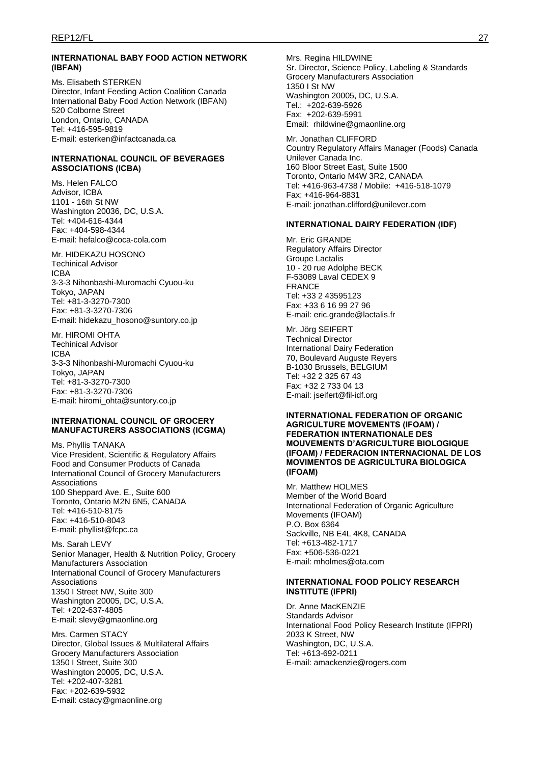**INTERNATIONAL BABY FOOD ACTION NETWORK (IBFAN)**

Ms. Elisabeth STERKEN
Director, Infant Feeding Action Coalition Canada
International Baby Food Action Network (IBFAN)
520 Colborne Street
London, Ontario, CANADA
Tel: +416-595-9819
E-mail: esterken@infactcanada.ca

**INTERNATIONAL COUNCIL OF BEVERAGES ASSOCIATIONS (ICBA)**

Ms. Helen FALCO
Advisor, ICBA
1101 - 16th St NW
Washington 20036, DC, U.S.A.
Tel: +404-616-4344
Fax: +404-598-4344
E-mail: hefalco@coca-cola.com

Mr. HIDEKAZU HOSONO
Techinical Advisor
ICBA
3-3-3 Nihonbashi-Muromachi Cyuou-ku
Tokyo, JAPAN
Tel: +81-3-3270-7300
Fax: +81-3-3270-7306
E-mail: hidekazu_hosono@suntory.co.jp

Mr. HIROMI OHTA
Techinical Advisor
ICBA
3-3-3 Nihonbashi-Muromachi Cyuou-ku
Tokyo, JAPAN
Tel: +81-3-3270-7300
Fax: +81-3-3270-7306
E-mail: hiromi_ohta@suntory.co.jp

**INTERNATIONAL COUNCIL OF GROCERY MANUFACTURERS ASSOCIATIONS (ICGMA)**

Ms. Phyllis TANAKA
Vice President, Scientific & Regulatory Affairs
Food and Consumer Products of Canada
International Council of Grocery Manufacturers Associations
100 Sheppard Ave. E., Suite 600
Toronto, Ontario M2N 6N5, CANADA
Tel: +416-510-8175
Fax: +416-510-8043
E-mail: phyllist@fcpc.ca

Ms. Sarah LEVY
Senior Manager, Health & Nutrition Policy, Grocery Manufacturers Association
International Council of Grocery Manufacturers Associations
1350 I Street NW, Suite 300
Washington 20005, DC, U.S.A.
Tel: +202-637-4805
E-mail: slevy@gmaonline.org

Mrs. Carmen STACY
Director, Global Issues & Multilateral Affairs
Grocery Manufacturers Association
1350 I Street, Suite 300
Washington 20005, DC, U.S.A.
Tel: +202-407-3281
Fax: +202-639-5932
E-mail: cstacy@gmaonline.org

Mrs. Regina HILDWINE
Sr. Director, Science Policy, Labeling & Standards
Grocery Manufacturers Association
1350 I St NW
Washington 20005, DC, U.S.A.
Tel.: +202-639-5926
Fax: +202-639-5991
Email: rhildwine@gmaonline.org

Mr. Jonathan CLIFFORD
Country Regulatory Affairs Manager (Foods) Canada
Unilever Canada Inc.
160 Bloor Street East, Suite 1500
Toronto, Ontario M4W 3R2, CANADA
Tel: +416-963-4738 / Mobile: +416-518-1079
Fax: +416-964-8831
E-mail: jonathan.clifford@unilever.com

**INTERNATIONAL DAIRY FEDERATION (IDF)**

Mr. Eric GRANDE
Regulatory Affairs Director
Groupe Lactalis
10 - 20 rue Adolphe BECK
F-53089 Laval CEDEX 9
FRANCE
Tel: +33 2 43595123
Fax: +33 6 16 99 27 96
E-mail: eric.grande@lactalis.fr

Mr. Jörg SEIFERT
Technical Director
International Dairy Federation
70, Boulevard Auguste Reyers
B-1030 Brussels, BELGIUM
Tel: +32 2 325 67 43
Fax: +32 2 733 04 13
E-mail: jseifert@fil-idf.org

**INTERNATIONAL FEDERATION OF ORGANIC AGRICULTURE MOVEMENTS (IFOAM) / FEDERATION INTERNATIONALE DES MOUVEMENTS D'AGRICULTURE BIOLOGIQUE (IFOAM) / FEDERACION INTERNACIONAL DE LOS MOVIMENTOS DE AGRICULTURA BIOLOGICA (IFOAM)**

Mr. Matthew HOLMES
Member of the World Board
International Federation of Organic Agriculture Movements (IFOAM)
P.O. Box 6364
Sackville, NB E4L 4K8, CANADA
Tel: +613-482-1717
Fax: +506-536-0221
E-mail: mholmes@ota.com

**INTERNATIONAL FOOD POLICY RESEARCH INSTITUTE (IFPRI)**

Dr. Anne MacKENZIE
Standards Advisor
International Food Policy Research Institute (IFPRI)
2033 K Street, NW
Washington, DC, U.S.A.
Tel: +613-692-0211
E-mail: amackenzie@rogers.com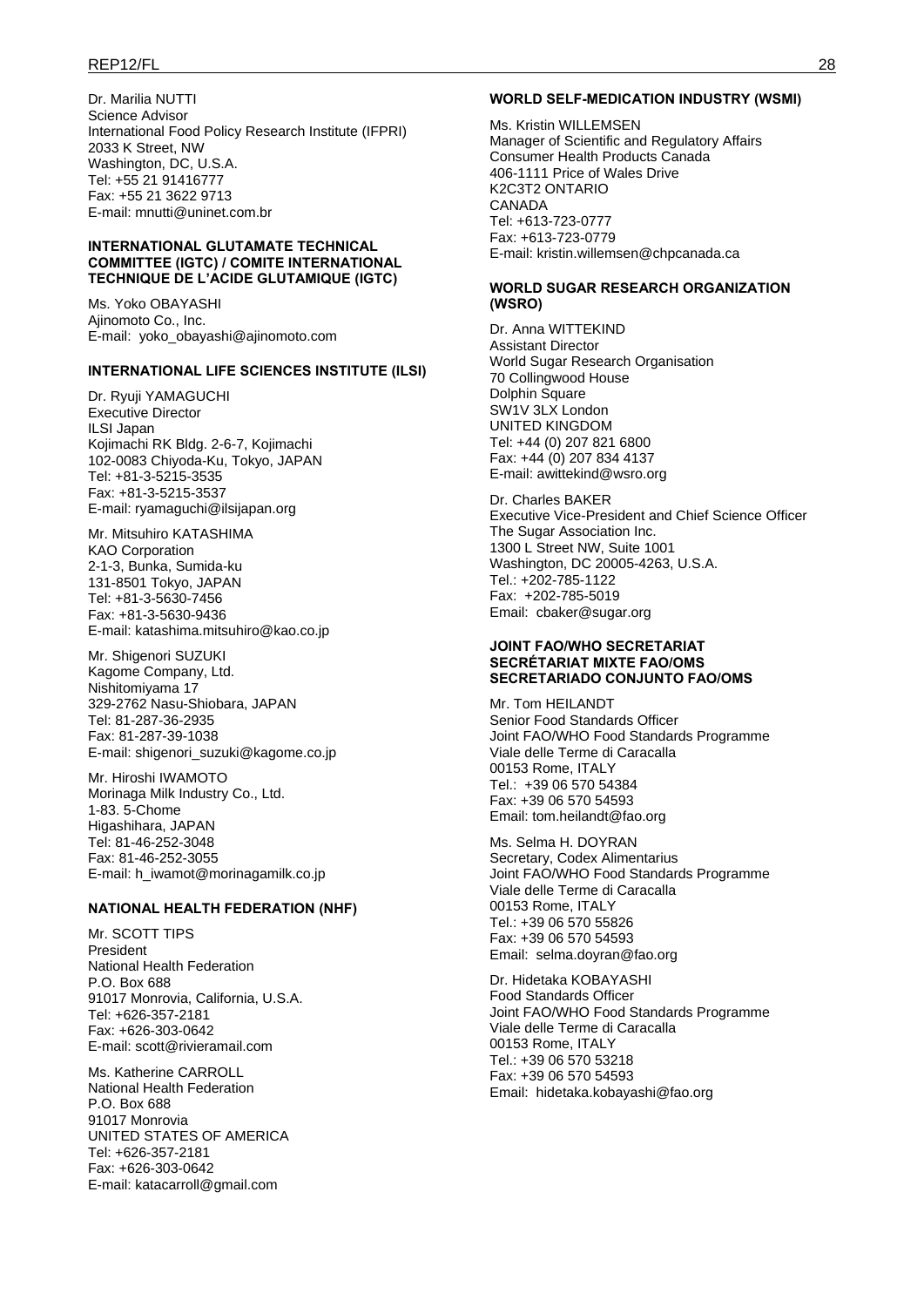Dr. Marilia NUTTI
Science Advisor
International Food Policy Research Institute (IFPRI)
2033 K Street, NW
Washington, DC, U.S.A.
Tel: +55 21 91416777
Fax: +55 21 3622 9713
E-mail: mnutti@uninet.com.br

**INTERNATIONAL GLUTAMATE TECHNICAL COMMITTEE (IGTC) / COMITE INTERNATIONAL TECHNIQUE DE L'ACIDE GLUTAMIQUE (IGTC)**

Ms. Yoko OBAYASHI
Ajinomoto Co., Inc.
E-mail: yoko_obayashi@ajinomoto.com

**INTERNATIONAL LIFE SCIENCES INSTITUTE (ILSI)**

Dr. Ryuji YAMAGUCHI
Executive Director
ILSI Japan
Kojimachi RK Bldg. 2-6-7, Kojimachi
102-0083 Chiyoda-Ku, Tokyo, JAPAN
Tel: +81-3-5215-3535
Fax: +81-3-5215-3537
E-mail: ryamaguchi@ilsijapan.org

Mr. Mitsuhiro KATASHIMA
KAO Corporation
2-1-3, Bunka, Sumida-ku
131-8501 Tokyo, JAPAN
Tel: +81-3-5630-7456
Fax: +81-3-5630-9436
E-mail: katashima.mitsuhiro@kao.co.jp

Mr. Shigenori SUZUKI
Kagome Company, Ltd.
Nishitomiyama 17
329-2762 Nasu-Shiobara, JAPAN
Tel: 81-287-36-2935
Fax: 81-287-39-1038
E-mail: shigenori_suzuki@kagome.co.jp

Mr. Hiroshi IWAMOTO
Morinaga Milk Industry Co., Ltd.
1-83. 5-Chome
Higashihara, JAPAN
Tel: 81-46-252-3048
Fax: 81-46-252-3055
E-mail: h_iwamot@morinagamilk.co.jp

**NATIONAL HEALTH FEDERATION (NHF)**

Mr. SCOTT TIPS
President
National Health Federation
P.O. Box 688
91017 Monrovia, California, U.S.A.
Tel: +626-357-2181
Fax: +626-303-0642
E-mail: scott@rivieramail.com

Ms. Katherine CARROLL
National Health Federation
P.O. Box 688
91017 Monrovia
UNITED STATES OF AMERICA
Tel: +626-357-2181
Fax: +626-303-0642
E-mail: katacarroll@gmail.com

**WORLD SELF-MEDICATION INDUSTRY (WSMI)**

Ms. Kristin WILLEMSEN
Manager of Scientific and Regulatory Affairs
Consumer Health Products Canada
406-1111 Price of Wales Drive
K2C3T2 ONTARIO
CANADA
Tel: +613-723-0777
Fax: +613-723-0779
E-mail: kristin.willemsen@chpcanada.ca

**WORLD SUGAR RESEARCH ORGANIZATION (WSRO)**

Dr. Anna WITTEKIND
Assistant Director
World Sugar Research Organisation
70 Collingwood House
Dolphin Square
SW1V 3LX London
UNITED KINGDOM
Tel: +44 (0) 207 821 6800
Fax: +44 (0) 207 834 4137
E-mail: awittekind@wsro.org

Dr. Charles BAKER
Executive Vice-President and Chief Science Officer
The Sugar Association Inc.
1300 L Street NW, Suite 1001
Washington, DC 20005-4263, U.S.A.
Tel.: +202-785-1122
Fax: +202-785-5019
Email: cbaker@sugar.org

**JOINT FAO/WHO SECRETARIAT**
**SECRÉTARIAT MIXTE FAO/OMS**
**SECRETARIADO CONJUNTO FAO/OMS**

Mr. Tom HEILANDT
Senior Food Standards Officer
Joint FAO/WHO Food Standards Programme
Viale delle Terme di Caracalla
00153 Rome, ITALY
Tel.: +39 06 570 54384
Fax: +39 06 570 54593
Email: tom.heilandt@fao.org

Ms. Selma H. DOYRAN
Secretary, Codex Alimentarius
Joint FAO/WHO Food Standards Programme
Viale delle Terme di Caracalla
00153 Rome, ITALY
Tel.: +39 06 570 55826
Fax: +39 06 570 54593
Email: selma.doyran@fao.org

Dr. Hidetaka KOBAYASHI
Food Standards Officer
Joint FAO/WHO Food Standards Programme
Viale delle Terme di Caracalla
00153 Rome, ITALY
Tel.: +39 06 570 53218
Fax: +39 06 570 54593
Email: hidetaka.kobayashi@fao.org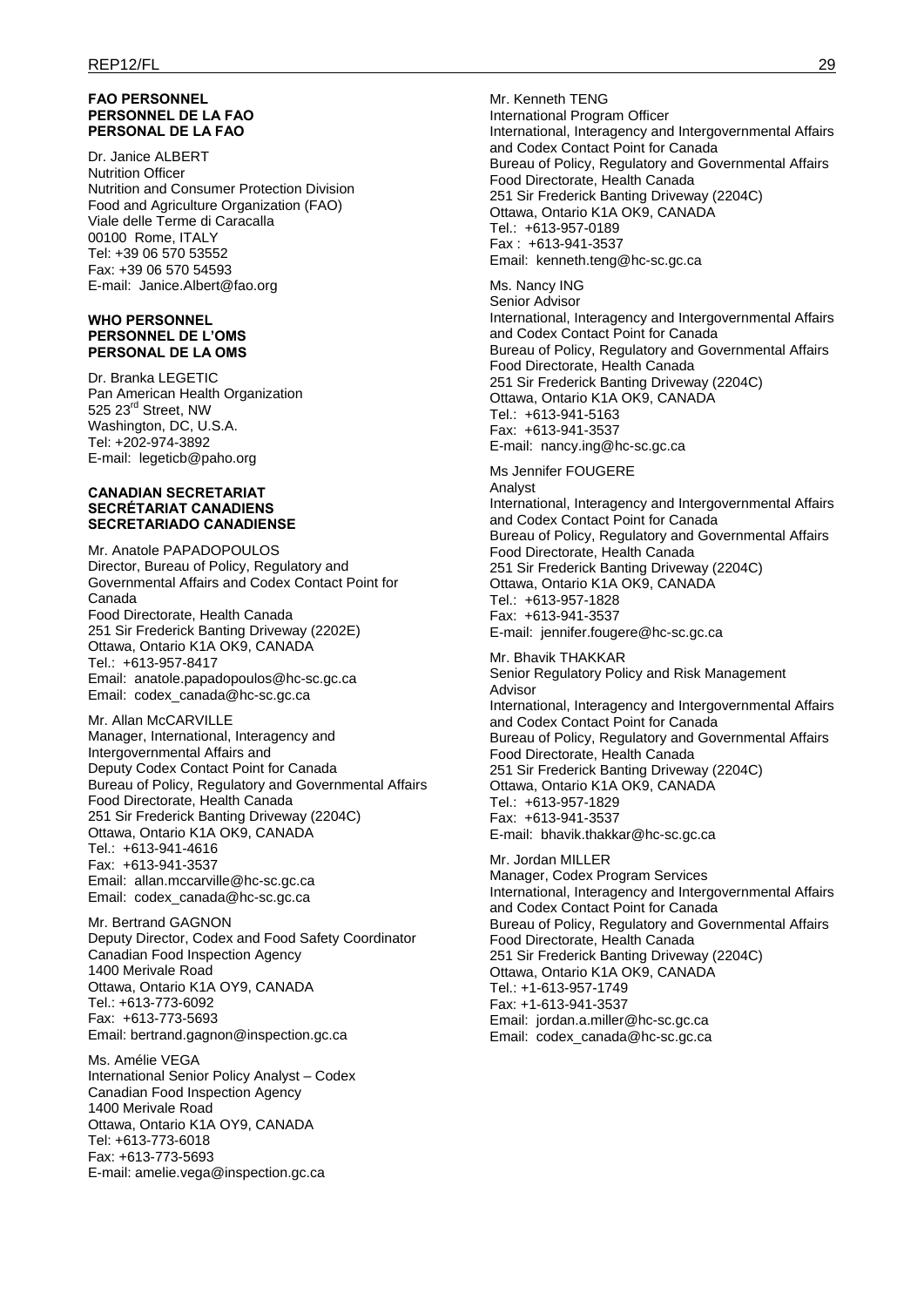**FAO PERSONNEL**
**PERSONNEL DE LA FAO**
**PERSONAL DE LA FAO**

Dr. Janice ALBERT
Nutrition Officer
Nutrition and Consumer Protection Division
Food and Agriculture Organization (FAO)
Viale delle Terme di Caracalla
00100 Rome, ITALY
Tel: +39 06 570 53552
Fax: +39 06 570 54593
E-mail: Janice.Albert@fao.org

**WHO PERSONNEL**
**PERSONNEL DE L'OMS**
**PERSONAL DE LA OMS**

Dr. Branka LEGETIC
Pan American Health Organization
525 23rd Street, NW
Washington, DC, U.S.A.
Tel: +202-974-3892
E-mail: legeticb@paho.org

**CANADIAN SECRETARIAT**
**SECRÉTARIAT CANADIENS**
**SECRETARIADO CANADIENSE**

Mr. Anatole PAPADOPOULOS
Director, Bureau of Policy, Regulatory and Governmental Affairs and Codex Contact Point for Canada
Food Directorate, Health Canada
251 Sir Frederick Banting Driveway (2202E)
Ottawa, Ontario K1A OK9, CANADA
Tel.: +613-957-8417
Email: anatole.papadopoulos@hc-sc.gc.ca
Email: codex_canada@hc-sc.gc.ca

Mr. Allan McCARVILLE
Manager, International, Interagency and Intergovernmental Affairs and
Deputy Codex Contact Point for Canada
Bureau of Policy, Regulatory and Governmental Affairs
Food Directorate, Health Canada
251 Sir Frederick Banting Driveway (2204C)
Ottawa, Ontario K1A OK9, CANADA
Tel.: +613-941-4616
Fax: +613-941-3537
Email: allan.mccarville@hc-sc.gc.ca
Email: codex_canada@hc-sc.gc.ca

Mr. Bertrand GAGNON
Deputy Director, Codex and Food Safety Coordinator
Canadian Food Inspection Agency
1400 Merivale Road
Ottawa, Ontario K1A OY9, CANADA
Tel.: +613-773-6092
Fax: +613-773-5693
Email: bertrand.gagnon@inspection.gc.ca

Ms. Amélie VEGA
International Senior Policy Analyst – Codex
Canadian Food Inspection Agency
1400 Merivale Road
Ottawa, Ontario K1A OY9, CANADA
Tel: +613-773-6018
Fax: +613-773-5693
E-mail: amelie.vega@inspection.gc.ca

Mr. Kenneth TENG
International Program Officer
International, Interagency and Intergovernmental Affairs and Codex Contact Point for Canada
Bureau of Policy, Regulatory and Governmental Affairs
Food Directorate, Health Canada
251 Sir Frederick Banting Driveway (2204C)
Ottawa, Ontario K1A OK9, CANADA
Tel.: +613-957-0189
Fax : +613-941-3537
Email: kenneth.teng@hc-sc.gc.ca

Ms. Nancy ING
Senior Advisor
International, Interagency and Intergovernmental Affairs and Codex Contact Point for Canada
Bureau of Policy, Regulatory and Governmental Affairs
Food Directorate, Health Canada
251 Sir Frederick Banting Driveway (2204C)
Ottawa, Ontario K1A OK9, CANADA
Tel.: +613-941-5163
Fax: +613-941-3537
E-mail: nancy.ing@hc-sc.gc.ca

Ms Jennifer FOUGERE
Analyst
International, Interagency and Intergovernmental Affairs and Codex Contact Point for Canada
Bureau of Policy, Regulatory and Governmental Affairs
Food Directorate, Health Canada
251 Sir Frederick Banting Driveway (2204C)
Ottawa, Ontario K1A OK9, CANADA
Tel.: +613-957-1828
Fax: +613-941-3537
E-mail: jennifer.fougere@hc-sc.gc.ca

Mr. Bhavik THAKKAR
Senior Regulatory Policy and Risk Management Advisor
International, Interagency and Intergovernmental Affairs and Codex Contact Point for Canada
Bureau of Policy, Regulatory and Governmental Affairs
Food Directorate, Health Canada
251 Sir Frederick Banting Driveway (2204C)
Ottawa, Ontario K1A OK9, CANADA
Tel.: +613-957-1829
Fax: +613-941-3537
E-mail: bhavik.thakkar@hc-sc.gc.ca

Mr. Jordan MILLER
Manager, Codex Program Services
International, Interagency and Intergovernmental Affairs and Codex Contact Point for Canada
Bureau of Policy, Regulatory and Governmental Affairs
Food Directorate, Health Canada
251 Sir Frederick Banting Driveway (2204C)
Ottawa, Ontario K1A OK9, CANADA
Tel.: +1-613-957-1749
Fax: +1-613-941-3537
Email: jordan.a.miller@hc-sc.gc.ca
Email: codex_canada@hc-sc.gc.ca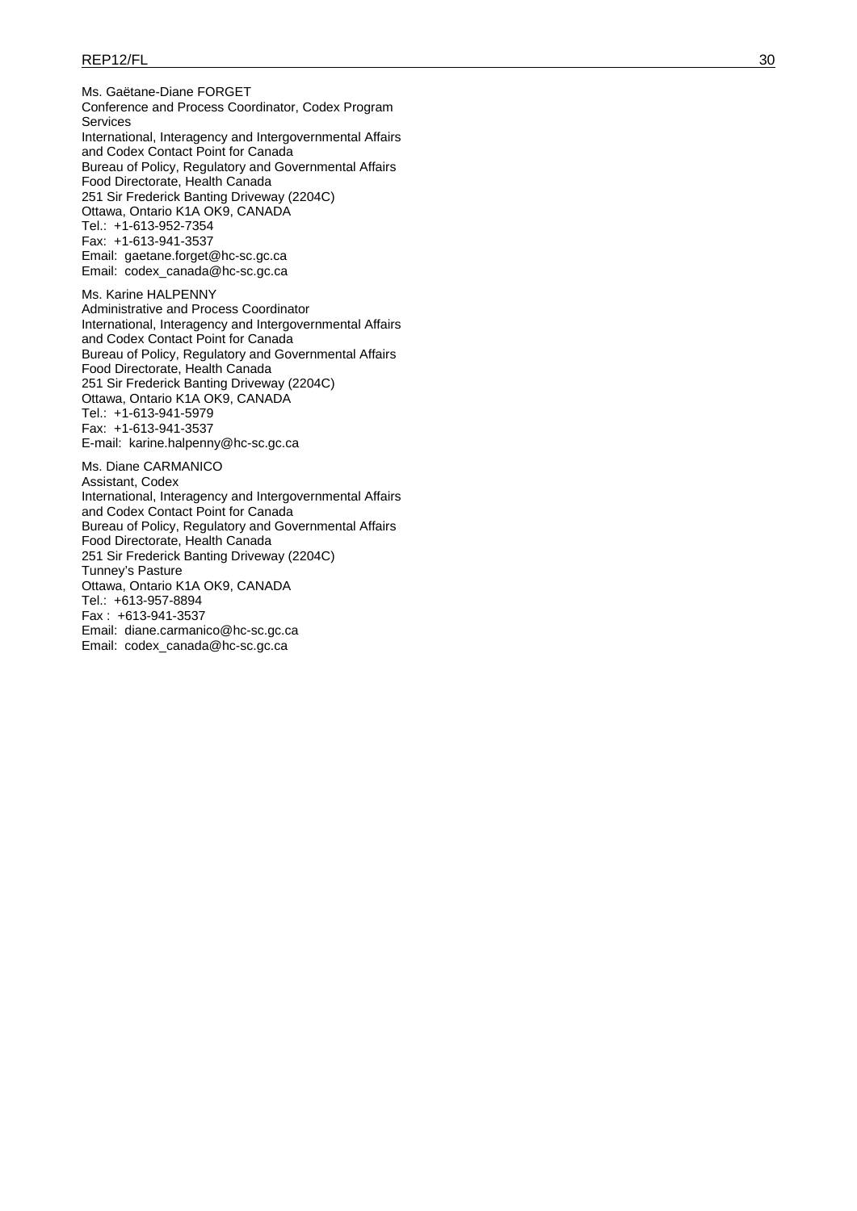Ms. Gaëtane-Diane FORGET
Conference and Process Coordinator, Codex Program Services
International, Interagency and Intergovernmental Affairs and Codex Contact Point for Canada
Bureau of Policy, Regulatory and Governmental Affairs
Food Directorate, Health Canada
251 Sir Frederick Banting Driveway (2204C)
Ottawa, Ontario K1A OK9, CANADA
Tel.: +1-613-952-7354
Fax: +1-613-941-3537
Email: gaetane.forget@hc-sc.gc.ca
Email: codex_canada@hc-sc.gc.ca

Ms. Karine HALPENNY
Administrative and Process Coordinator
International, Interagency and Intergovernmental Affairs and Codex Contact Point for Canada
Bureau of Policy, Regulatory and Governmental Affairs
Food Directorate, Health Canada
251 Sir Frederick Banting Driveway (2204C)
Ottawa, Ontario K1A OK9, CANADA
Tel.: +1-613-941-5979
Fax: +1-613-941-3537
E-mail: karine.halpenny@hc-sc.gc.ca

Ms. Diane CARMANICO
Assistant, Codex
International, Interagency and Intergovernmental Affairs and Codex Contact Point for Canada
Bureau of Policy, Regulatory and Governmental Affairs
Food Directorate, Health Canada
251 Sir Frederick Banting Driveway (2204C)
Tunney's Pasture
Ottawa, Ontario K1A OK9, CANADA
Tel.: +613-957-8894
Fax : +613-941-3537
Email: diane.carmanico@hc-sc.gc.ca
Email: codex_canada@hc-sc.gc.ca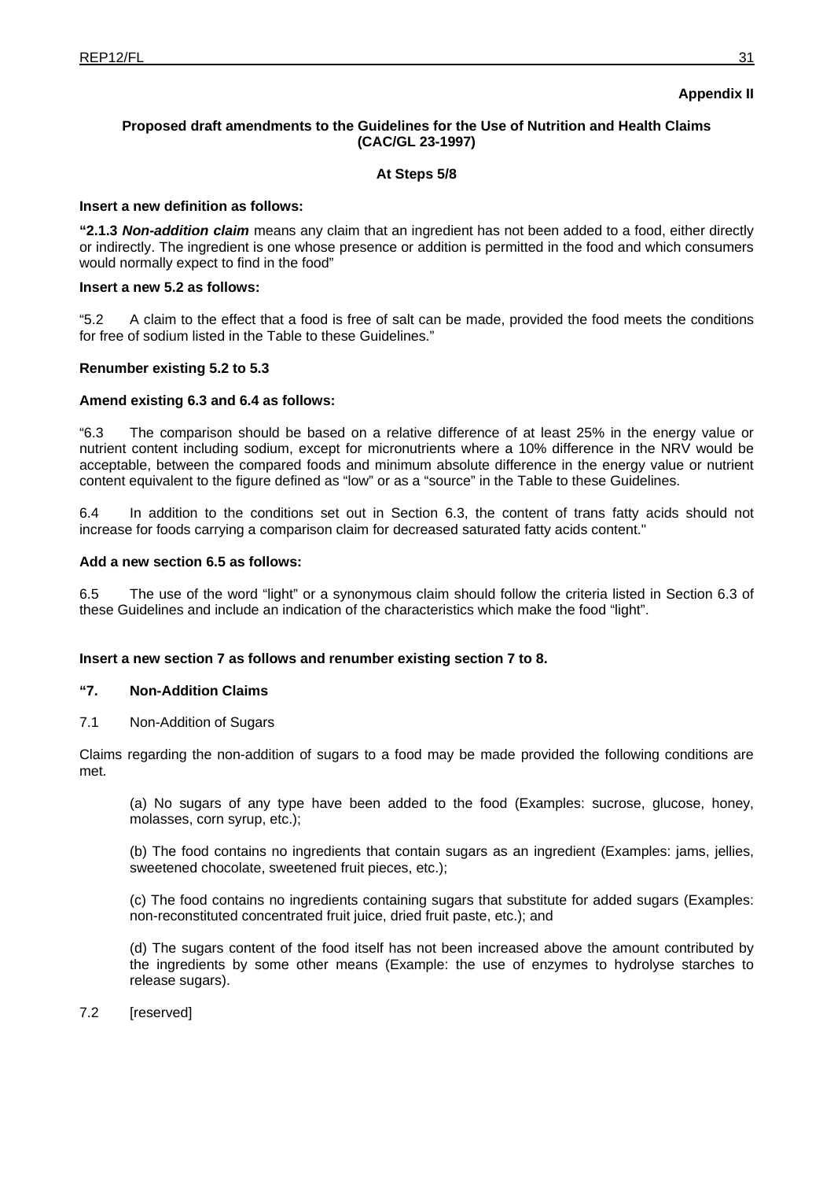**Appendix II**

**Proposed draft amendments to the Guidelines for the Use of Nutrition and Health Claims (CAC/GL 23-1997)**

**At Steps 5/8**

**Insert a new definition as follows:**

**"2.1.3 *Non-addition claim*** means any claim that an ingredient has not been added to a food, either directly or indirectly. The ingredient is one whose presence or addition is permitted in the food and which consumers would normally expect to find in the food"

**Insert a new 5.2 as follows:**

"5.2 A claim to the effect that a food is free of salt can be made, provided the food meets the conditions for free of sodium listed in the Table to these Guidelines."

**Renumber existing 5.2 to 5.3**

**Amend existing 6.3 and 6.4 as follows:**

"6.3 The comparison should be based on a relative difference of at least 25% in the energy value or nutrient content including sodium, except for micronutrients where a 10% difference in the NRV would be acceptable, between the compared foods and minimum absolute difference in the energy value or nutrient content equivalent to the figure defined as "low" or as a "source" in the Table to these Guidelines.

6.4 In addition to the conditions set out in Section 6.3, the content of trans fatty acids should not increase for foods carrying a comparison claim for decreased saturated fatty acids content."

**Add a new section 6.5 as follows:**

6.5 The use of the word "light" or a synonymous claim should follow the criteria listed in Section 6.3 of these Guidelines and include an indication of the characteristics which make the food "light".

**Insert a new section 7 as follows and renumber existing section 7 to 8.**

**"7. Non-Addition Claims**

7.1 Non-Addition of Sugars

Claims regarding the non-addition of sugars to a food may be made provided the following conditions are met.

(a) No sugars of any type have been added to the food (Examples: sucrose, glucose, honey, molasses, corn syrup, etc.);

(b) The food contains no ingredients that contain sugars as an ingredient (Examples: jams, jellies, sweetened chocolate, sweetened fruit pieces, etc.);

(c) The food contains no ingredients containing sugars that substitute for added sugars (Examples: non-reconstituted concentrated fruit juice, dried fruit paste, etc.); and

(d) The sugars content of the food itself has not been increased above the amount contributed by the ingredients by some other means (Example: the use of enzymes to hydrolyse starches to release sugars).

7.2 [reserved]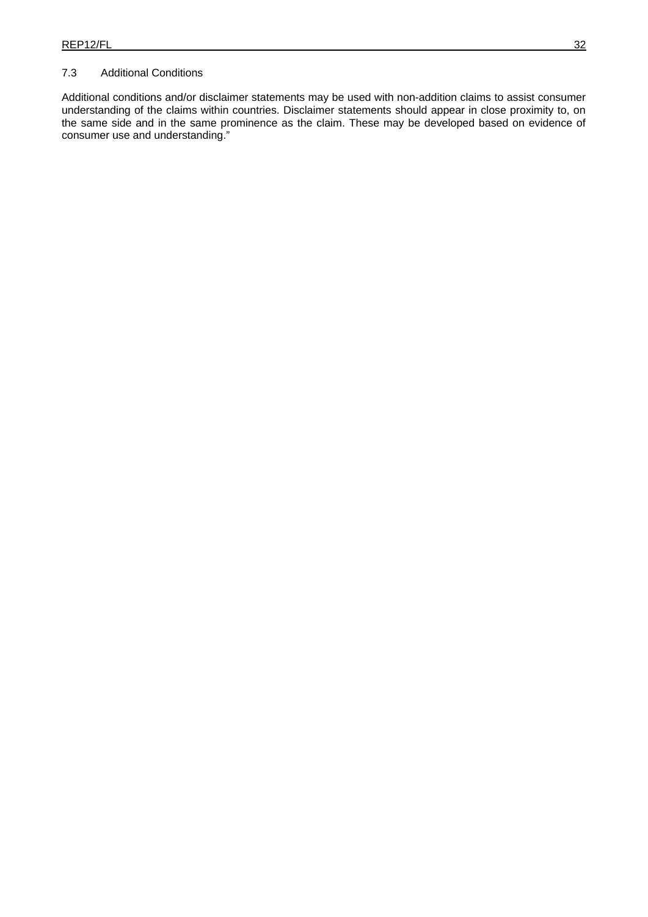### 7.3 Additional Conditions

Additional conditions and/or disclaimer statements may be used with non-addition claims to assist consumer understanding of the claims within countries. Disclaimer statements should appear in close proximity to, on the same side and in the same prominence as the claim. These may be developed based on evidence of consumer use and understanding."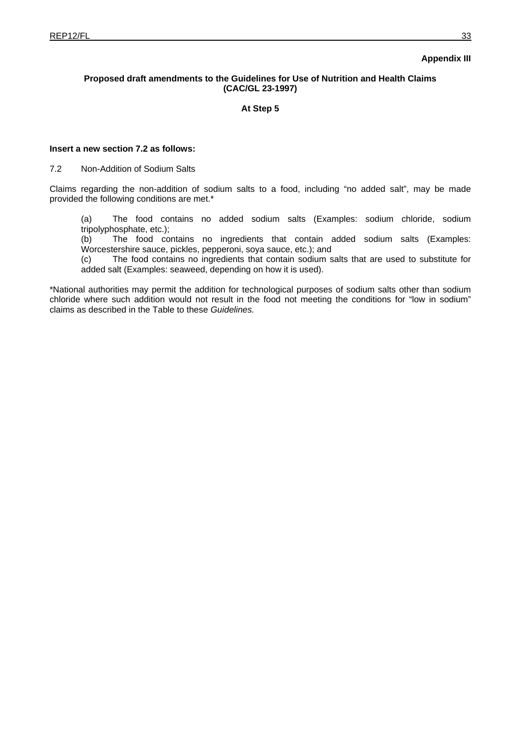**Appendix III**

**Proposed draft amendments to the Guidelines for Use of Nutrition and Health Claims (CAC/GL 23-1997)**

**At Step 5**

**Insert a new section 7.2 as follows:**

7.2 Non-Addition of Sodium Salts

Claims regarding the non-addition of sodium salts to a food, including "no added salt", may be made provided the following conditions are met.*

(a) The food contains no added sodium salts (Examples: sodium chloride, sodium tripolyphosphate, etc.);
(b) The food contains no ingredients that contain added sodium salts (Examples: Worcestershire sauce, pickles, pepperoni, soya sauce, etc.); and
(c) The food contains no ingredients that contain sodium salts that are used to substitute for added salt (Examples: seaweed, depending on how it is used).

*National authorities may permit the addition for technological purposes of sodium salts other than sodium chloride where such addition would not result in the food not meeting the conditions for "low in sodium" claims as described in the Table to these *Guidelines*.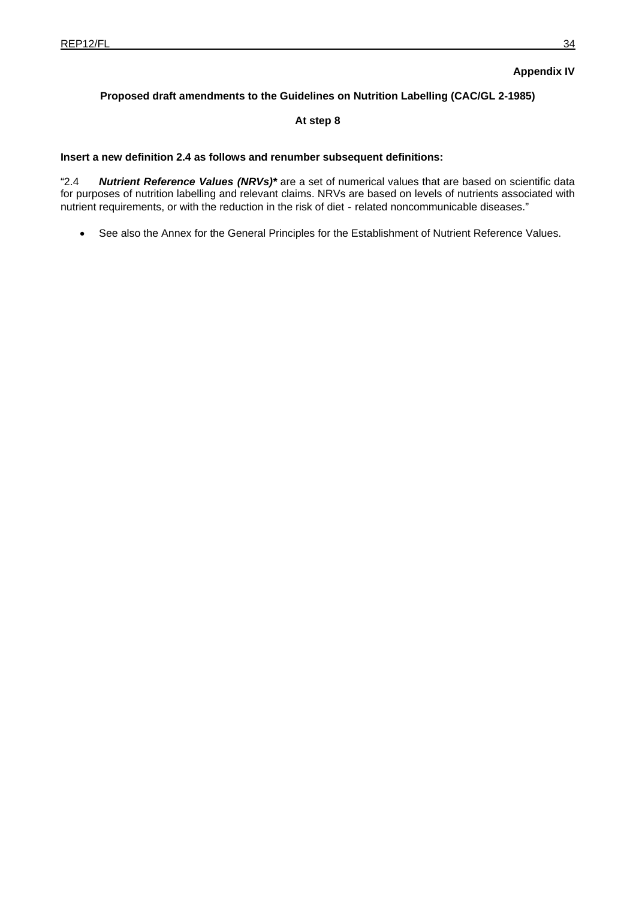**Appendix IV**

**Proposed draft amendments to the Guidelines on Nutrition Labelling (CAC/GL 2-1985)**

**At step 8**

**Insert a new definition 2.4 as follows and renumber subsequent definitions:**

"2.4 ***Nutrient Reference Values (NRVs)**** are a set of numerical values that are based on scientific data for purposes of nutrition labelling and relevant claims. NRVs are based on levels of nutrients associated with nutrient requirements, or with the reduction in the risk of diet - related noncommunicable diseases."

- See also the Annex for the General Principles for the Establishment of Nutrient Reference Values.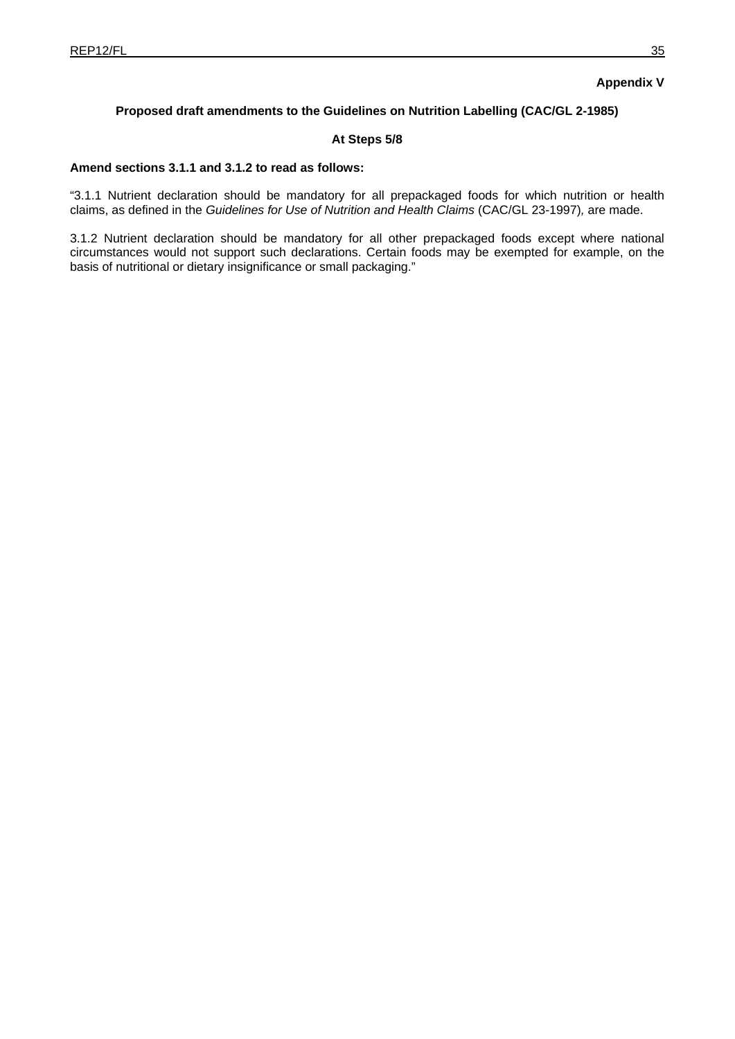**Appendix V**

**Proposed draft amendments to the Guidelines on Nutrition Labelling (CAC/GL 2-1985)**

**At Steps 5/8**

**Amend sections 3.1.1 and 3.1.2 to read as follows:**

“3.1.1 Nutrient declaration should be mandatory for all prepackaged foods for which nutrition or health claims, as defined in the *Guidelines for Use of Nutrition and Health Claims* (CAC/GL 23-1997), are made.

3.1.2 Nutrient declaration should be mandatory for all other prepackaged foods except where national circumstances would not support such declarations. Certain foods may be exempted for example, on the basis of nutritional or dietary insignificance or small packaging.”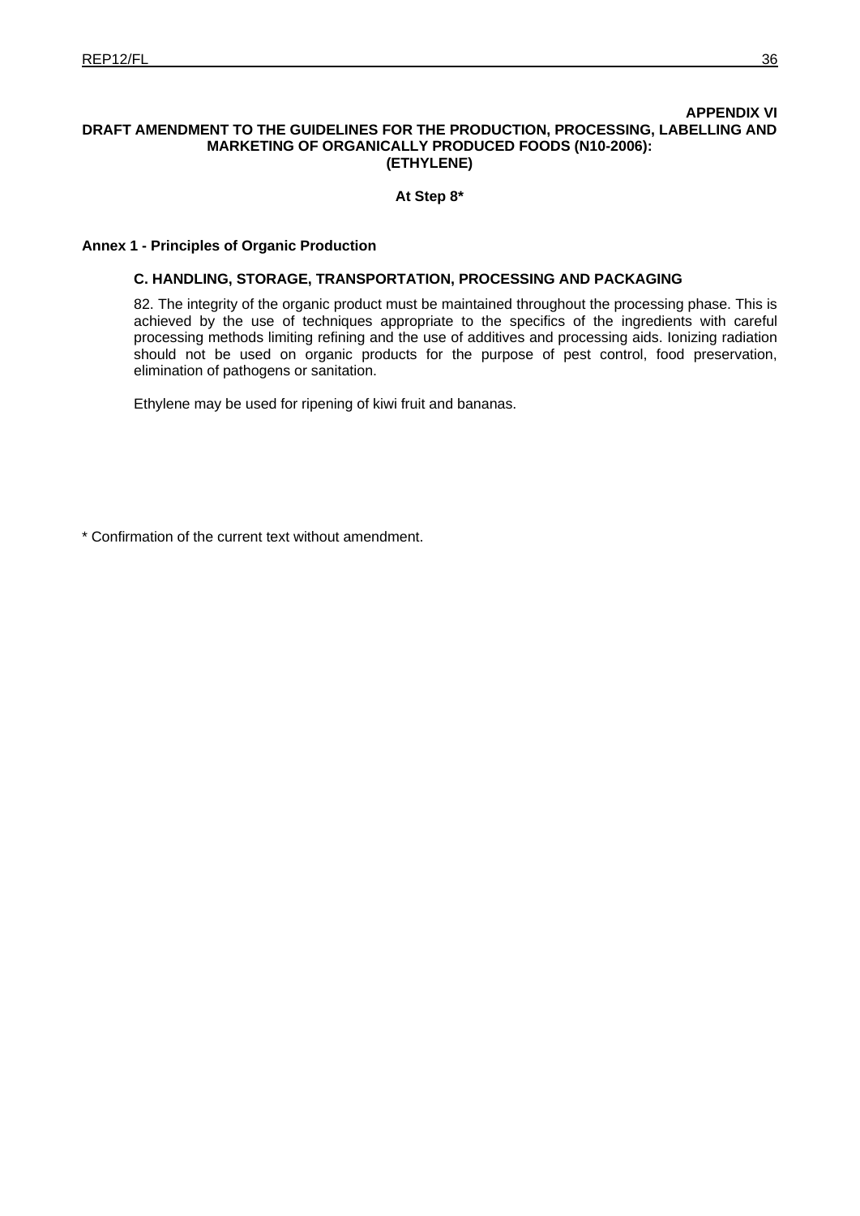**APPENDIX VI**

**DRAFT AMENDMENT TO THE GUIDELINES FOR THE PRODUCTION, PROCESSING, LABELLING AND MARKETING OF ORGANICALLY PRODUCED FOODS (N10-2006): (ETHYLENE)**

**At Step 8***

**Annex 1 - Principles of Organic Production**

**C. HANDLING, STORAGE, TRANSPORTATION, PROCESSING AND PACKAGING**

82. The integrity of the organic product must be maintained throughout the processing phase. This is achieved by the use of techniques appropriate to the specifics of the ingredients with careful processing methods limiting refining and the use of additives and processing aids. Ionizing radiation should not be used on organic products for the purpose of pest control, food preservation, elimination of pathogens or sanitation.

Ethylene may be used for ripening of kiwi fruit and bananas.

* Confirmation of the current text without amendment.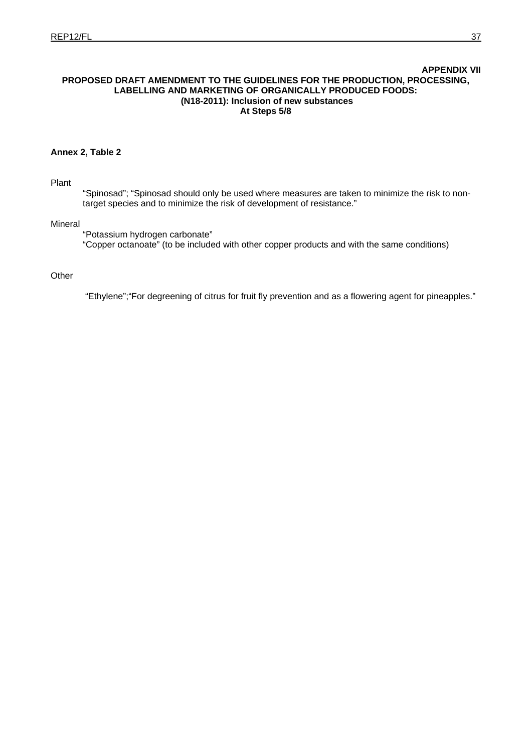**APPENDIX VII**

**PROPOSED DRAFT AMENDMENT TO THE GUIDELINES FOR THE PRODUCTION, PROCESSING, LABELLING AND MARKETING OF ORGANICALLY PRODUCED FOODS: (N18-2011): Inclusion of new substances At Steps 5/8**

**Annex 2, Table 2**

Plant

> "Spinosad"; "Spinosad should only be used where measures are taken to minimize the risk to non-target species and to minimize the risk of development of resistance."

Mineral

> "Potassium hydrogen carbonate"
> "Copper octanoate" (to be included with other copper products and with the same conditions)

Other

> "Ethylene";"For degreening of citrus for fruit fly prevention and as a flowering agent for pineapples."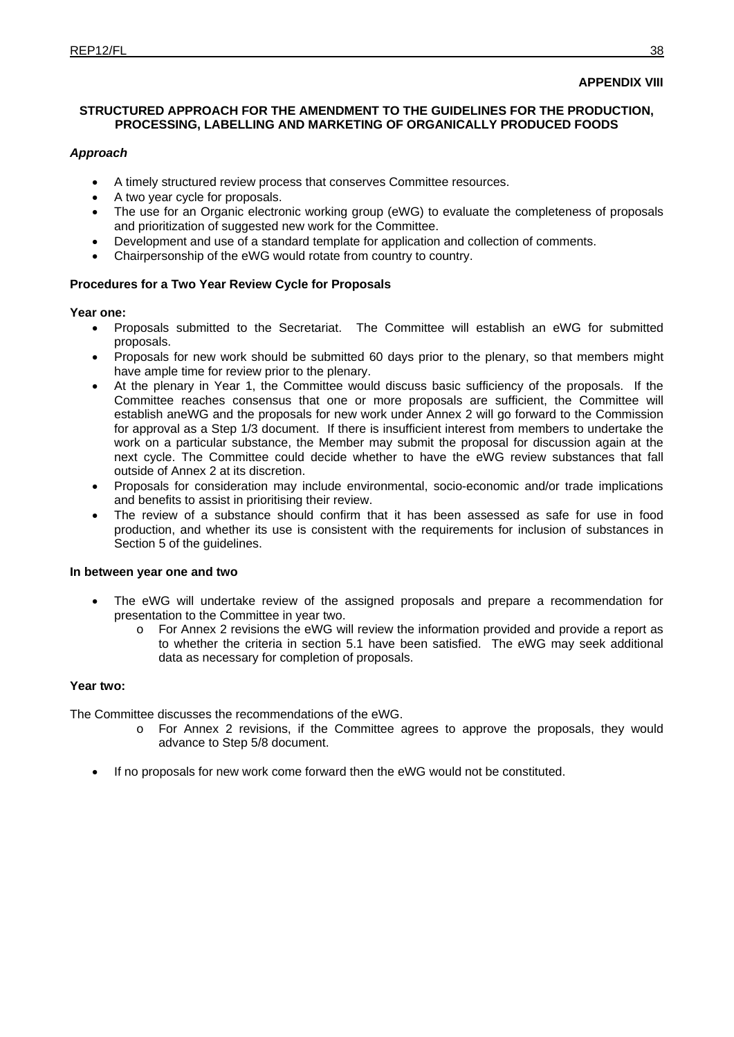**APPENDIX VIII**

**STRUCTURED APPROACH FOR THE AMENDMENT TO THE GUIDELINES FOR THE PRODUCTION, PROCESSING, LABELLING AND MARKETING OF ORGANICALLY PRODUCED FOODS**

***Approach***

- A timely structured review process that conserves Committee resources.
- A two year cycle for proposals.
- The use for an Organic electronic working group (eWG) to evaluate the completeness of proposals and prioritization of suggested new work for the Committee.
- Development and use of a standard template for application and collection of comments.
- Chairpersonship of the eWG would rotate from country to country.

**Procedures for a Two Year Review Cycle for Proposals**

**Year one:**

- Proposals submitted to the Secretariat. The Committee will establish an eWG for submitted proposals.
- Proposals for new work should be submitted 60 days prior to the plenary, so that members might have ample time for review prior to the plenary.
- At the plenary in Year 1, the Committee would discuss basic sufficiency of the proposals. If the Committee reaches consensus that one or more proposals are sufficient, the Committee will establish aneWG and the proposals for new work under Annex 2 will go forward to the Commission for approval as a Step 1/3 document. If there is insufficient interest from members to undertake the work on a particular substance, the Member may submit the proposal for discussion again at the next cycle. The Committee could decide whether to have the eWG review substances that fall outside of Annex 2 at its discretion.
- Proposals for consideration may include environmental, socio-economic and/or trade implications and benefits to assist in prioritising their review.
- The review of a substance should confirm that it has been assessed as safe for use in food production, and whether its use is consistent with the requirements for inclusion of substances in Section 5 of the guidelines.

**In between year one and two**

- The eWG will undertake review of the assigned proposals and prepare a recommendation for presentation to the Committee in year two.
  - For Annex 2 revisions the eWG will review the information provided and provide a report as to whether the criteria in section 5.1 have been satisfied. The eWG may seek additional data as necessary for completion of proposals.

**Year two:**

The Committee discusses the recommendations of the eWG.

  - For Annex 2 revisions, if the Committee agrees to approve the proposals, they would advance to Step 5/8 document.

- If no proposals for new work come forward then the eWG would not be constituted.